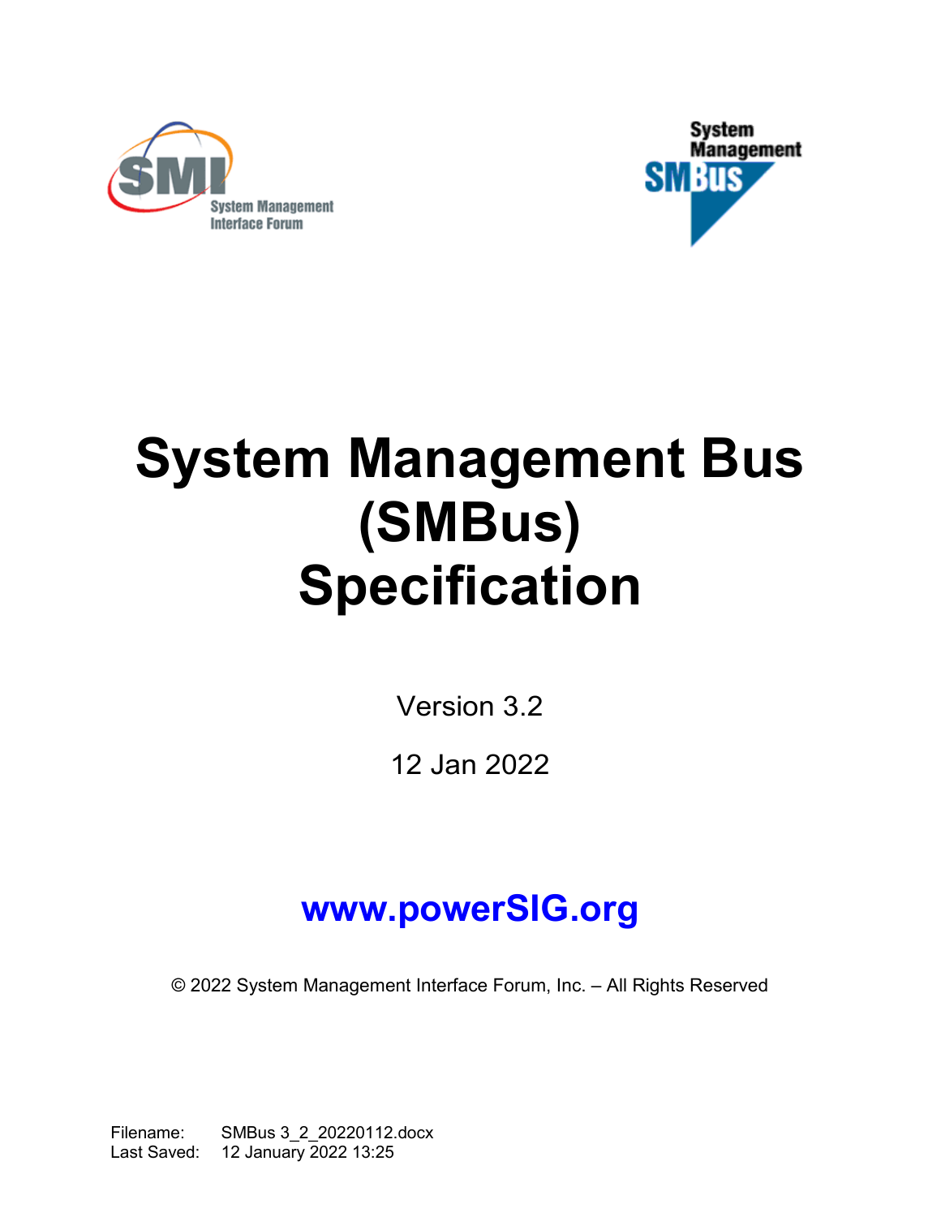# System Management Bus (SMBus) Specification

Version 3.2

12 Jan 2022

**www.powerSIG.org**

© 2022 System Management Interface Forum, Inc. – All Rights Reserved

Filename: SMBus 3_2_20220112.docx
Last Saved: 12 January 2022 13:25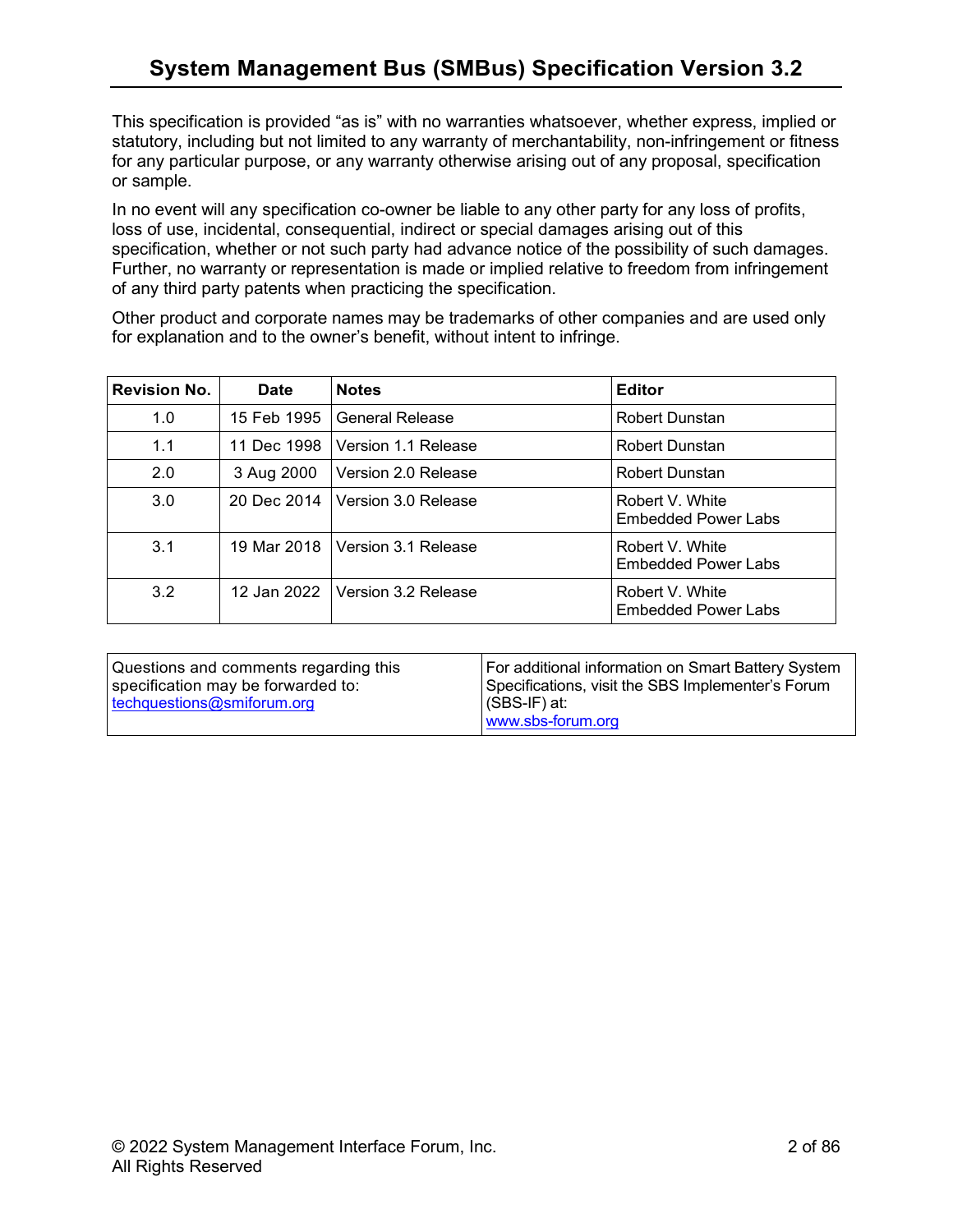# System Management Bus (SMBus) Specification Version 3.2

This specification is provided "as is" with no warranties whatsoever, whether express, implied or statutory, including but not limited to any warranty of merchantability, non-infringement or fitness for any particular purpose, or any warranty otherwise arising out of any proposal, specification or sample.

In no event will any specification co-owner be liable to any other party for any loss of profits, loss of use, incidental, consequential, indirect or special damages arising out of this specification, whether or not such party had advance notice of the possibility of such damages. Further, no warranty or representation is made or implied relative to freedom from infringement of any third party patents when practicing the specification.

Other product and corporate names may be trademarks of other companies and are used only for explanation and to the owner's benefit, without intent to infringe.

| Revision No. | Date | Notes | Editor |
|---|---|---|---|
| 1.0 | 15 Feb 1995 | General Release | Robert Dunstan |
| 1.1 | 11 Dec 1998 | Version 1.1 Release | Robert Dunstan |
| 2.0 | 3 Aug 2000 | Version 2.0 Release | Robert Dunstan |
| 3.0 | 20 Dec 2014 | Version 3.0 Release | Robert V. White<br>Embedded Power Labs |
| 3.1 | 19 Mar 2018 | Version 3.1 Release | Robert V. White<br>Embedded Power Labs |
| 3.2 | 12 Jan 2022 | Version 3.2 Release | Robert V. White<br>Embedded Power Labs |

| Questions and comments regarding this specification may be forwarded to: techquestions@smiforum.org | For additional information on Smart Battery System Specifications, visit the SBS Implementer's Forum (SBS-IF) at: www.sbs-forum.org |
|---|---|

© 2022 System Management Interface Forum, Inc.
All Rights Reserved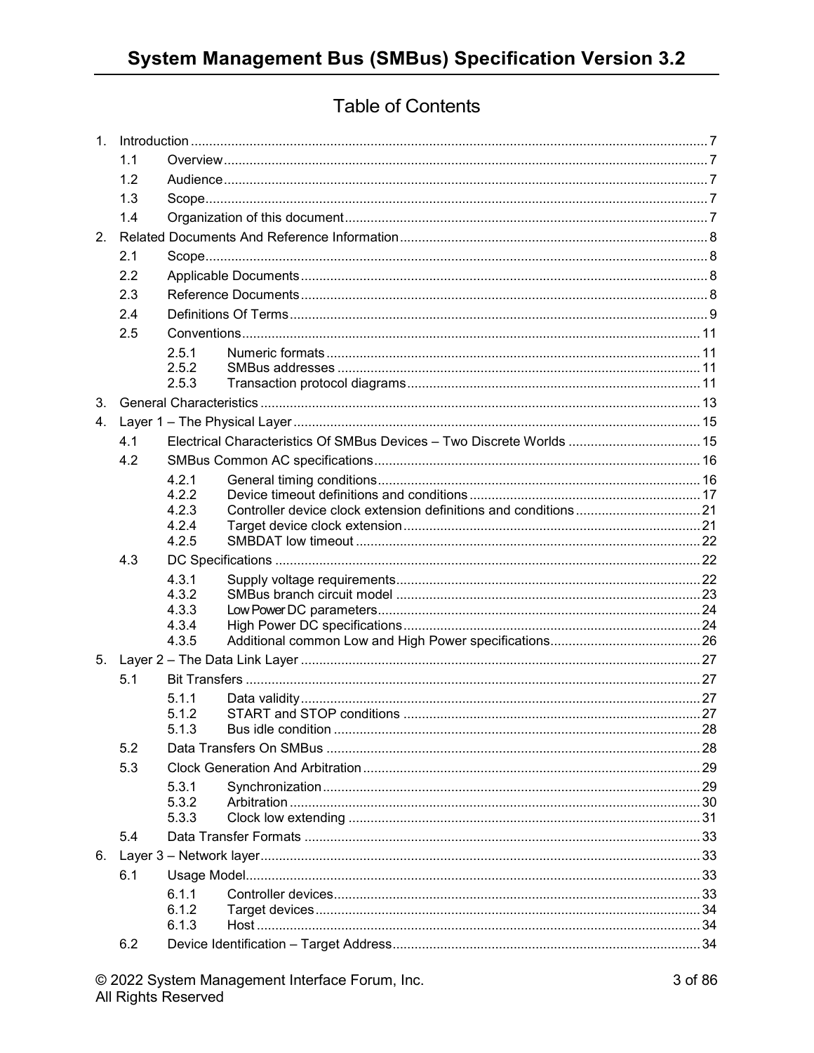# Table of Contents

1. Introduction ... 7
   - 1.1 Overview ... 7
   - 1.2 Audience ... 7
   - 1.3 Scope ... 7
   - 1.4 Organization of this document ... 7
2. Related Documents And Reference Information ... 8
   - 2.1 Scope ... 8
   - 2.2 Applicable Documents ... 8
   - 2.3 Reference Documents ... 8
   - 2.4 Definitions Of Terms ... 9
   - 2.5 Conventions ... 11
     - 2.5.1 Numeric formats ... 11
     - 2.5.2 SMBus addresses ... 11
     - 2.5.3 Transaction protocol diagrams ... 11
3. General Characteristics ... 13
4. Layer 1 – The Physical Layer ... 15
   - 4.1 Electrical Characteristics Of SMBus Devices – Two Discrete Worlds ... 15
   - 4.2 SMBus Common AC specifications ... 16
     - 4.2.1 General timing conditions ... 16
     - 4.2.2 Device timeout definitions and conditions ... 17
     - 4.2.3 Controller device clock extension definitions and conditions ... 21
     - 4.2.4 Target device clock extension ... 21
     - 4.2.5 SMBDAT low timeout ... 22
   - 4.3 DC Specifications ... 22
     - 4.3.1 Supply voltage requirements ... 22
     - 4.3.2 SMBus branch circuit model ... 23
     - 4.3.3 Low Power DC parameters ... 24
     - 4.3.4 High Power DC specifications ... 24
     - 4.3.5 Additional common Low and High Power specifications ... 26
5. Layer 2 – The Data Link Layer ... 27
   - 5.1 Bit Transfers ... 27
     - 5.1.1 Data validity ... 27
     - 5.1.2 START and STOP conditions ... 27
     - 5.1.3 Bus idle condition ... 28
   - 5.2 Data Transfers On SMBus ... 28
   - 5.3 Clock Generation And Arbitration ... 29
     - 5.3.1 Synchronization ... 29
     - 5.3.2 Arbitration ... 30
     - 5.3.3 Clock low extending ... 31
   - 5.4 Data Transfer Formats ... 33
6. Layer 3 – Network layer ... 33
   - 6.1 Usage Model ... 33
     - 6.1.1 Controller devices ... 33
     - 6.1.2 Target devices ... 34
     - 6.1.3 Host ... 34
   - 6.2 Device Identification – Target Address ... 34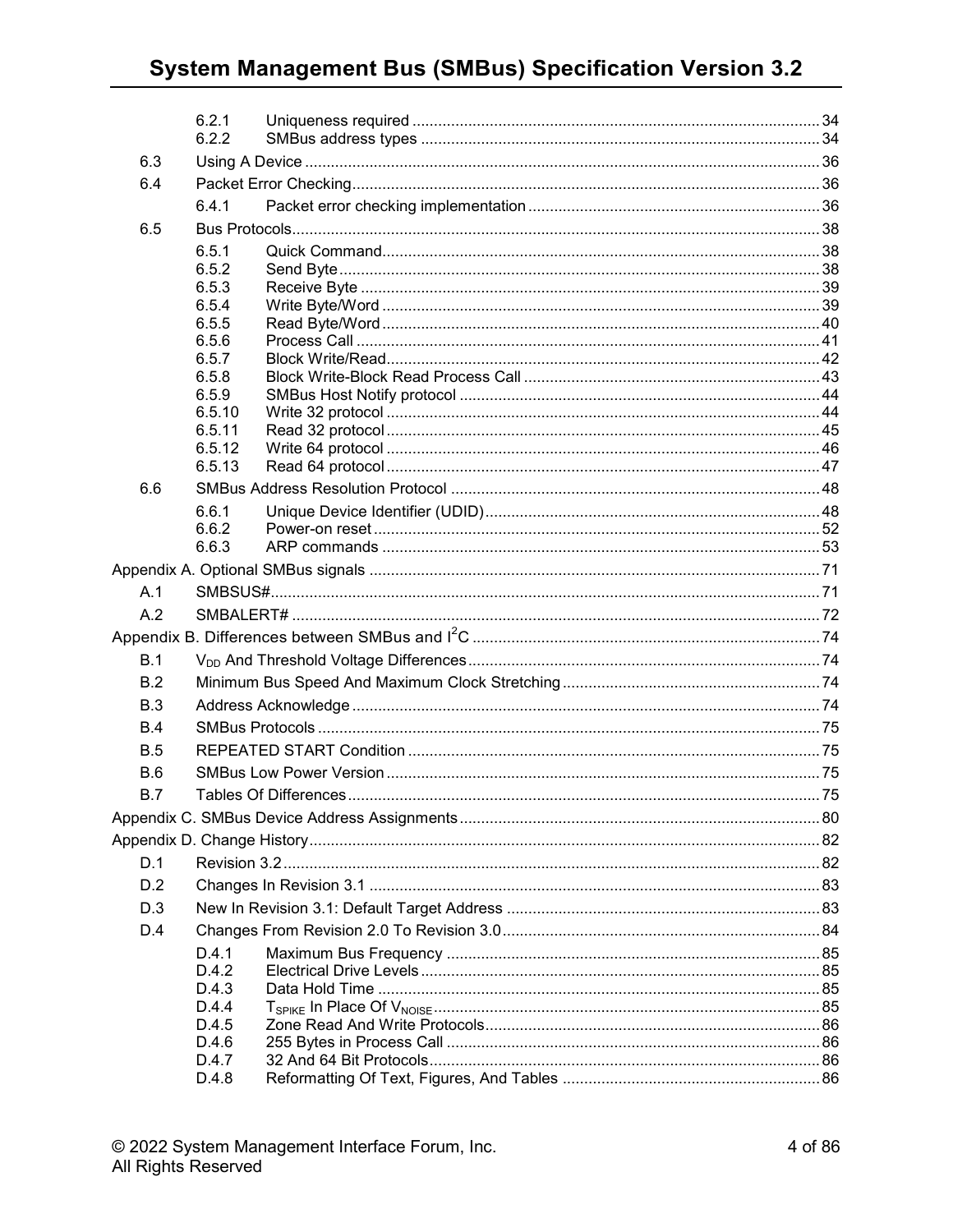| | | | |
|---|---|---|---|
| | 6.2.1 | Uniqueness required | 34 |
| | 6.2.2 | SMBus address types | 34 |
| 6.3 | Using A Device | | 36 |
| 6.4 | Packet Error Checking | | 36 |
| | 6.4.1 | Packet error checking implementation | 36 |
| 6.5 | Bus Protocols | | 38 |
| | 6.5.1 | Quick Command | 38 |
| | 6.5.2 | Send Byte | 38 |
| | 6.5.3 | Receive Byte | 39 |
| | 6.5.4 | Write Byte/Word | 39 |
| | 6.5.5 | Read Byte/Word | 40 |
| | 6.5.6 | Process Call | 41 |
| | 6.5.7 | Block Write/Read | 42 |
| | 6.5.8 | Block Write-Block Read Process Call | 43 |
| | 6.5.9 | SMBus Host Notify protocol | 44 |
| | 6.5.10 | Write 32 protocol | 44 |
| | 6.5.11 | Read 32 protocol | 45 |
| | 6.5.12 | Write 64 protocol | 46 |
| | 6.5.13 | Read 64 protocol | 47 |
| 6.6 | SMBus Address Resolution Protocol | | 48 |
| | 6.6.1 | Unique Device Identifier (UDID) | 48 |
| | 6.6.2 | Power-on reset | 52 |
| | 6.6.3 | ARP commands | 53 |
| Appendix A. Optional SMBus signals | | | 71 |
| A.1 | SMBSUS# | | 71 |
| A.2 | SMBALERT# | | 72 |
| Appendix B. Differences between SMBus and $I^2C$ | | | 74 |
| B.1 | $V_{DD}$ And Threshold Voltage Differences | | 74 |
| B.2 | Minimum Bus Speed And Maximum Clock Stretching | | 74 |
| B.3 | Address Acknowledge | | 74 |
| B.4 | SMBus Protocols | | 75 |
| B.5 | REPEATED START Condition | | 75 |
| B.6 | SMBus Low Power Version | | 75 |
| B.7 | Tables Of Differences | | 75 |
| Appendix C. SMBus Device Address Assignments | | | 80 |
| Appendix D. Change History | | | 82 |
| D.1 | Revision 3.2 | | 82 |
| D.2 | Changes In Revision 3.1 | | 83 |
| D.3 | New In Revision 3.1: Default Target Address | | 83 |
| D.4 | Changes From Revision 2.0 To Revision 3.0 | | 84 |
| | D.4.1 | Maximum Bus Frequency | 85 |
| | D.4.2 | Electrical Drive Levels | 85 |
| | D.4.3 | Data Hold Time | 85 |
| | D.4.4 | $T_{SPIKE}$ In Place Of $V_{NOISE}$ | 85 |
| | D.4.5 | Zone Read And Write Protocols | 86 |
| | D.4.6 | 255 Bytes in Process Call | 86 |
| | D.4.7 | 32 And 64 Bit Protocols | 86 |
| | D.4.8 | Reformatting Of Text, Figures, And Tables | 86 |

© 2022 System Management Interface Forum, Inc.
All Rights Reserved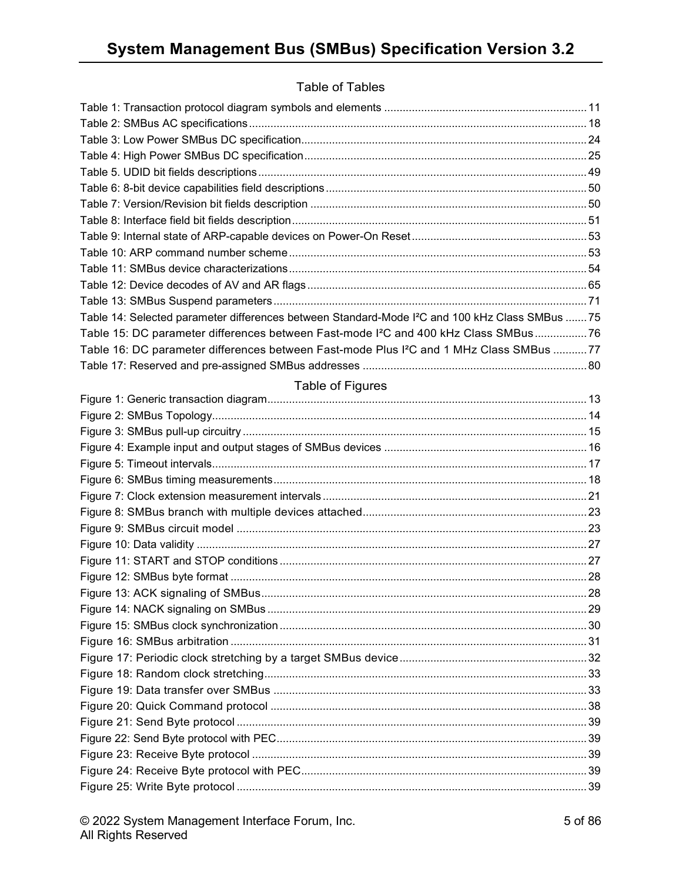## Table of Tables

Table 1: Transaction protocol diagram symbols and elements ................................................................. 11
Table 2: SMBus AC specifications ............................................................................................................ 18
Table 3: Low Power SMBus DC specification ........................................................................................... 24
Table 4: High Power SMBus DC specification .......................................................................................... 25
Table 5. UDID bit fields descriptions ......................................................................................................... 49
Table 6: 8-bit device capabilities field descriptions ................................................................................... 50
Table 7: Version/Revision bit fields description ........................................................................................ 50
Table 8: Interface field bit fields description .............................................................................................. 51
Table 9: Internal state of ARP-capable devices on Power-On Reset ........................................................ 53
Table 10: ARP command number scheme ................................................................................................ 53
Table 11: SMBus device characterizations ................................................................................................ 54
Table 12: Device decodes of AV and AR flags .......................................................................................... 65
Table 13: SMBus Suspend parameters ..................................................................................................... 71
Table 14: Selected parameter differences between Standard-Mode I²C and 100 kHz Class SMBus ....... 75
Table 15: DC parameter differences between Fast-mode I²C and 400 kHz Class SMBus ................. 76
Table 16: DC parameter differences between Fast-mode Plus I²C and 1 MHz Class SMBus ........... 77
Table 17: Reserved and pre-assigned SMBus addresses ........................................................................ 80

## Table of Figures

Figure 1: Generic transaction diagram ....................................................................................................... 13
Figure 2: SMBus Topology ......................................................................................................................... 14
Figure 3: SMBus pull-up circuitry ............................................................................................................... 15
Figure 4: Example input and output stages of SMBus devices ................................................................. 16
Figure 5: Timeout intervals ......................................................................................................................... 17
Figure 6: SMBus timing measurements ..................................................................................................... 18
Figure 7: Clock extension measurement intervals ..................................................................................... 21
Figure 8: SMBus branch with multiple devices attached ........................................................................... 23
Figure 9: SMBus circuit model ................................................................................................................... 23
Figure 10: Data validity .............................................................................................................................. 27
Figure 11: START and STOP conditions ................................................................................................... 27
Figure 12: SMBus byte format ................................................................................................................... 28
Figure 13: ACK signaling of SMBus ........................................................................................................... 28
Figure 14: NACK signaling on SMBus ....................................................................................................... 29
Figure 15: SMBus clock synchronization ................................................................................................... 30
Figure 16: SMBus arbitration ..................................................................................................................... 31
Figure 17: Periodic clock stretching by a target SMBus device ................................................................. 32
Figure 18: Random clock stretching ........................................................................................................... 33
Figure 19: Data transfer over SMBus ........................................................................................................ 33
Figure 20: Quick Command protocol ......................................................................................................... 38
Figure 21: Send Byte protocol ................................................................................................................... 39
Figure 22: Send Byte protocol with PEC .................................................................................................... 39
Figure 23: Receive Byte protocol ............................................................................................................... 39
Figure 24: Receive Byte protocol with PEC ............................................................................................... 39
Figure 25: Write Byte protocol ................................................................................................................... 39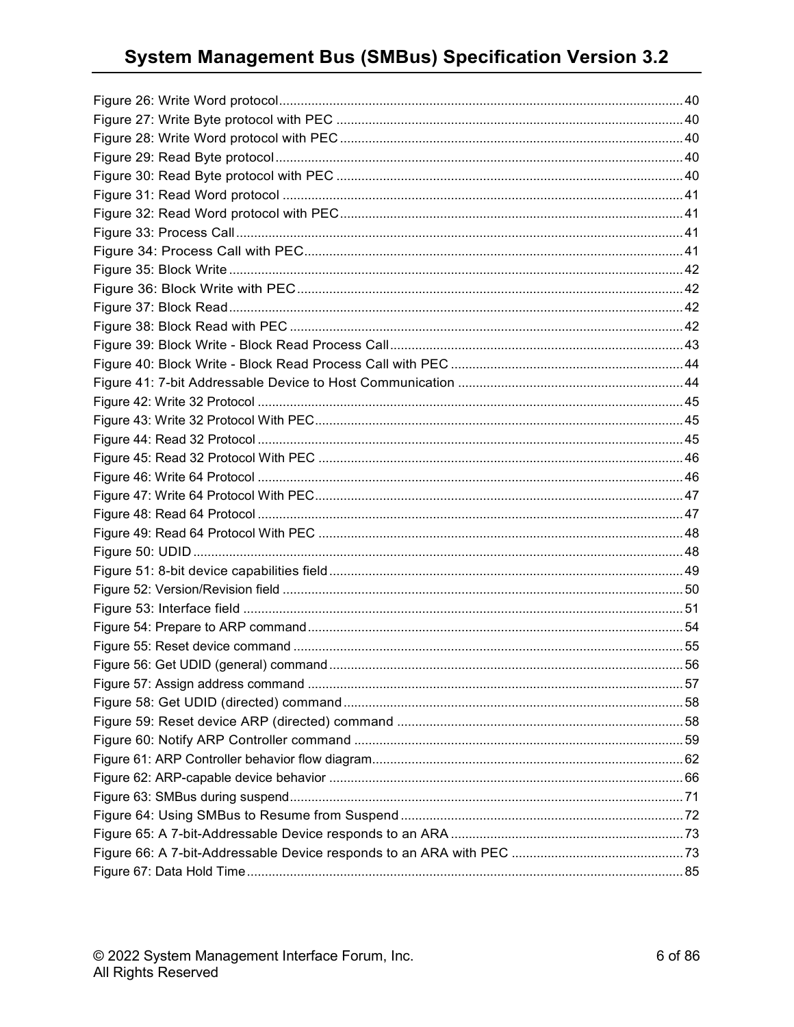Figure 26: Write Word protocol ... 40
Figure 27: Write Byte protocol with PEC ... 40
Figure 28: Write Word protocol with PEC ... 40
Figure 29: Read Byte protocol ... 40
Figure 30: Read Byte protocol with PEC ... 40
Figure 31: Read Word protocol ... 41
Figure 32: Read Word protocol with PEC ... 41
Figure 33: Process Call ... 41
Figure 34: Process Call with PEC ... 41
Figure 35: Block Write ... 42
Figure 36: Block Write with PEC ... 42
Figure 37: Block Read ... 42
Figure 38: Block Read with PEC ... 42
Figure 39: Block Write - Block Read Process Call ... 43
Figure 40: Block Write - Block Read Process Call with PEC ... 44
Figure 41: 7-bit Addressable Device to Host Communication ... 44
Figure 42: Write 32 Protocol ... 45
Figure 43: Write 32 Protocol With PEC ... 45
Figure 44: Read 32 Protocol ... 45
Figure 45: Read 32 Protocol With PEC ... 46
Figure 46: Write 64 Protocol ... 46
Figure 47: Write 64 Protocol With PEC ... 47
Figure 48: Read 64 Protocol ... 47
Figure 49: Read 64 Protocol With PEC ... 48
Figure 50: UDID ... 48
Figure 51: 8-bit device capabilities field ... 49
Figure 52: Version/Revision field ... 50
Figure 53: Interface field ... 51
Figure 54: Prepare to ARP command ... 54
Figure 55: Reset device command ... 55
Figure 56: Get UDID (general) command ... 56
Figure 57: Assign address command ... 57
Figure 58: Get UDID (directed) command ... 58
Figure 59: Reset device ARP (directed) command ... 58
Figure 60: Notify ARP Controller command ... 59
Figure 61: ARP Controller behavior flow diagram ... 62
Figure 62: ARP-capable device behavior ... 66
Figure 63: SMBus during suspend ... 71
Figure 64: Using SMBus to Resume from Suspend ... 72
Figure 65: A 7-bit-Addressable Device responds to an ARA ... 73
Figure 66: A 7-bit-Addressable Device responds to an ARA with PEC ... 73
Figure 67: Data Hold Time ... 85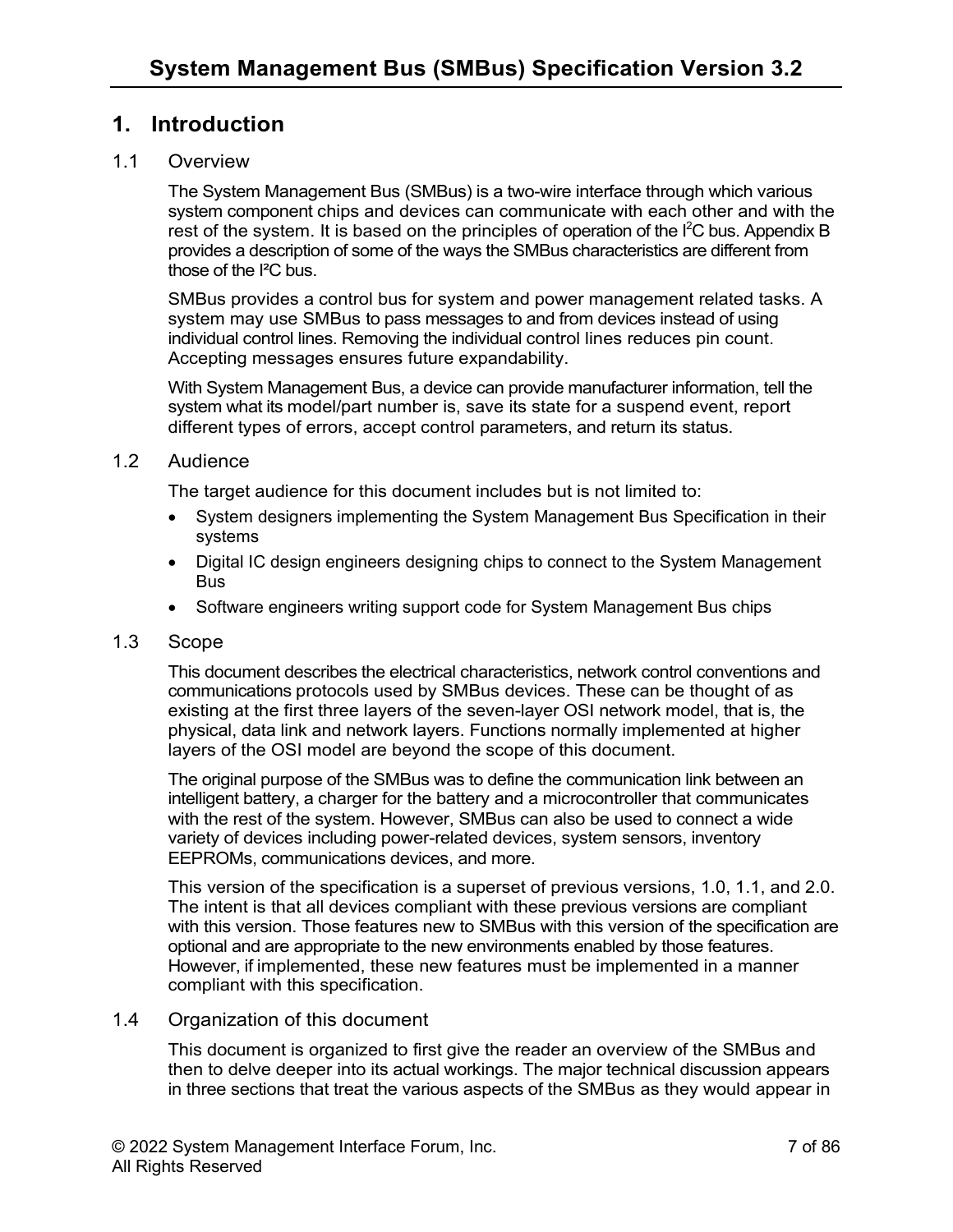# 1. Introduction

## 1.1 Overview

The System Management Bus (SMBus) is a two-wire interface through which various system component chips and devices can communicate with each other and with the rest of the system. It is based on the principles of operation of the $I^2C$ bus. Appendix B provides a description of some of the ways the SMBus characteristics are different from those of the $I^2C$ bus.

SMBus provides a control bus for system and power management related tasks. A system may use SMBus to pass messages to and from devices instead of using individual control lines. Removing the individual control lines reduces pin count. Accepting messages ensures future expandability.

With System Management Bus, a device can provide manufacturer information, tell the system what its model/part number is, save its state for a suspend event, report different types of errors, accept control parameters, and return its status.

## 1.2 Audience

The target audience for this document includes but is not limited to:

- System designers implementing the System Management Bus Specification in their systems
- Digital IC design engineers designing chips to connect to the System Management Bus
- Software engineers writing support code for System Management Bus chips

## 1.3 Scope

This document describes the electrical characteristics, network control conventions and communications protocols used by SMBus devices. These can be thought of as existing at the first three layers of the seven-layer OSI network model, that is, the physical, data link and network layers. Functions normally implemented at higher layers of the OSI model are beyond the scope of this document.

The original purpose of the SMBus was to define the communication link between an intelligent battery, a charger for the battery and a microcontroller that communicates with the rest of the system. However, SMBus can also be used to connect a wide variety of devices including power-related devices, system sensors, inventory EEPROMs, communications devices, and more.

This version of the specification is a superset of previous versions, 1.0, 1.1, and 2.0. The intent is that all devices compliant with these previous versions are compliant with this version. Those features new to SMBus with this version of the specification are optional and are appropriate to the new environments enabled by those features. However, if implemented, these new features must be implemented in a manner compliant with this specification.

## 1.4 Organization of this document

This document is organized to first give the reader an overview of the SMBus and then to delve deeper into its actual workings. The major technical discussion appears in three sections that treat the various aspects of the SMBus as they would appear in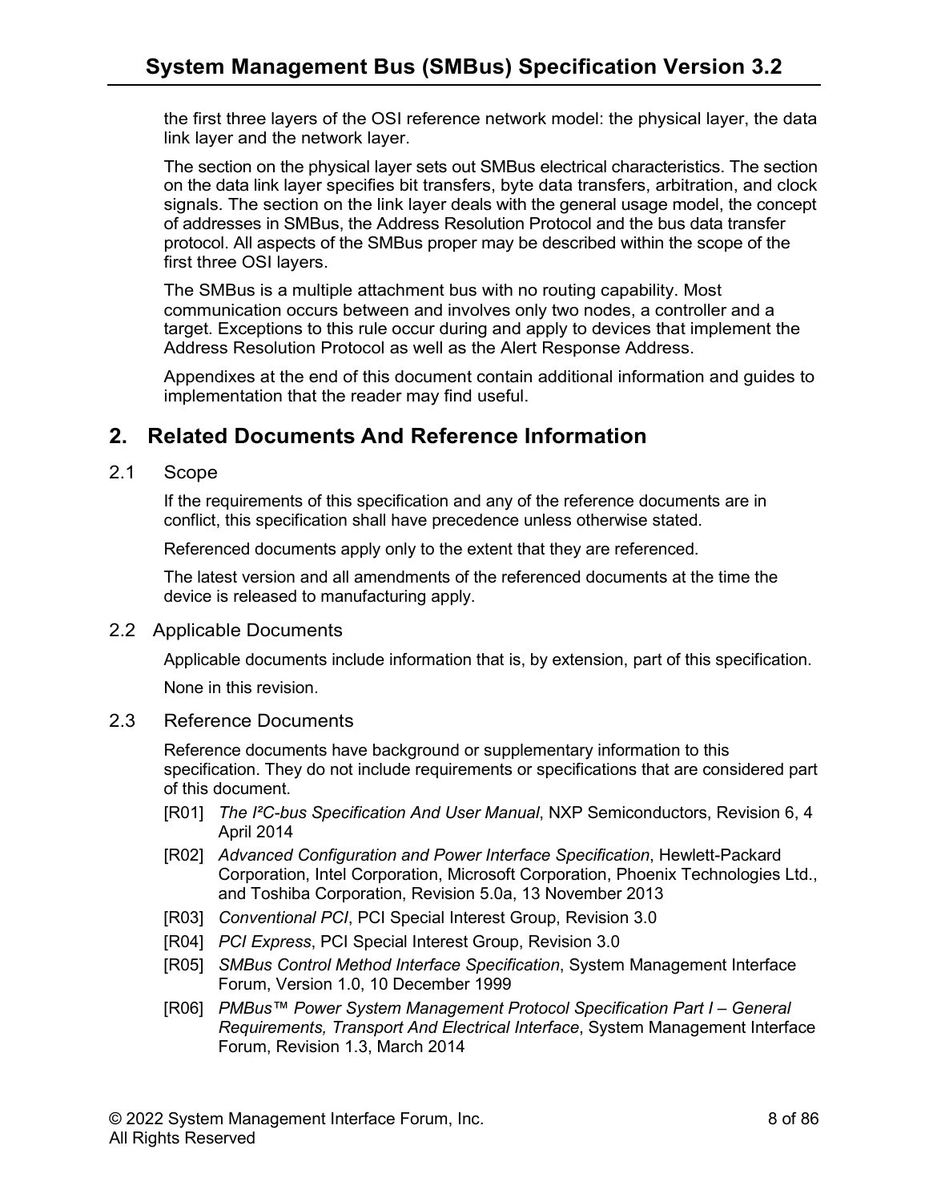the first three layers of the OSI reference network model: the physical layer, the data link layer and the network layer.

The section on the physical layer sets out SMBus electrical characteristics. The section on the data link layer specifies bit transfers, byte data transfers, arbitration, and clock signals. The section on the link layer deals with the general usage model, the concept of addresses in SMBus, the Address Resolution Protocol and the bus data transfer protocol. All aspects of the SMBus proper may be described within the scope of the first three OSI layers.

The SMBus is a multiple attachment bus with no routing capability. Most communication occurs between and involves only two nodes, a controller and a target. Exceptions to this rule occur during and apply to devices that implement the Address Resolution Protocol as well as the Alert Response Address.

Appendixes at the end of this document contain additional information and guides to implementation that the reader may find useful.

# 2. Related Documents And Reference Information

## 2.1 Scope

If the requirements of this specification and any of the reference documents are in conflict, this specification shall have precedence unless otherwise stated.

Referenced documents apply only to the extent that they are referenced.

The latest version and all amendments of the referenced documents at the time the device is released to manufacturing apply.

## 2.2 Applicable Documents

Applicable documents include information that is, by extension, part of this specification.

None in this revision.

## 2.3 Reference Documents

Reference documents have background or supplementary information to this specification. They do not include requirements or specifications that are considered part of this document.

- [R01] *The I²C-bus Specification And User Manual*, NXP Semiconductors, Revision 6, 4 April 2014
- [R02] *Advanced Configuration and Power Interface Specification*, Hewlett-Packard Corporation, Intel Corporation, Microsoft Corporation, Phoenix Technologies Ltd., and Toshiba Corporation, Revision 5.0a, 13 November 2013
- [R03] *Conventional PCI*, PCI Special Interest Group, Revision 3.0
- [R04] *PCI Express*, PCI Special Interest Group, Revision 3.0
- [R05] *SMBus Control Method Interface Specification*, System Management Interface Forum, Version 1.0, 10 December 1999
- [R06] *PMBus™ Power System Management Protocol Specification Part I – General Requirements, Transport And Electrical Interface*, System Management Interface Forum, Revision 1.3, March 2014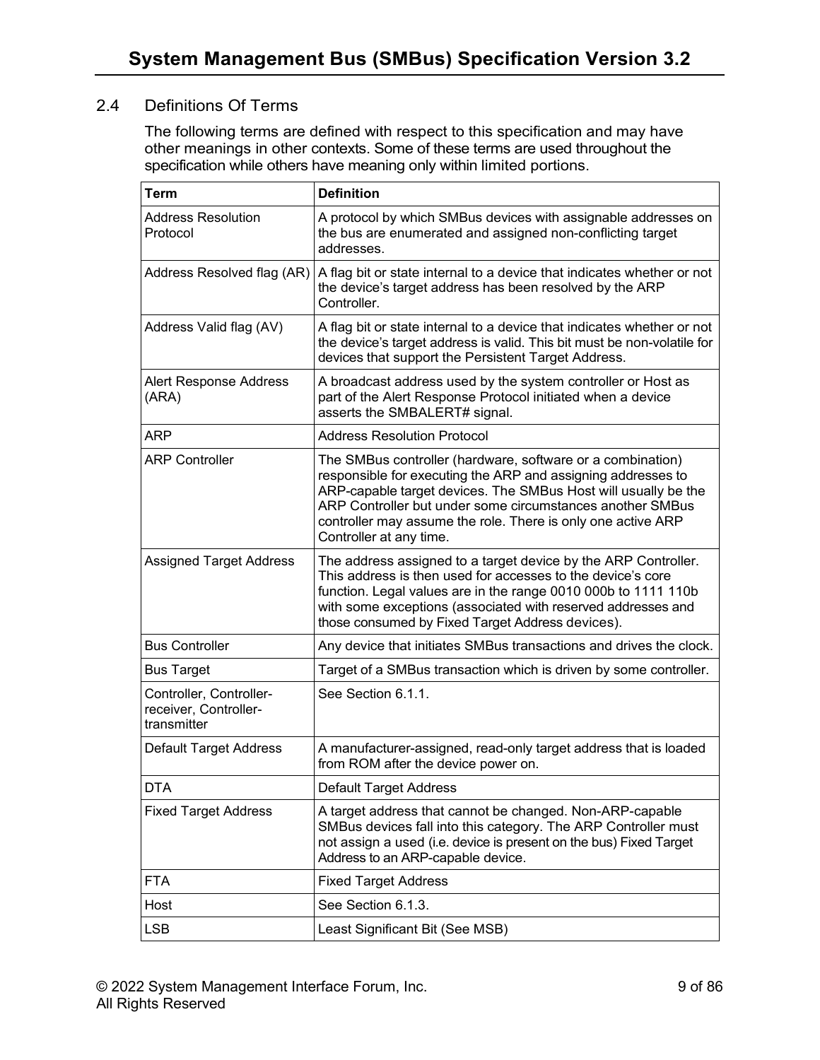## 2.4 Definitions Of Terms

The following terms are defined with respect to this specification and may have other meanings in other contexts. Some of these terms are used throughout the specification while others have meaning only within limited portions.

| Term | Definition |
|---|---|
| Address Resolution Protocol | A protocol by which SMBus devices with assignable addresses on the bus are enumerated and assigned non-conflicting target addresses. |
| Address Resolved flag (AR) | A flag bit or state internal to a device that indicates whether or not the device's target address has been resolved by the ARP Controller. |
| Address Valid flag (AV) | A flag bit or state internal to a device that indicates whether or not the device's target address is valid. This bit must be non-volatile for devices that support the Persistent Target Address. |
| Alert Response Address (ARA) | A broadcast address used by the system controller or Host as part of the Alert Response Protocol initiated when a device asserts the SMBALERT# signal. |
| ARP | Address Resolution Protocol |
| ARP Controller | The SMBus controller (hardware, software or a combination) responsible for executing the ARP and assigning addresses to ARP-capable target devices. The SMBus Host will usually be the ARP Controller but under some circumstances another SMBus controller may assume the role. There is only one active ARP Controller at any time. |
| Assigned Target Address | The address assigned to a target device by the ARP Controller. This address is then used for accesses to the device's core function. Legal values are in the range 0010 000b to 1111 110b with some exceptions (associated with reserved addresses and those consumed by Fixed Target Address devices). |
| Bus Controller | Any device that initiates SMBus transactions and drives the clock. |
| Bus Target | Target of a SMBus transaction which is driven by some controller. |
| Controller, Controller-receiver, Controller-transmitter | See Section 6.1.1. |
| Default Target Address | A manufacturer-assigned, read-only target address that is loaded from ROM after the device power on. |
| DTA | Default Target Address |
| Fixed Target Address | A target address that cannot be changed. Non-ARP-capable SMBus devices fall into this category. The ARP Controller must not assign a used (i.e. device is present on the bus) Fixed Target Address to an ARP-capable device. |
| FTA | Fixed Target Address |
| Host | See Section 6.1.3. |
| LSB | Least Significant Bit (See MSB) |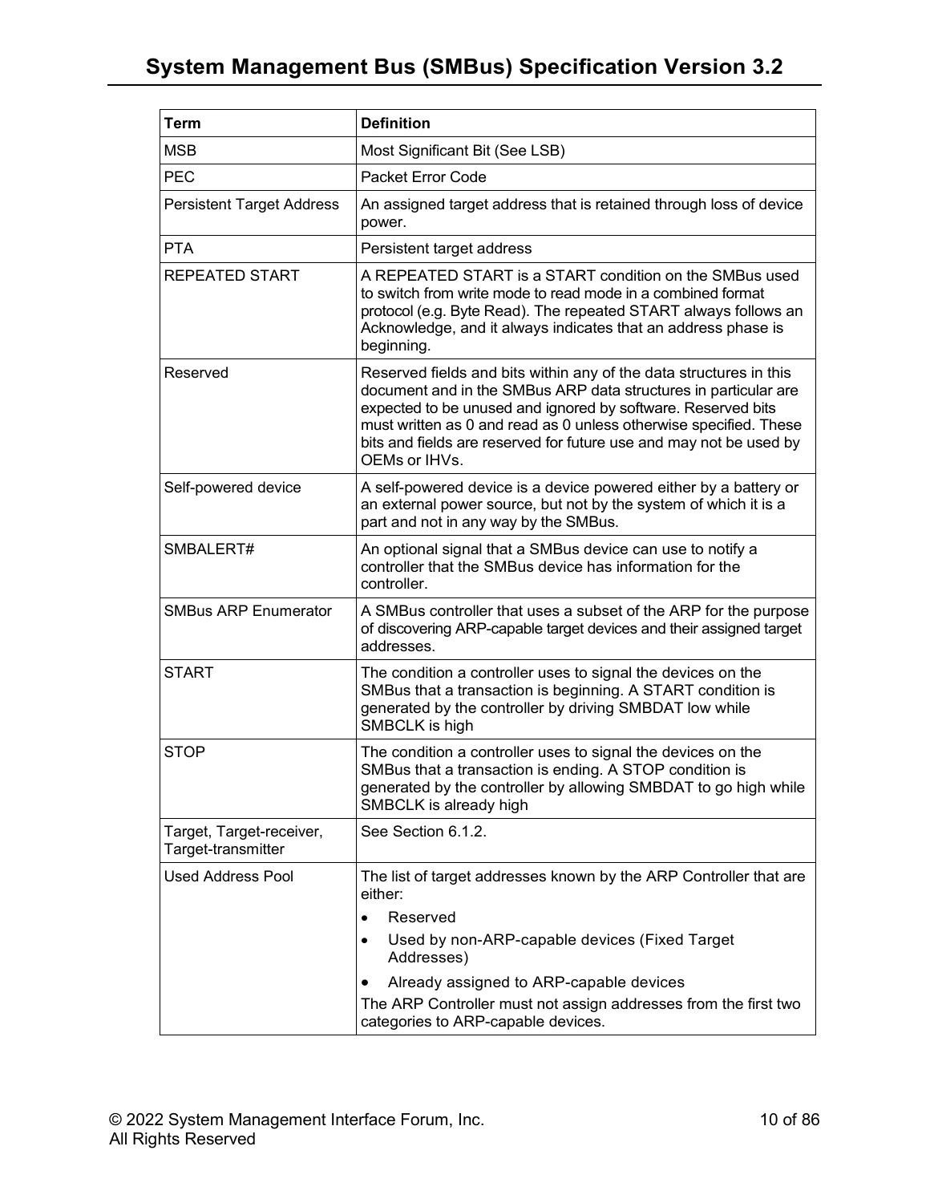| Term | Definition |
|---|---|
| MSB | Most Significant Bit (See LSB) |
| PEC | Packet Error Code |
| Persistent Target Address | An assigned target address that is retained through loss of device power. |
| PTA | Persistent target address |
| REPEATED START | A REPEATED START is a START condition on the SMBus used to switch from write mode to read mode in a combined format protocol (e.g. Byte Read). The repeated START always follows an Acknowledge, and it always indicates that an address phase is beginning. |
| Reserved | Reserved fields and bits within any of the data structures in this document and in the SMBus ARP data structures in particular are expected to be unused and ignored by software. Reserved bits must written as 0 and read as 0 unless otherwise specified. These bits and fields are reserved for future use and may not be used by OEMs or IHVs. |
| Self-powered device | A self-powered device is a device powered either by a battery or an external power source, but not by the system of which it is a part and not in any way by the SMBus. |
| SMBALERT# | An optional signal that a SMBus device can use to notify a controller that the SMBus device has information for the controller. |
| SMBus ARP Enumerator | A SMBus controller that uses a subset of the ARP for the purpose of discovering ARP-capable target devices and their assigned target addresses. |
| START | The condition a controller uses to signal the devices on the SMBus that a transaction is beginning. A START condition is generated by the controller by driving SMBDAT low while SMBCLK is high |
| STOP | The condition a controller uses to signal the devices on the SMBus that a transaction is ending. A STOP condition is generated by the controller by allowing SMBDAT to go high while SMBCLK is already high |
| Target, Target-receiver, Target-transmitter | See Section 6.1.2. |
| Used Address Pool | The list of target addresses known by the ARP Controller that are either: <br>• Reserved <br>• Used by non-ARP-capable devices (Fixed Target Addresses) <br>• Already assigned to ARP-capable devices <br>The ARP Controller must not assign addresses from the first two categories to ARP-capable devices. |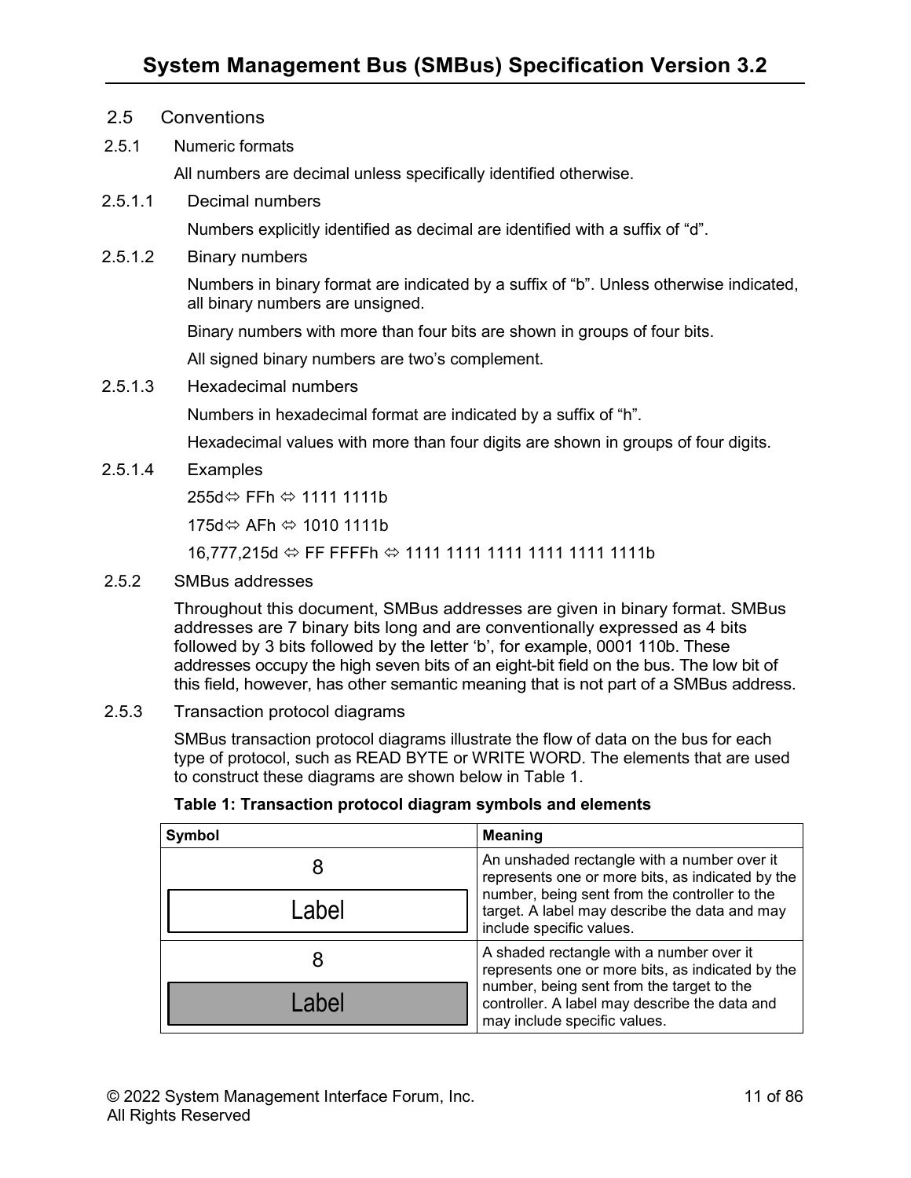## 2.5 Conventions

### 2.5.1 Numeric formats

All numbers are decimal unless specifically identified otherwise.

#### 2.5.1.1 Decimal numbers

Numbers explicitly identified as decimal are identified with a suffix of "d".

#### 2.5.1.2 Binary numbers

Numbers in binary format are indicated by a suffix of "b". Unless otherwise indicated, all binary numbers are unsigned.

Binary numbers with more than four bits are shown in groups of four bits.

All signed binary numbers are two's complement.

#### 2.5.1.3 Hexadecimal numbers

Numbers in hexadecimal format are indicated by a suffix of "h".

Hexadecimal values with more than four digits are shown in groups of four digits.

#### 2.5.1.4 Examples

255d⇔ FFh ⇔ 1111 1111b

175d⇔ AFh ⇔ 1010 1111b

16,777,215d ⇔ FF FFFFh ⇔ 1111 1111 1111 1111 1111 1111b

### 2.5.2 SMBus addresses

Throughout this document, SMBus addresses are given in binary format. SMBus addresses are 7 binary bits long and are conventionally expressed as 4 bits followed by 3 bits followed by the letter 'b', for example, 0001 110b. These addresses occupy the high seven bits of an eight-bit field on the bus. The low bit of this field, however, has other semantic meaning that is not part of a SMBus address.

### 2.5.3 Transaction protocol diagrams

SMBus transaction protocol diagrams illustrate the flow of data on the bus for each type of protocol, such as READ BYTE or WRITE WORD. The elements that are used to construct these diagrams are shown below in Table 1.

**Table 1: Transaction protocol diagram symbols and elements**

| Symbol | Meaning |
|---|---|
| 8<br>Label (unshaded rectangle) | An unshaded rectangle with a number over it represents one or more bits, as indicated by the number, being sent from the controller to the target. A label may describe the data and may include specific values. |
| 8<br>Label (shaded rectangle) | A shaded rectangle with a number over it represents one or more bits, as indicated by the number, being sent from the target to the controller. A label may describe the data and may include specific values. |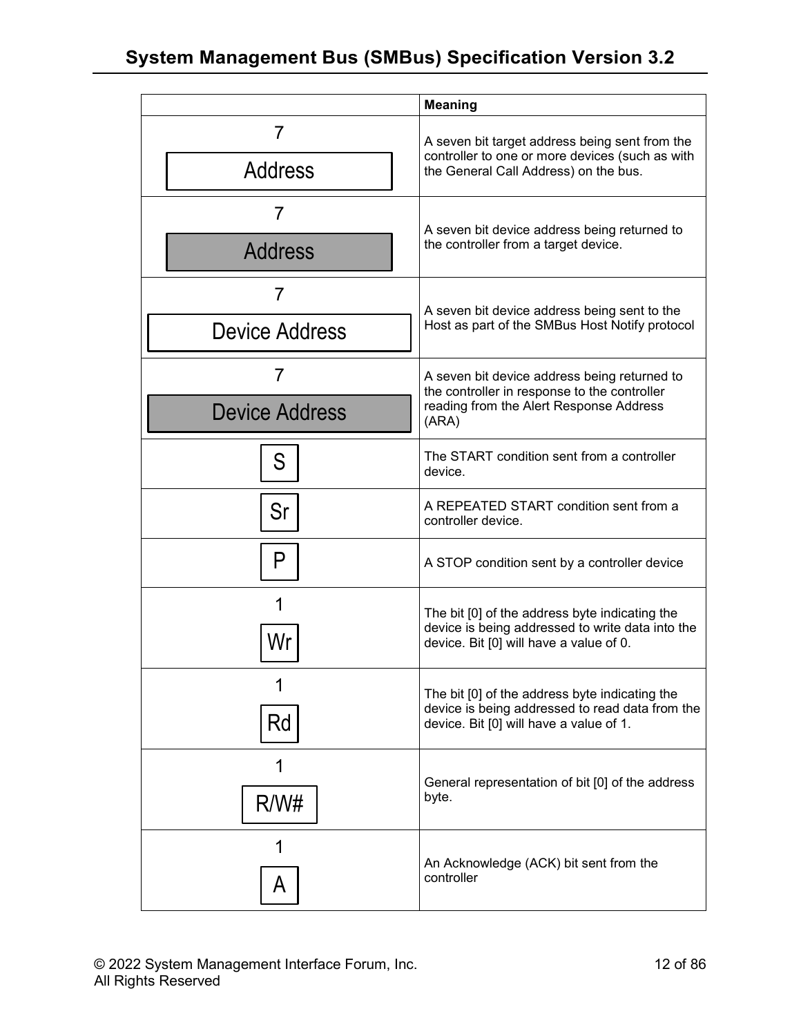|  | Meaning |
|---|---|
| 7<br>Address | A seven bit target address being sent from the controller to one or more devices (such as with the General Call Address) on the bus. |
| 7<br>Address | A seven bit device address being returned to the controller from a target device. |
| 7<br>Device Address | A seven bit device address being sent to the Host as part of the SMBus Host Notify protocol |
| 7<br>Device Address | A seven bit device address being returned to the controller in response to the controller reading from the Alert Response Address (ARA) |
| S | The START condition sent from a controller device. |
| Sr | A REPEATED START condition sent from a controller device. |
| P | A STOP condition sent by a controller device |
| 1<br>Wr | The bit [0] of the address byte indicating the device is being addressed to write data into the device. Bit [0] will have a value of 0. |
| 1<br>Rd | The bit [0] of the address byte indicating the device is being addressed to read data from the device. Bit [0] will have a value of 1. |
| 1<br>R/W# | General representation of bit [0] of the address byte. |
| 1<br>A | An Acknowledge (ACK) bit sent from the controller |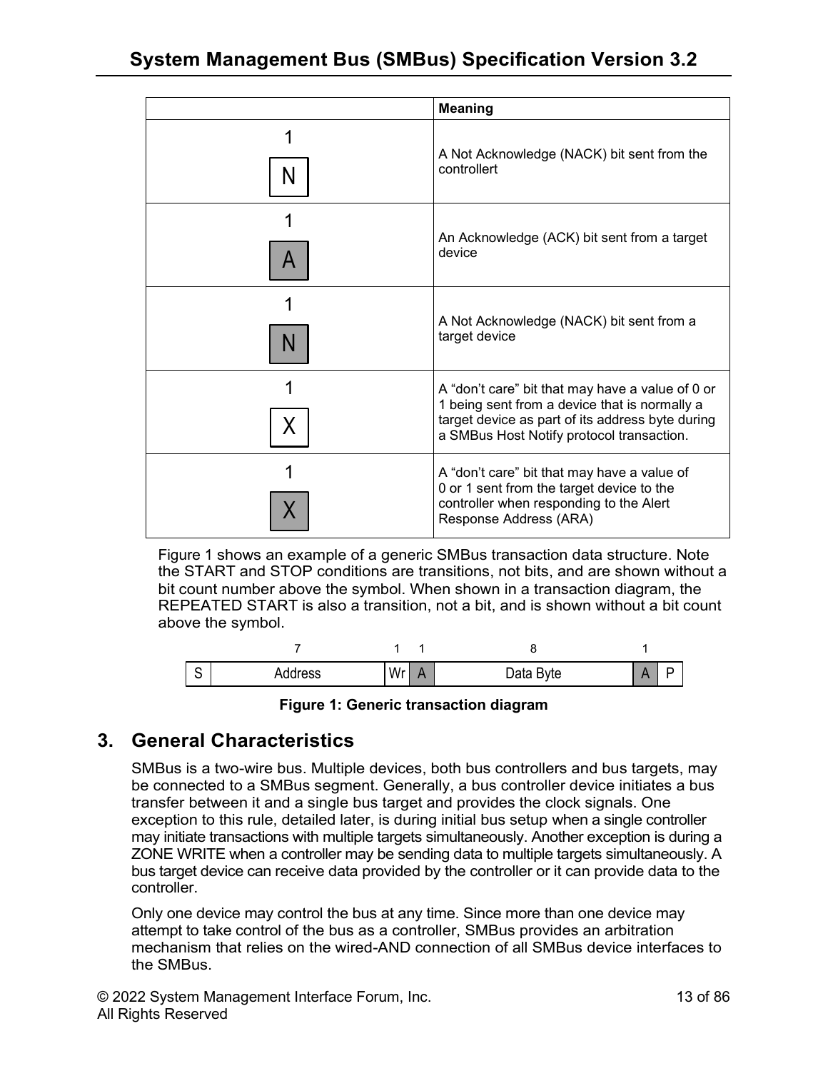| | Meaning |
|---|---|
| 1<br>N | A Not Acknowledge (NACK) bit sent from the controllert |
| 1<br>A | An Acknowledge (ACK) bit sent from a target device |
| 1<br>N | A Not Acknowledge (NACK) bit sent from a target device |
| 1<br>X | A "don't care" bit that may have a value of 0 or 1 being sent from a device that is normally a target device as part of its address byte during a SMBus Host Notify protocol transaction. |
| 1<br>X | A "don't care" bit that may have a value of 0 or 1 sent from the target device to the controller when responding to the Alert Response Address (ARA) |

Figure 1 shows an example of a generic SMBus transaction data structure. Note the START and STOP conditions are transitions, not bits, and are shown without a bit count number above the symbol. When shown in a transaction diagram, the REPEATED START is also a transition, not a bit, and is shown without a bit count above the symbol.

| | 7 | 1 | 1 | 8 | 1 | |
|---|---|---|---|---|---|---|
| S | Address | Wr | A | Data Byte | A | P |

**Figure 1: Generic transaction diagram**

## 3. General Characteristics

SMBus is a two-wire bus. Multiple devices, both bus controllers and bus targets, may be connected to a SMBus segment. Generally, a bus controller device initiates a bus transfer between it and a single bus target and provides the clock signals. One exception to this rule, detailed later, is during initial bus setup when a single controller may initiate transactions with multiple targets simultaneously. Another exception is during a ZONE WRITE when a controller may be sending data to multiple targets simultaneously. A bus target device can receive data provided by the controller or it can provide data to the controller.

Only one device may control the bus at any time. Since more than one device may attempt to take control of the bus as a controller, SMBus provides an arbitration mechanism that relies on the wired-AND connection of all SMBus device interfaces to the SMBus.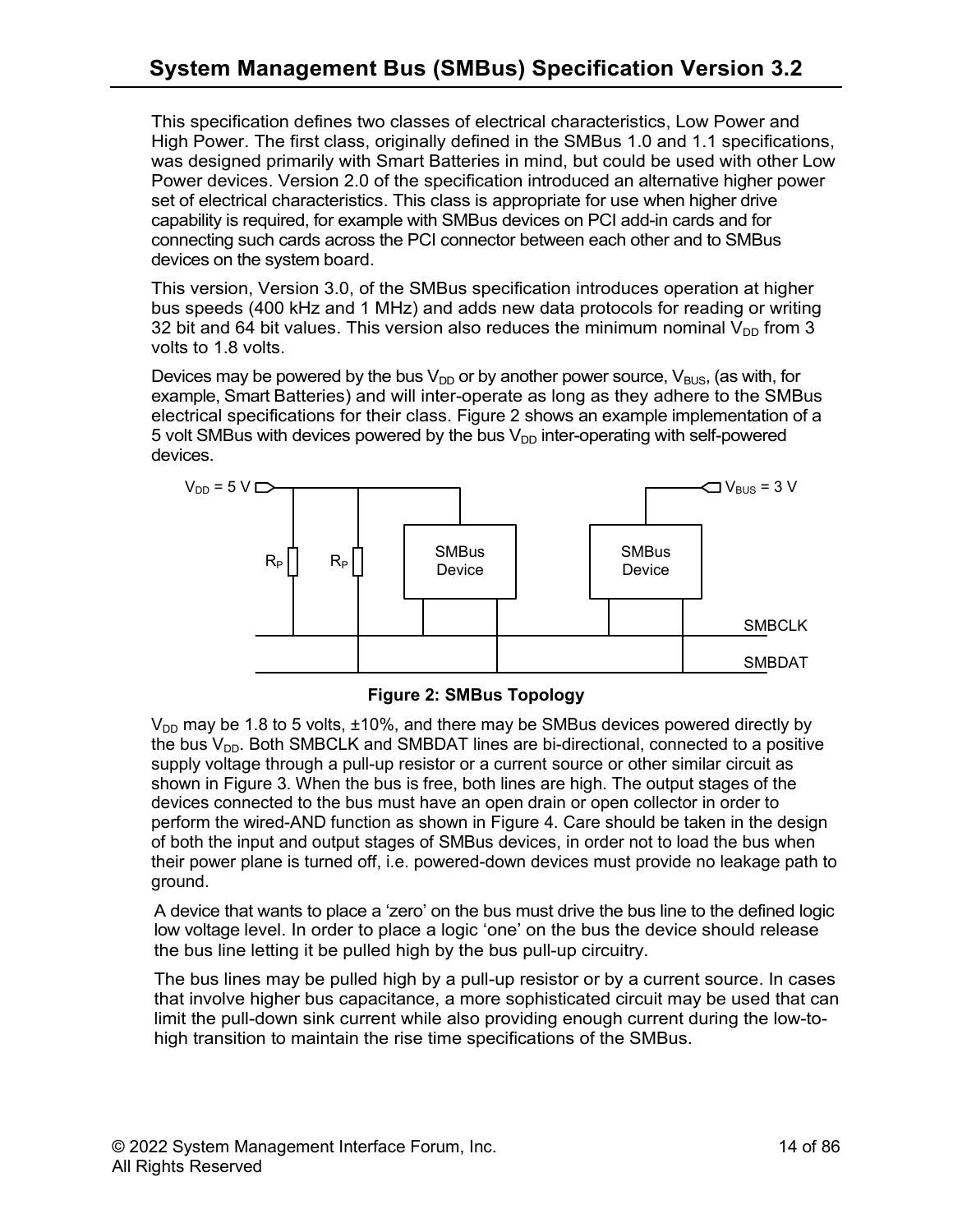This specification defines two classes of electrical characteristics, Low Power and High Power. The first class, originally defined in the SMBus 1.0 and 1.1 specifications, was designed primarily with Smart Batteries in mind, but could be used with other Low Power devices. Version 2.0 of the specification introduced an alternative higher power set of electrical characteristics. This class is appropriate for use when higher drive capability is required, for example with SMBus devices on PCI add-in cards and for connecting such cards across the PCI connector between each other and to SMBus devices on the system board.

This version, Version 3.0, of the SMBus specification introduces operation at higher bus speeds (400 kHz and 1 MHz) and adds new data protocols for reading or writing 32 bit and 64 bit values. This version also reduces the minimum nominal $V_{DD}$ from 3 volts to 1.8 volts.

Devices may be powered by the bus $V_{DD}$ or by another power source, $V_{BUS}$, (as with, for example, Smart Batteries) and will inter-operate as long as they adhere to the SMBus electrical specifications for their class. Figure 2 shows an example implementation of a 5 volt SMBus with devices powered by the bus $V_{DD}$ inter-operating with self-powered devices.

**Figure 2: SMBus Topology**

$V_{DD}$ may be 1.8 to 5 volts, ±10%, and there may be SMBus devices powered directly by the bus $V_{DD}$. Both SMBCLK and SMBDAT lines are bi-directional, connected to a positive supply voltage through a pull-up resistor or a current source or other similar circuit as shown in Figure 3. When the bus is free, both lines are high. The output stages of the devices connected to the bus must have an open drain or open collector in order to perform the wired-AND function as shown in Figure 4. Care should be taken in the design of both the input and output stages of SMBus devices, in order not to load the bus when their power plane is turned off, i.e. powered-down devices must provide no leakage path to ground.

A device that wants to place a 'zero' on the bus must drive the bus line to the defined logic low voltage level. In order to place a logic 'one' on the bus the device should release the bus line letting it be pulled high by the bus pull-up circuitry.

The bus lines may be pulled high by a pull-up resistor or by a current source. In cases that involve higher bus capacitance, a more sophisticated circuit may be used that can limit the pull-down sink current while also providing enough current during the low-to-high transition to maintain the rise time specifications of the SMBus.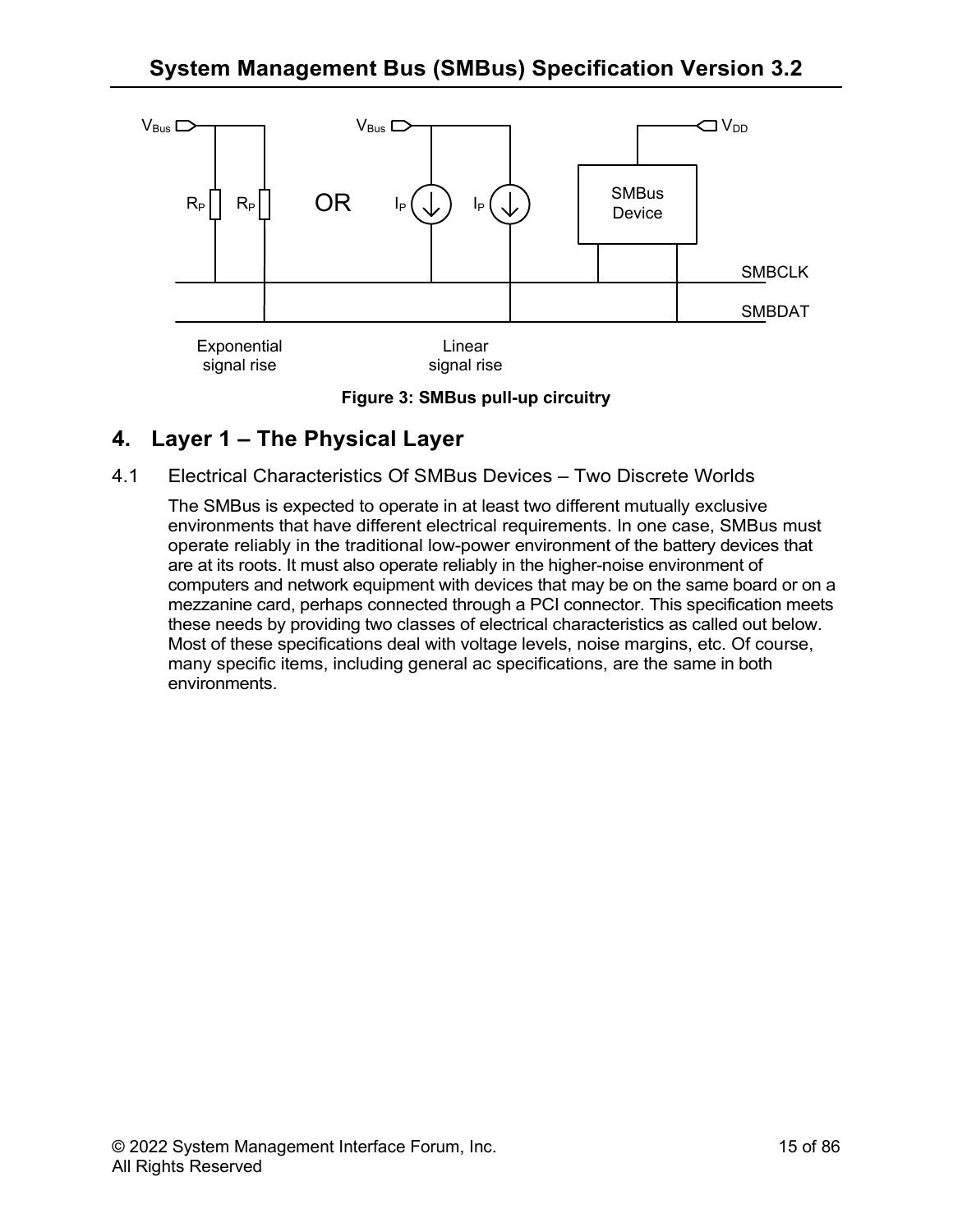Figure 3: SMBus pull-up circuitry

# 4. Layer 1 – The Physical Layer

## 4.1 Electrical Characteristics Of SMBus Devices – Two Discrete Worlds

The SMBus is expected to operate in at least two different mutually exclusive environments that have different electrical requirements. In one case, SMBus must operate reliably in the traditional low-power environment of the battery devices that are at its roots. It must also operate reliably in the higher-noise environment of computers and network equipment with devices that may be on the same board or on a mezzanine card, perhaps connected through a PCI connector. This specification meets these needs by providing two classes of electrical characteristics as called out below. Most of these specifications deal with voltage levels, noise margins, etc. Of course, many specific items, including general ac specifications, are the same in both environments.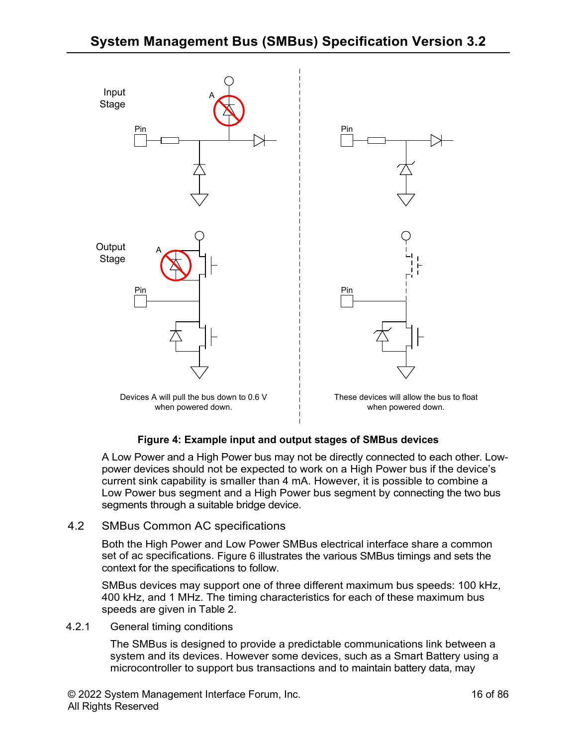Figure 4: Example input and output stages of SMBus devices

A Low Power and a High Power bus may not be directly connected to each other. Low-power devices should not be expected to work on a High Power bus if the device's current sink capability is smaller than 4 mA. However, it is possible to combine a Low Power bus segment and a High Power bus segment by connecting the two bus segments through a suitable bridge device.

## 4.2 SMBus Common AC specifications

Both the High Power and Low Power SMBus electrical interface share a common set of ac specifications. Figure 6 illustrates the various SMBus timings and sets the context for the specifications to follow.

SMBus devices may support one of three different maximum bus speeds: 100 kHz, 400 kHz, and 1 MHz. The timing characteristics for each of these maximum bus speeds are given in Table 2.

### 4.2.1 General timing conditions

The SMBus is designed to provide a predictable communications link between a system and its devices. However some devices, such as a Smart Battery using a microcontroller to support bus transactions and to maintain battery data, may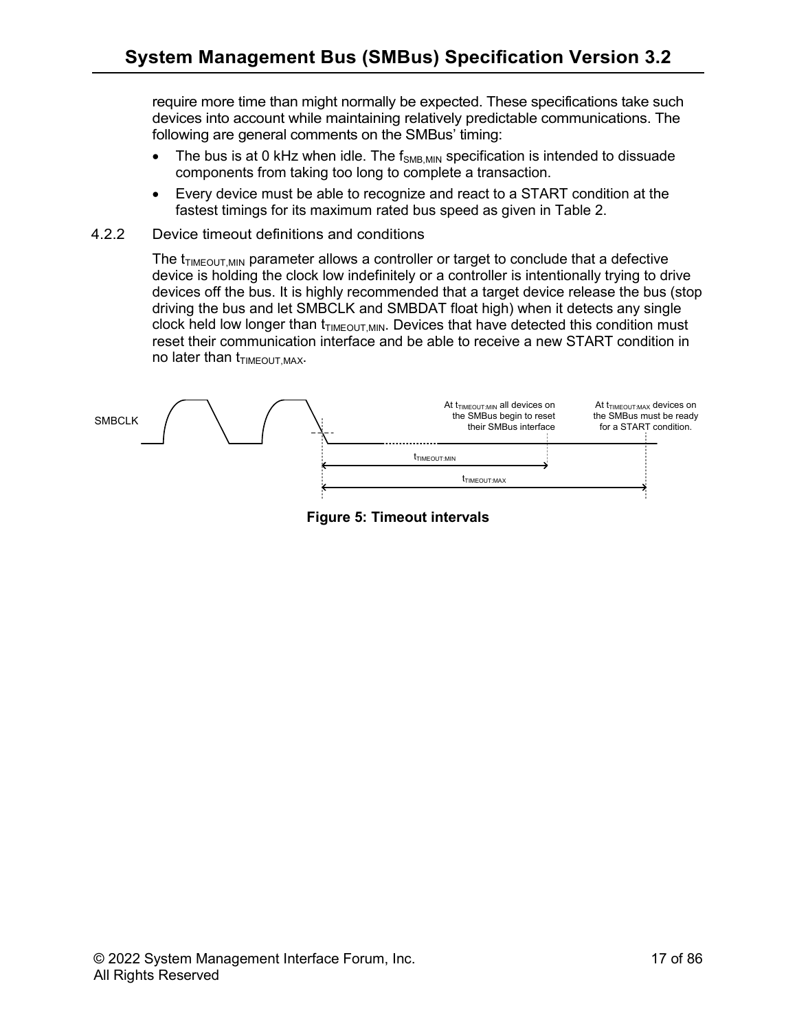require more time than might normally be expected. These specifications take such devices into account while maintaining relatively predictable communications. The following are general comments on the SMBus' timing:

- The bus is at 0 kHz when idle. The $f_{SMB,MIN}$ specification is intended to dissuade components from taking too long to complete a transaction.
- Every device must be able to recognize and react to a START condition at the fastest timings for its maximum rated bus speed as given in Table 2.

### 4.2.2 Device timeout definitions and conditions

The $t_{TIMEOUT,MIN}$ parameter allows a controller or target to conclude that a defective device is holding the clock low indefinitely or a controller is intentionally trying to drive devices off the bus. It is highly recommended that a target device release the bus (stop driving the bus and let SMBCLK and SMBDAT float high) when it detects any single clock held low longer than $t_{TIMEOUT,MIN}$. Devices that have detected this condition must reset their communication interface and be able to receive a new START condition in no later than $t_{TIMEOUT,MAX}$.

SMBCLK

At $t_{TIMEOUT:MIN}$ all devices on the SMBus begin to reset their SMBus interface

At $t_{TIMEOUT:MAX}$ devices on the SMBus must be ready for a START condition.

$t_{TIMEOUT:MIN}$

$t_{TIMEOUT:MAX}$

**Figure 5: Timeout intervals**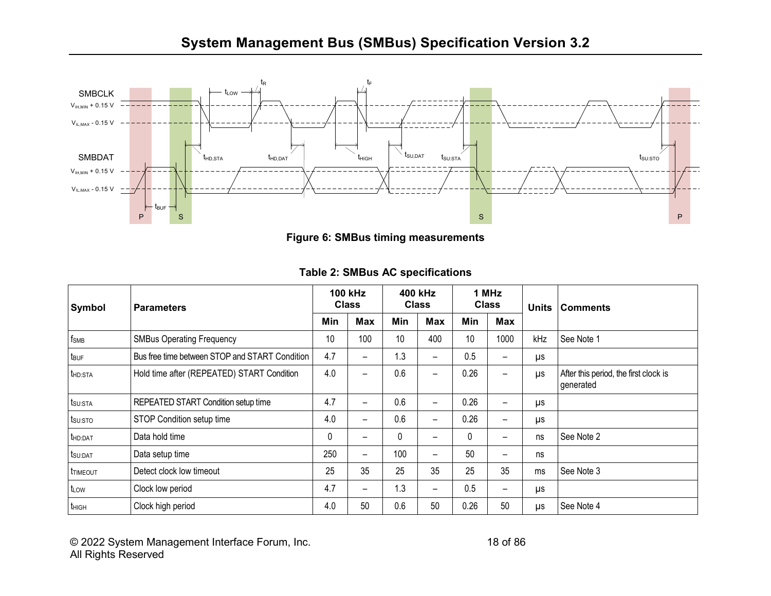Figure 6: SMBus timing measurements

**Table 2: SMBus AC specifications**

| Symbol | Parameters | 100 kHz Class | | 400 kHz Class | | 1 MHz Class | | Units | Comments |
|---|---|---|---|---|---|---|---|---|---|
| | | Min | Max | Min | Max | Min | Max | | |
| $f_{SMB}$ | SMBus Operating Frequency | 10 | 100 | 10 | 400 | 10 | 1000 | kHz | See Note 1 |
| $t_{BUF}$ | Bus free time between STOP and START Condition | 4.7 | – | 1.3 | – | 0.5 | – | µs | |
| $t_{HD:STA}$ | Hold time after (REPEATED) START Condition | 4.0 | – | 0.6 | – | 0.26 | – | µs | After this period, the first clock is generated |
| $t_{SU:STA}$ | REPEATED START Condition setup time | 4.7 | – | 0.6 | – | 0.26 | – | µs | |
| $t_{SU:STO}$ | STOP Condition setup time | 4.0 | – | 0.6 | – | 0.26 | – | µs | |
| $t_{HD:DAT}$ | Data hold time | 0 | – | 0 | – | 0 | – | ns | See Note 2 |
| $t_{SU:DAT}$ | Data setup time | 250 | – | 100 | – | 50 | – | ns | |
| $t_{TIMEOUT}$ | Detect clock low timeout | 25 | 35 | 25 | 35 | 25 | 35 | ms | See Note 3 |
| $t_{LOW}$ | Clock low period | 4.7 | – | 1.3 | – | 0.5 | – | µs | |
| $t_{HIGH}$ | Clock high period | 4.0 | 50 | 0.6 | 50 | 0.26 | 50 | µs | See Note 4 |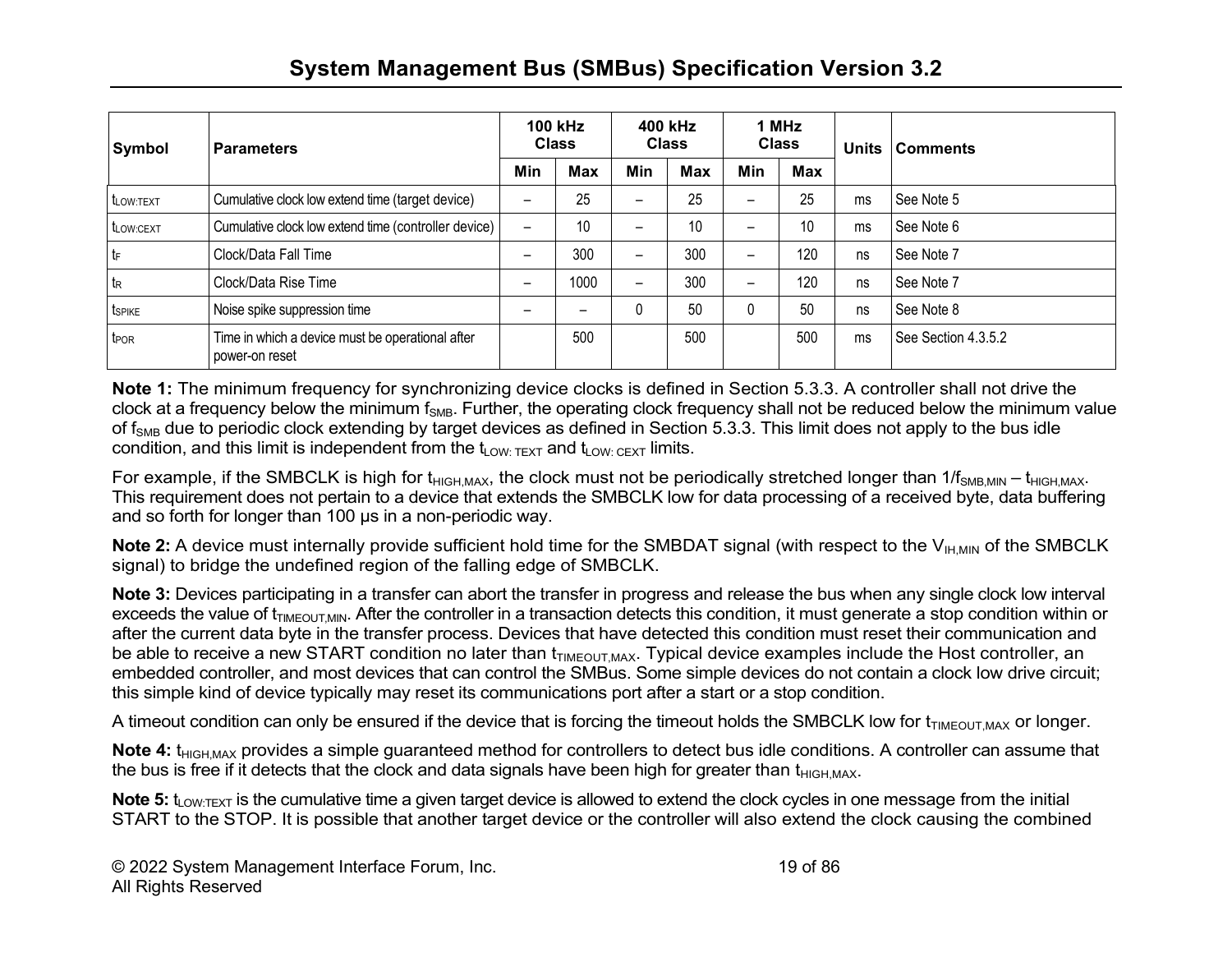| Symbol | Parameters | 100 kHz Class | | 400 kHz Class | | 1 MHz Class | | Units | Comments |
|---|---|---|---|---|---|---|---|---|---|
| | | Min | Max | Min | Max | Min | Max | | |
| $t_{LOW:TEXT}$ | Cumulative clock low extend time (target device) | – | 25 | – | 25 | – | 25 | ms | See Note 5 |
| $t_{LOW:CEXT}$ | Cumulative clock low extend time (controller device) | – | 10 | – | 10 | – | 10 | ms | See Note 6 |
| $t_F$ | Clock/Data Fall Time | – | 300 | – | 300 | – | 120 | ns | See Note 7 |
| $t_R$ | Clock/Data Rise Time | – | 1000 | – | 300 | – | 120 | ns | See Note 7 |
| $t_{SPIKE}$ | Noise spike suppression time | – | – | 0 | 50 | 0 | 50 | ns | See Note 8 |
| $t_{POR}$ | Time in which a device must be operational after power-on reset | | 500 | | 500 | | 500 | ms | See Section 4.3.5.2 |

**Note 1:** The minimum frequency for synchronizing device clocks is defined in Section 5.3.3. A controller shall not drive the clock at a frequency below the minimum $f_{SMB}$. Further, the operating clock frequency shall not be reduced below the minimum value of $f_{SMB}$ due to periodic clock extending by target devices as defined in Section 5.3.3. This limit does not apply to the bus idle condition, and this limit is independent from the $t_{LOW:TEXT}$ and $t_{LOW:CEXT}$ limits.

For example, if the SMBCLK is high for $t_{HIGH,MAX}$, the clock must not be periodically stretched longer than $1/f_{SMB,MIN} - t_{HIGH,MAX}$. This requirement does not pertain to a device that extends the SMBCLK low for data processing of a received byte, data buffering and so forth for longer than 100 µs in a non-periodic way.

**Note 2:** A device must internally provide sufficient hold time for the SMBDAT signal (with respect to the $V_{IH,MIN}$ of the SMBCLK signal) to bridge the undefined region of the falling edge of SMBCLK.

**Note 3:** Devices participating in a transfer can abort the transfer in progress and release the bus when any single clock low interval exceeds the value of $t_{TIMEOUT,MIN}$. After the controller in a transaction detects this condition, it must generate a stop condition within or after the current data byte in the transfer process. Devices that have detected this condition must reset their communication and be able to receive a new START condition no later than $t_{TIMEOUT,MAX}$. Typical device examples include the Host controller, an embedded controller, and most devices that can control the SMBus. Some simple devices do not contain a clock low drive circuit; this simple kind of device typically may reset its communications port after a start or a stop condition.

A timeout condition can only be ensured if the device that is forcing the timeout holds the SMBCLK low for $t_{TIMEOUT,MAX}$ or longer.

**Note 4:** $t_{HIGH,MAX}$ provides a simple guaranteed method for controllers to detect bus idle conditions. A controller can assume that the bus is free if it detects that the clock and data signals have been high for greater than $t_{HIGH,MAX}$.

**Note 5:** $t_{LOW:TEXT}$ is the cumulative time a given target device is allowed to extend the clock cycles in one message from the initial START to the STOP. It is possible that another target device or the controller will also extend the clock causing the combined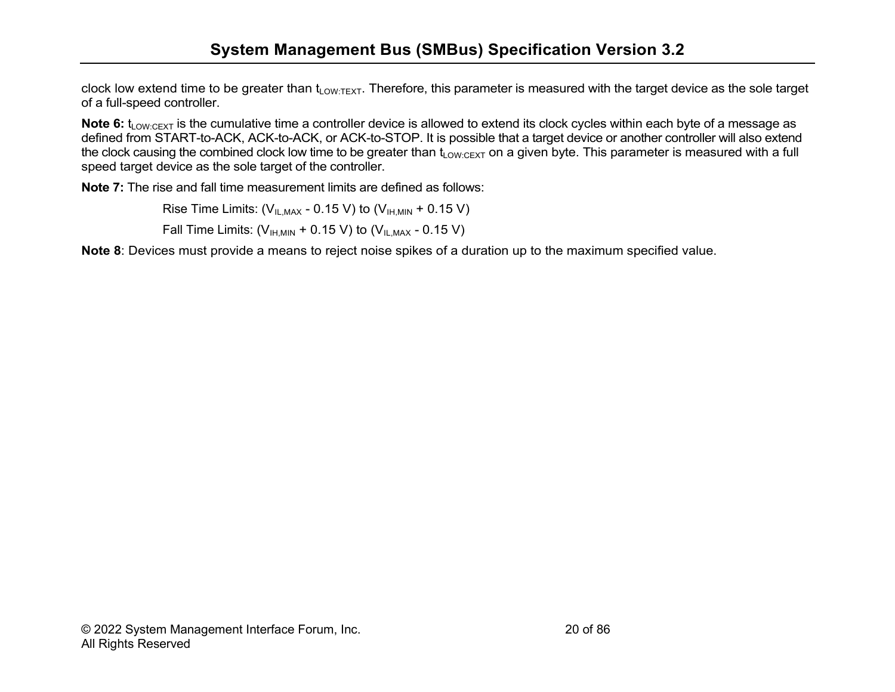clock low extend time to be greater than $t_{LOW:TEXT}$. Therefore, this parameter is measured with the target device as the sole target of a full-speed controller.

**Note 6:** $t_{LOW:CEXT}$ is the cumulative time a controller device is allowed to extend its clock cycles within each byte of a message as defined from START-to-ACK, ACK-to-ACK, or ACK-to-STOP. It is possible that a target device or another controller will also extend the clock causing the combined clock low time to be greater than $t_{LOW:CEXT}$ on a given byte. This parameter is measured with a full speed target device as the sole target of the controller.

**Note 7:** The rise and fall time measurement limits are defined as follows:

Rise Time Limits: ($V_{IL,MAX}$ - 0.15 V) to ($V_{IH,MIN}$ + 0.15 V)

Fall Time Limits: ($V_{IH,MIN}$ + 0.15 V) to ($V_{IL,MAX}$ - 0.15 V)

**Note 8**: Devices must provide a means to reject noise spikes of a duration up to the maximum specified value.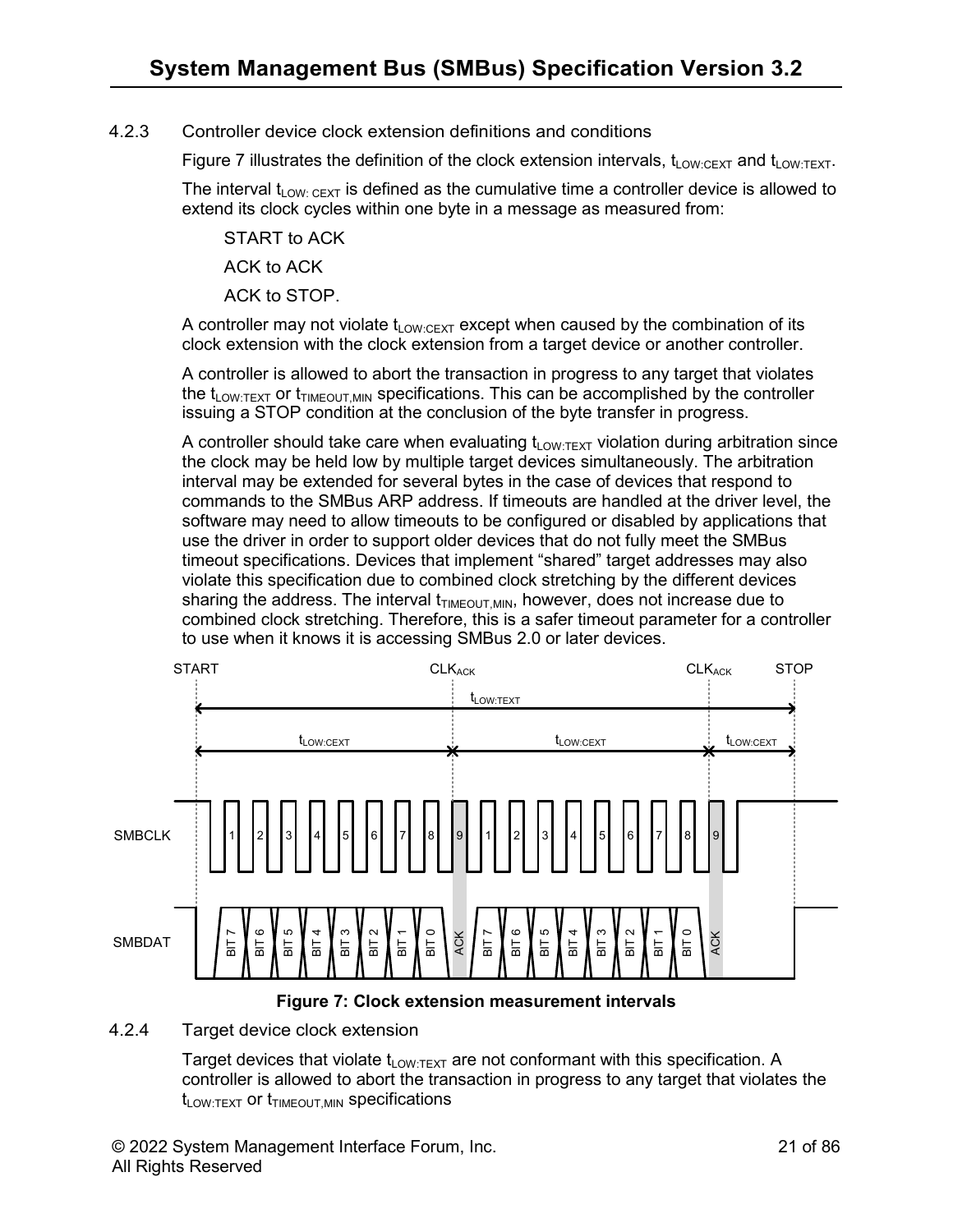### 4.2.3 Controller device clock extension definitions and conditions

Figure 7 illustrates the definition of the clock extension intervals, $t_{LOW:CEXT}$ and $t_{LOW:TEXT}$.

The interval $t_{LOW: CEXT}$ is defined as the cumulative time a controller device is allowed to extend its clock cycles within one byte in a message as measured from:

START to ACK

ACK to ACK

ACK to STOP.

A controller may not violate $t_{LOW:CEXT}$ except when caused by the combination of its clock extension with the clock extension from a target device or another controller.

A controller is allowed to abort the transaction in progress to any target that violates the $t_{LOW:TEXT}$ or $t_{TIMEOUT,MIN}$ specifications. This can be accomplished by the controller issuing a STOP condition at the conclusion of the byte transfer in progress.

A controller should take care when evaluating $t_{LOW:TEXT}$ violation during arbitration since the clock may be held low by multiple target devices simultaneously. The arbitration interval may be extended for several bytes in the case of devices that respond to commands to the SMBus ARP address. If timeouts are handled at the driver level, the software may need to allow timeouts to be configured or disabled by applications that use the driver in order to support older devices that do not fully meet the SMBus timeout specifications. Devices that implement “shared” target addresses may also violate this specification due to combined clock stretching by the different devices sharing the address. The interval $t_{TIMEOUT,MIN}$, however, does not increase due to combined clock stretching. Therefore, this is a safer timeout parameter for a controller to use when it knows it is accessing SMBus 2.0 or later devices.

**Figure 7: Clock extension measurement intervals**

### 4.2.4 Target device clock extension

Target devices that violate $t_{LOW:TEXT}$ are not conformant with this specification. A controller is allowed to abort the transaction in progress to any target that violates the $t_{LOW:TEXT}$ or $t_{TIMEOUT,MIN}$ specifications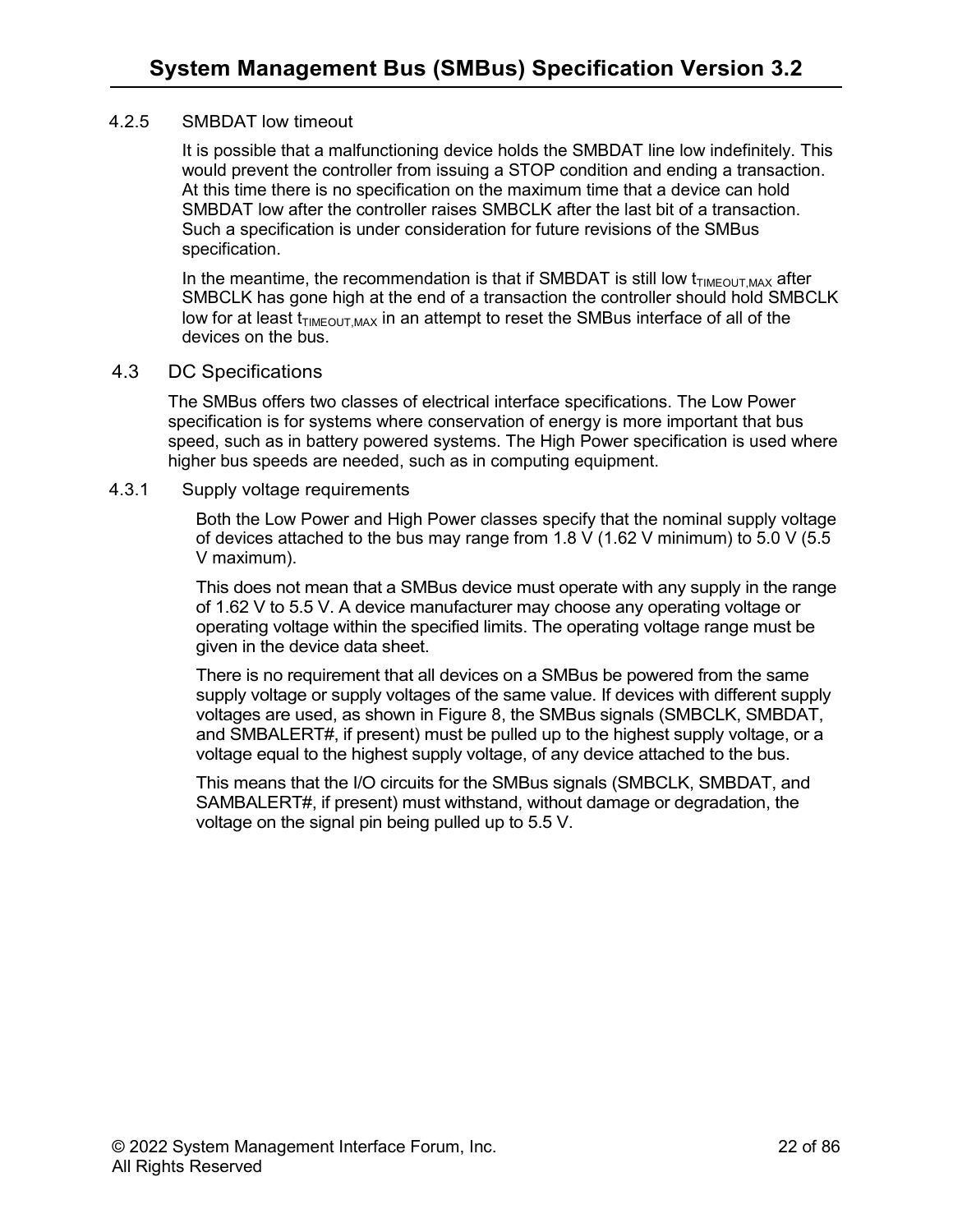#### 4.2.5 SMBDAT low timeout

It is possible that a malfunctioning device holds the SMBDAT line low indefinitely. This would prevent the controller from issuing a STOP condition and ending a transaction. At this time there is no specification on the maximum time that a device can hold SMBDAT low after the controller raises SMBCLK after the last bit of a transaction. Such a specification is under consideration for future revisions of the SMBus specification.

In the meantime, the recommendation is that if SMBDAT is still low $t_{TIMEOUT,MAX}$ after SMBCLK has gone high at the end of a transaction the controller should hold SMBCLK low for at least $t_{TIMEOUT,MAX}$ in an attempt to reset the SMBus interface of all of the devices on the bus.

### 4.3 DC Specifications

The SMBus offers two classes of electrical interface specifications. The Low Power specification is for systems where conservation of energy is more important that bus speed, such as in battery powered systems. The High Power specification is used where higher bus speeds are needed, such as in computing equipment.

#### 4.3.1 Supply voltage requirements

Both the Low Power and High Power classes specify that the nominal supply voltage of devices attached to the bus may range from 1.8 V (1.62 V minimum) to 5.0 V (5.5 V maximum).

This does not mean that a SMBus device must operate with any supply in the range of 1.62 V to 5.5 V. A device manufacturer may choose any operating voltage or operating voltage within the specified limits. The operating voltage range must be given in the device data sheet.

There is no requirement that all devices on a SMBus be powered from the same supply voltage or supply voltages of the same value. If devices with different supply voltages are used, as shown in Figure 8, the SMBus signals (SMBCLK, SMBDAT, and SMBALERT#, if present) must be pulled up to the highest supply voltage, or a voltage equal to the highest supply voltage, of any device attached to the bus.

This means that the I/O circuits for the SMBus signals (SMBCLK, SMBDAT, and SAMBALERT#, if present) must withstand, without damage or degradation, the voltage on the signal pin being pulled up to 5.5 V.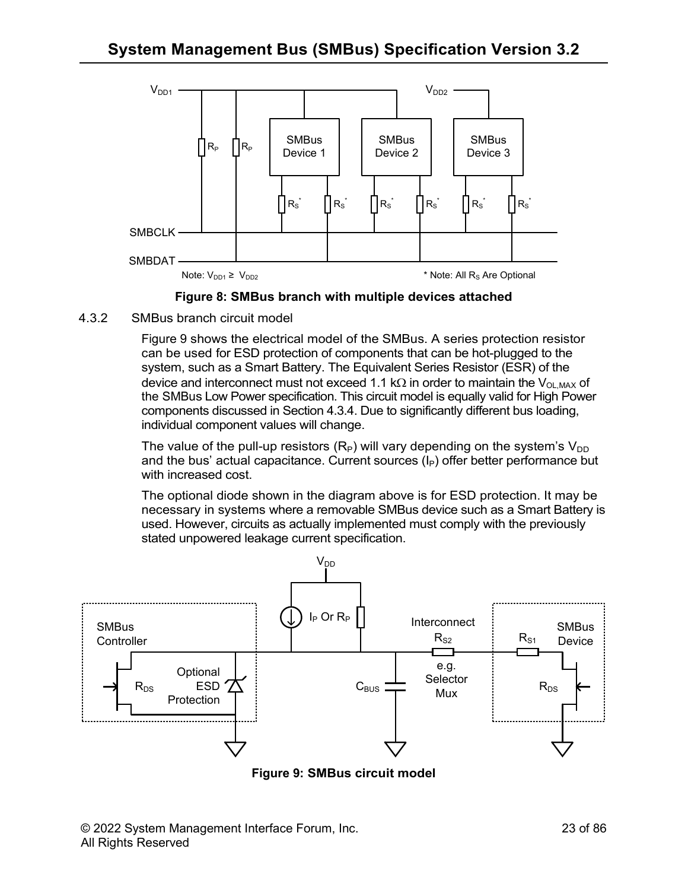Figure 8: SMBus branch with multiple devices attached

### 4.3.2 SMBus branch circuit model

Figure 9 shows the electrical model of the SMBus. A series protection resistor can be used for ESD protection of components that can be hot-plugged to the system, such as a Smart Battery. The Equivalent Series Resistor (ESR) of the device and interconnect must not exceed 1.1 kΩ in order to maintain the $V_{OL,MAX}$ of the SMBus Low Power specification. This circuit model is equally valid for High Power components discussed in Section 4.3.4. Due to significantly different bus loading, individual component values will change.

The value of the pull-up resistors ($R_P$) will vary depending on the system's $V_{DD}$ and the bus' actual capacitance. Current sources ($I_P$) offer better performance but with increased cost.

The optional diode shown in the diagram above is for ESD protection. It may be necessary in systems where a removable SMBus device such as a Smart Battery is used. However, circuits as actually implemented must comply with the previously stated unpowered leakage current specification.

Figure 9: SMBus circuit model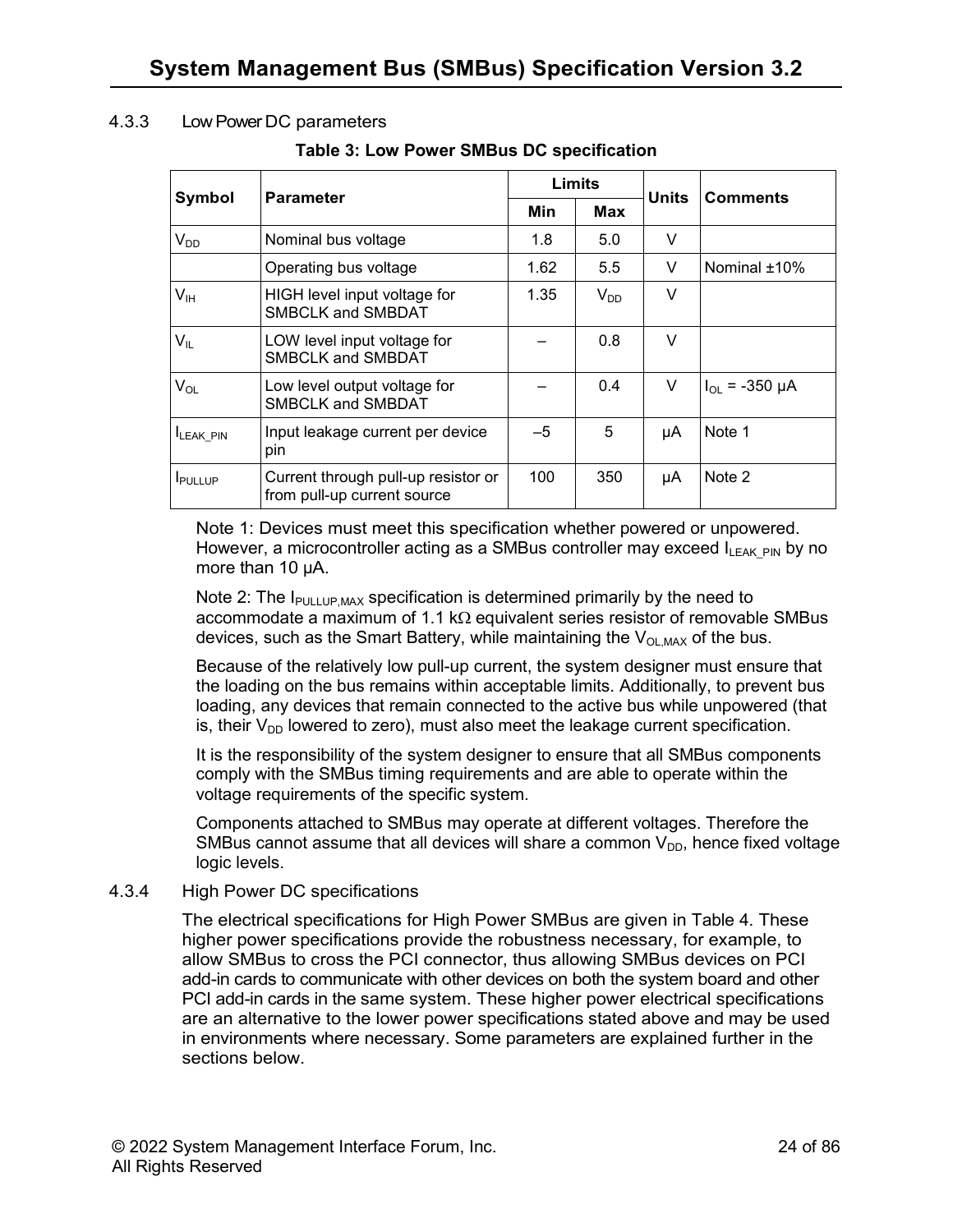### 4.3.3 Low Power DC parameters

**Table 3: Low Power SMBus DC specification**

| Symbol | Parameter | Limits | | Units | Comments |
|---|---|---|---|---|---|
| | | Min | Max | | |
| $V_{DD}$ | Nominal bus voltage | 1.8 | 5.0 | V | |
| | Operating bus voltage | 1.62 | 5.5 | V | Nominal ±10% |
| $V_{IH}$ | HIGH level input voltage for SMBCLK and SMBDAT | 1.35 | $V_{DD}$ | V | |
| $V_{IL}$ | LOW level input voltage for SMBCLK and SMBDAT | – | 0.8 | V | |
| $V_{OL}$ | Low level output voltage for SMBCLK and SMBDAT | – | 0.4 | V | $I_{OL}$ = -350 µA |
| $I_{LEAK\_PIN}$ | Input leakage current per device pin | –5 | 5 | µA | Note 1 |
| $I_{PULLUP}$ | Current through pull-up resistor or from pull-up current source | 100 | 350 | µA | Note 2 |

Note 1: Devices must meet this specification whether powered or unpowered. However, a microcontroller acting as a SMBus controller may exceed $I_{LEAK\_PIN}$ by no more than 10 µA.

Note 2: The $I_{PULLUP,MAX}$ specification is determined primarily by the need to accommodate a maximum of 1.1 kΩ equivalent series resistor of removable SMBus devices, such as the Smart Battery, while maintaining the $V_{OL,MAX}$ of the bus.

Because of the relatively low pull-up current, the system designer must ensure that the loading on the bus remains within acceptable limits. Additionally, to prevent bus loading, any devices that remain connected to the active bus while unpowered (that is, their $V_{DD}$ lowered to zero), must also meet the leakage current specification.

It is the responsibility of the system designer to ensure that all SMBus components comply with the SMBus timing requirements and are able to operate within the voltage requirements of the specific system.

Components attached to SMBus may operate at different voltages. Therefore the SMBus cannot assume that all devices will share a common $V_{DD}$, hence fixed voltage logic levels.

### 4.3.4 High Power DC specifications

The electrical specifications for High Power SMBus are given in Table 4. These higher power specifications provide the robustness necessary, for example, to allow SMBus to cross the PCI connector, thus allowing SMBus devices on PCI add-in cards to communicate with other devices on both the system board and other PCI add-in cards in the same system. These higher power electrical specifications are an alternative to the lower power specifications stated above and may be used in environments where necessary. Some parameters are explained further in the sections below.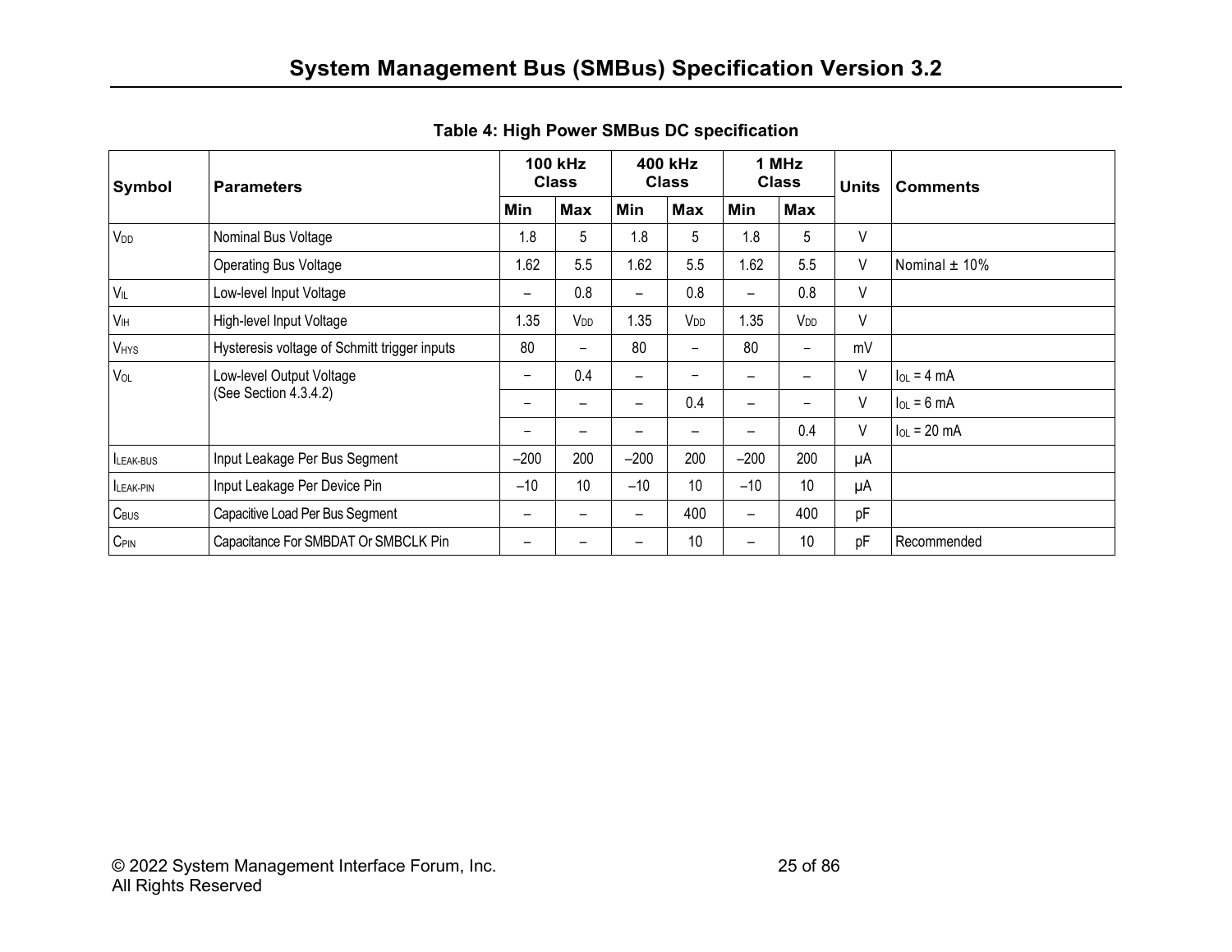**Table 4: High Power SMBus DC specification**

| Symbol | Parameters | 100 kHz Class | | 400 kHz Class | | 1 MHz Class | | Units | Comments |
|---|---|---|---|---|---|---|---|---|---|
| | | Min | Max | Min | Max | Min | Max | | |
| $V_{DD}$ | Nominal Bus Voltage | 1.8 | 5 | 1.8 | 5 | 1.8 | 5 | V | |
| | Operating Bus Voltage | 1.62 | 5.5 | 1.62 | 5.5 | 1.62 | 5.5 | V | Nominal ± 10% |
| $V_{IL}$ | Low-level Input Voltage | – | 0.8 | – | 0.8 | – | 0.8 | V | |
| $V_{IH}$ | High-level Input Voltage | 1.35 | $V_{DD}$ | 1.35 | $V_{DD}$ | 1.35 | $V_{DD}$ | V | |
| $V_{HYS}$ | Hysteresis voltage of Schmitt trigger inputs | 80 | – | 80 | – | 80 | – | mV | |
| $V_{OL}$ | Low-level Output Voltage (See Section 4.3.4.2) | – | 0.4 | – | – | – | – | V | $I_{OL}$ = 4 mA |
| | | – | – | – | 0.4 | – | – | V | $I_{OL}$ = 6 mA |
| | | – | – | – | – | – | 0.4 | V | $I_{OL}$ = 20 mA |
| $I_{LEAK\text{-}BUS}$ | Input Leakage Per Bus Segment | –200 | 200 | –200 | 200 | –200 | 200 | µA | |
| $I_{LEAK\text{-}PIN}$ | Input Leakage Per Device Pin | –10 | 10 | –10 | 10 | –10 | 10 | µA | |
| $C_{BUS}$ | Capacitive Load Per Bus Segment | – | – | – | 400 | – | 400 | pF | |
| $C_{PIN}$ | Capacitance For SMBDAT Or SMBCLK Pin | – | – | – | 10 | – | 10 | pF | Recommended |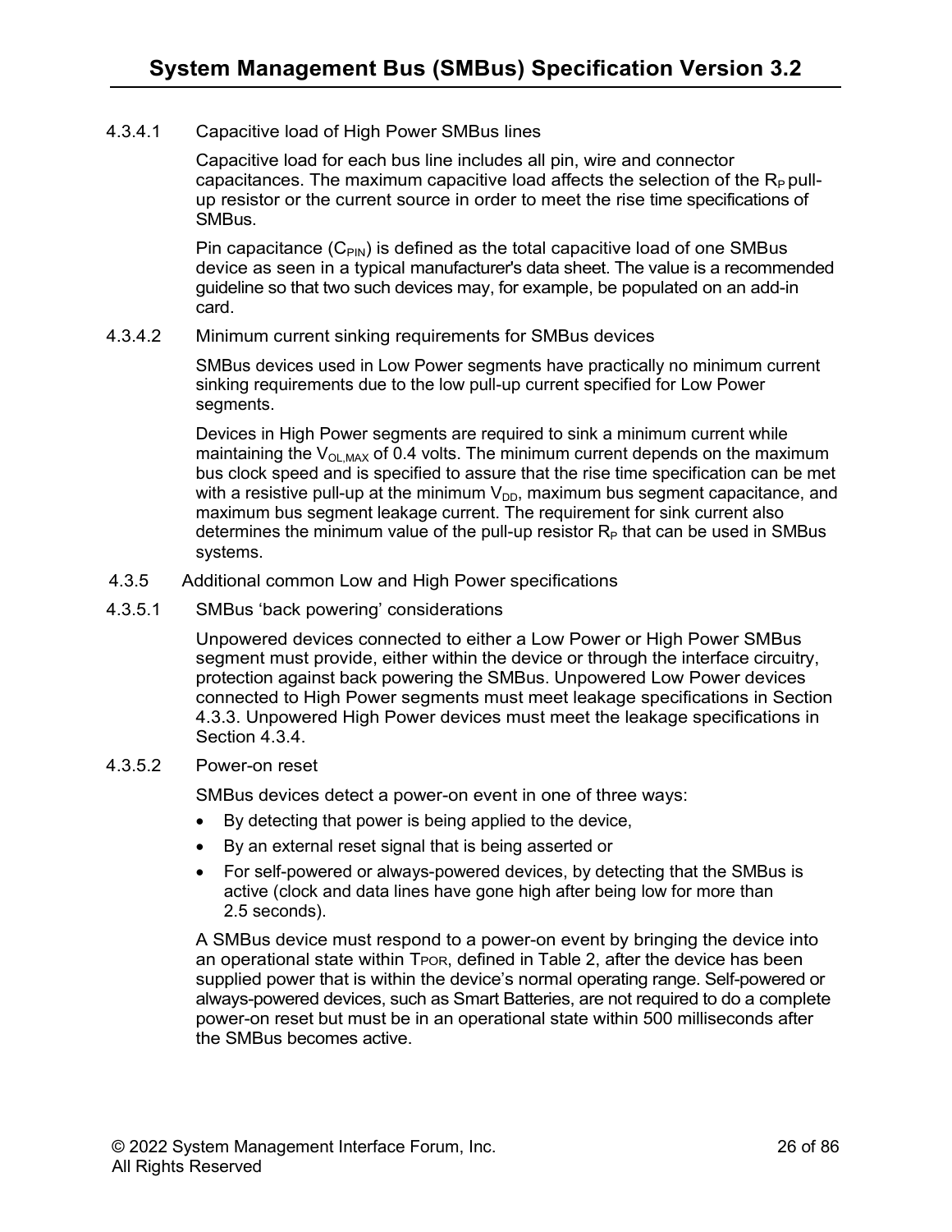#### 4.3.4.1 Capacitive load of High Power SMBus lines

Capacitive load for each bus line includes all pin, wire and connector capacitances. The maximum capacitive load affects the selection of the $R_P$ pull-up resistor or the current source in order to meet the rise time specifications of SMBus.

Pin capacitance ($C_{PIN}$) is defined as the total capacitive load of one SMBus device as seen in a typical manufacturer's data sheet. The value is a recommended guideline so that two such devices may, for example, be populated on an add-in card.

#### 4.3.4.2 Minimum current sinking requirements for SMBus devices

SMBus devices used in Low Power segments have practically no minimum current sinking requirements due to the low pull-up current specified for Low Power segments.

Devices in High Power segments are required to sink a minimum current while maintaining the $V_{OL,MAX}$ of 0.4 volts. The minimum current depends on the maximum bus clock speed and is specified to assure that the rise time specification can be met with a resistive pull-up at the minimum $V_{DD}$, maximum bus segment capacitance, and maximum bus segment leakage current. The requirement for sink current also determines the minimum value of the pull-up resistor $R_P$ that can be used in SMBus systems.

### 4.3.5 Additional common Low and High Power specifications

#### 4.3.5.1 SMBus 'back powering' considerations

Unpowered devices connected to either a Low Power or High Power SMBus segment must provide, either within the device or through the interface circuitry, protection against back powering the SMBus. Unpowered Low Power devices connected to High Power segments must meet leakage specifications in Section 4.3.3. Unpowered High Power devices must meet the leakage specifications in Section 4.3.4.

#### 4.3.5.2 Power-on reset

SMBus devices detect a power-on event in one of three ways:

- By detecting that power is being applied to the device,
- By an external reset signal that is being asserted or
- For self-powered or always-powered devices, by detecting that the SMBus is active (clock and data lines have gone high after being low for more than 2.5 seconds).

A SMBus device must respond to a power-on event by bringing the device into an operational state within $T_{POR}$, defined in Table 2, after the device has been supplied power that is within the device's normal operating range. Self-powered or always-powered devices, such as Smart Batteries, are not required to do a complete power-on reset but must be in an operational state within 500 milliseconds after the SMBus becomes active.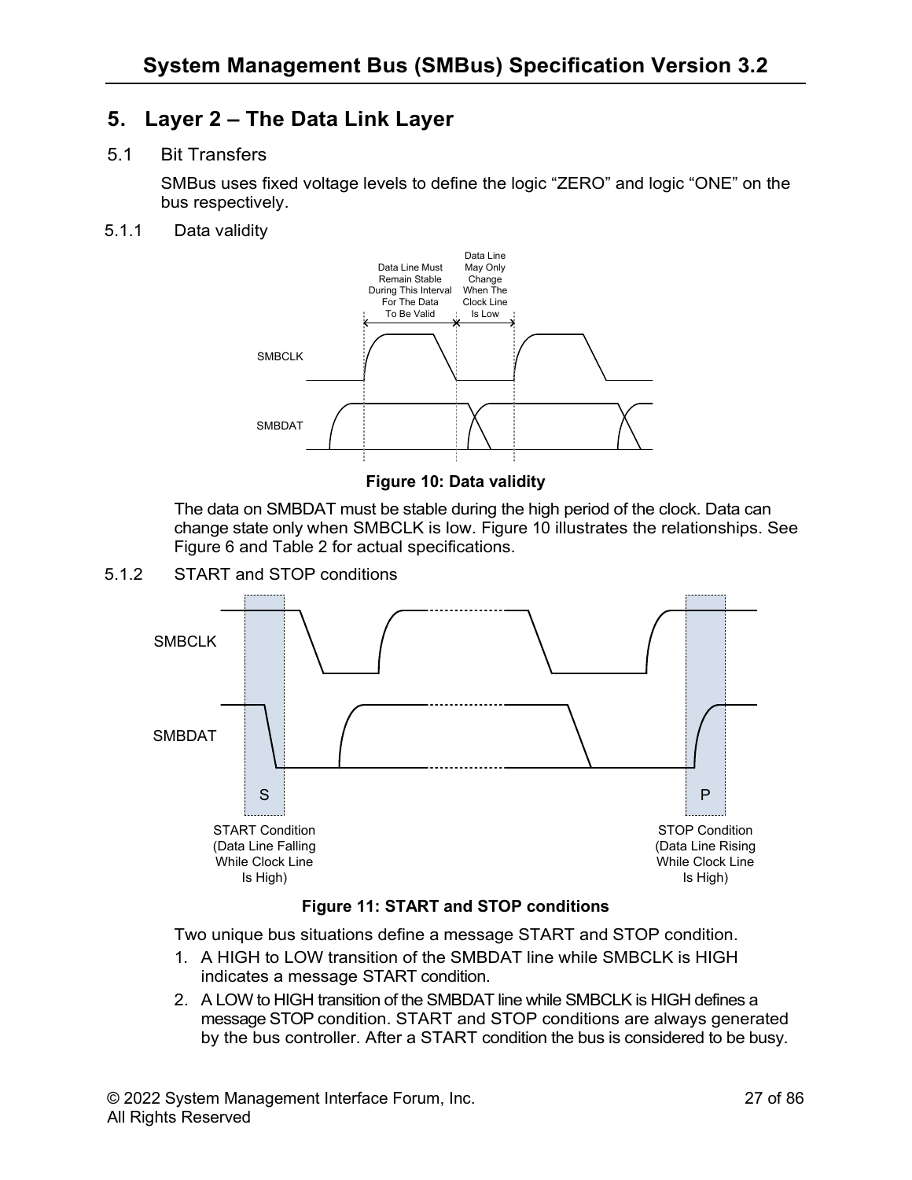# 5. Layer 2 – The Data Link Layer

## 5.1 Bit Transfers

SMBus uses fixed voltage levels to define the logic "ZERO" and logic "ONE" on the bus respectively.

### 5.1.1 Data validity

**Figure 10: Data validity**

The data on SMBDAT must be stable during the high period of the clock. Data can change state only when SMBCLK is low. Figure 10 illustrates the relationships. See Figure 6 and Table 2 for actual specifications.

### 5.1.2 START and STOP conditions

**Figure 11: START and STOP conditions**

Two unique bus situations define a message START and STOP condition.

1. A HIGH to LOW transition of the SMBDAT line while SMBCLK is HIGH indicates a message START condition.
2. A LOW to HIGH transition of the SMBDAT line while SMBCLK is HIGH defines a message STOP condition. START and STOP conditions are always generated by the bus controller. After a START condition the bus is considered to be busy.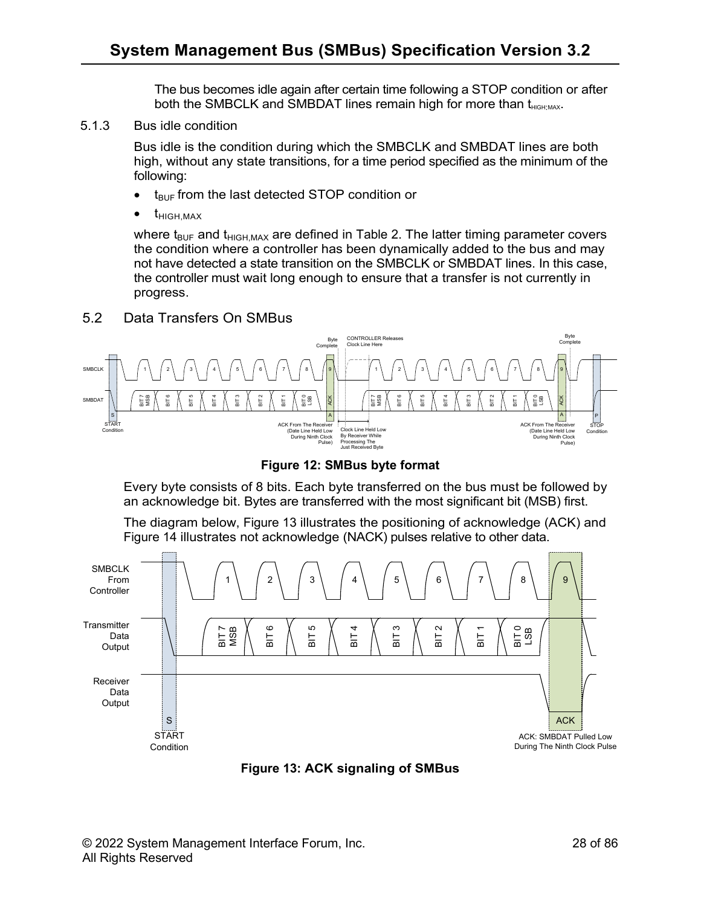The bus becomes idle again after certain time following a STOP condition or after both the SMBCLK and SMBDAT lines remain high for more than $t_{HIGH;MAX}$.

### 5.1.3 Bus idle condition

Bus idle is the condition during which the SMBCLK and SMBDAT lines are both high, without any state transitions, for a time period specified as the minimum of the following:

- $t_{BUF}$ from the last detected STOP condition or
- $t_{HIGH,MAX}$

where $t_{BUF}$ and $t_{HIGH,MAX}$ are defined in Table 2. The latter timing parameter covers the condition where a controller has been dynamically added to the bus and may not have detected a state transition on the SMBCLK or SMBDAT lines. In this case, the controller must wait long enough to ensure that a transfer is not currently in progress.

## 5.2 Data Transfers On SMBus

**Figure 12: SMBus byte format**

Every byte consists of 8 bits. Each byte transferred on the bus must be followed by an acknowledge bit. Bytes are transferred with the most significant bit (MSB) first.

The diagram below, Figure 13 illustrates the positioning of acknowledge (ACK) and Figure 14 illustrates not acknowledge (NACK) pulses relative to other data.

**Figure 13: ACK signaling of SMBus**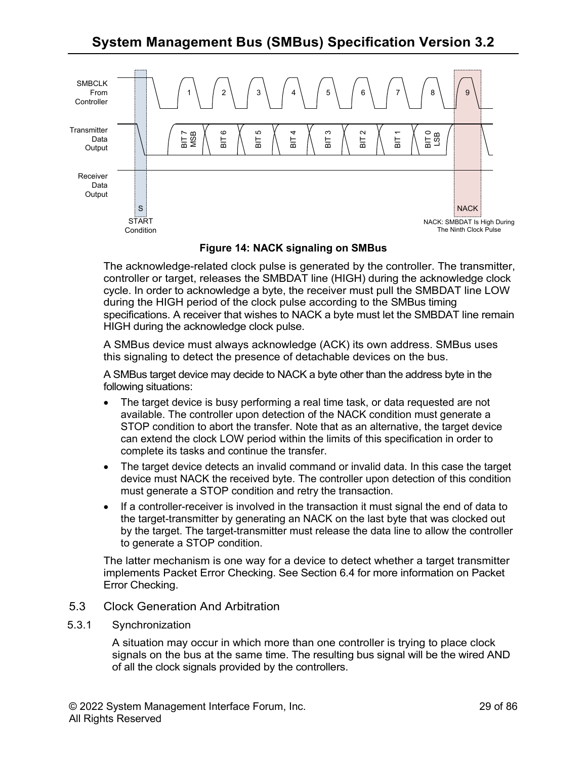Figure 14: NACK signaling on SMBus

The acknowledge-related clock pulse is generated by the controller. The transmitter, controller or target, releases the SMBDAT line (HIGH) during the acknowledge clock cycle. In order to acknowledge a byte, the receiver must pull the SMBDAT line LOW during the HIGH period of the clock pulse according to the SMBus timing specifications. A receiver that wishes to NACK a byte must let the SMBDAT line remain HIGH during the acknowledge clock pulse.

A SMBus device must always acknowledge (ACK) its own address. SMBus uses this signaling to detect the presence of detachable devices on the bus.

A SMBus target device may decide to NACK a byte other than the address byte in the following situations:

- The target device is busy performing a real time task, or data requested are not available. The controller upon detection of the NACK condition must generate a STOP condition to abort the transfer. Note that as an alternative, the target device can extend the clock LOW period within the limits of this specification in order to complete its tasks and continue the transfer.
- The target device detects an invalid command or invalid data. In this case the target device must NACK the received byte. The controller upon detection of this condition must generate a STOP condition and retry the transaction.
- If a controller-receiver is involved in the transaction it must signal the end of data to the target-transmitter by generating an NACK on the last byte that was clocked out by the target. The target-transmitter must release the data line to allow the controller to generate a STOP condition.

The latter mechanism is one way for a device to detect whether a target transmitter implements Packet Error Checking. See Section 6.4 for more information on Packet Error Checking.

## 5.3 Clock Generation And Arbitration

### 5.3.1 Synchronization

A situation may occur in which more than one controller is trying to place clock signals on the bus at the same time. The resulting bus signal will be the wired AND of all the clock signals provided by the controllers.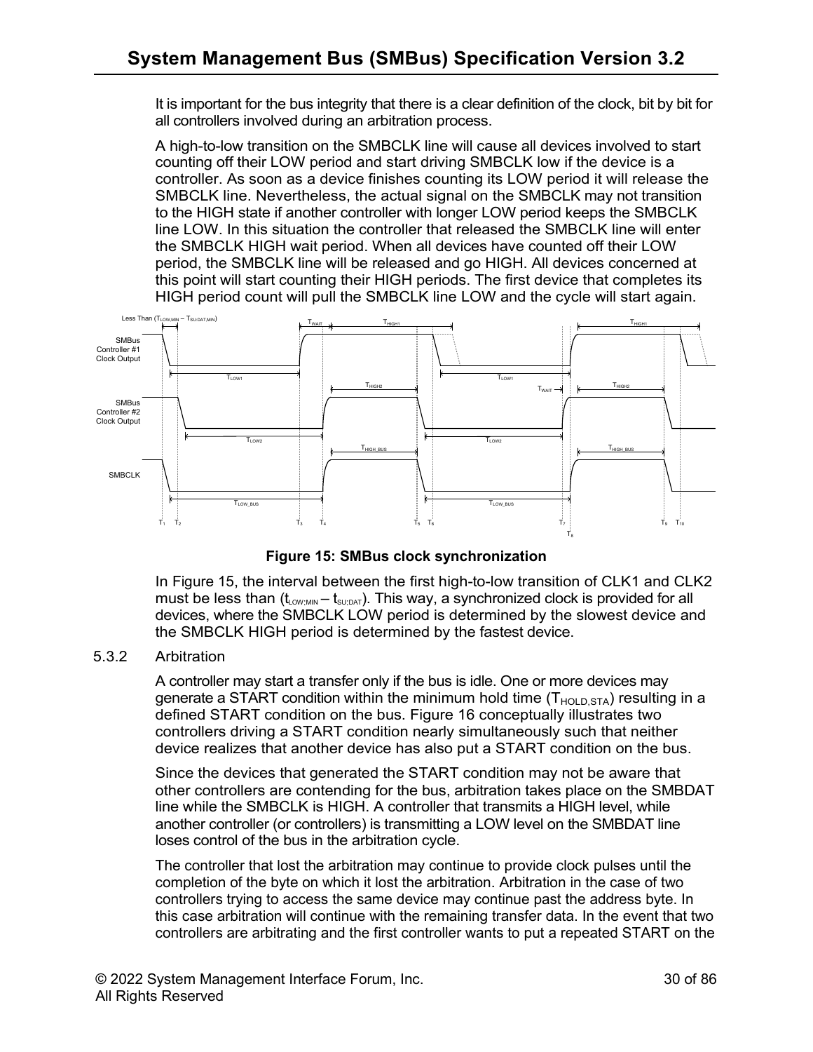It is important for the bus integrity that there is a clear definition of the clock, bit by bit for all controllers involved during an arbitration process.

A high-to-low transition on the SMBCLK line will cause all devices involved to start counting off their LOW period and start driving SMBCLK low if the device is a controller. As soon as a device finishes counting its LOW period it will release the SMBCLK line. Nevertheless, the actual signal on the SMBCLK may not transition to the HIGH state if another controller with longer LOW period keeps the SMBCLK line LOW. In this situation the controller that released the SMBCLK line will enter the SMBCLK HIGH wait period. When all devices have counted off their LOW period, the SMBCLK line will be released and go HIGH. All devices concerned at this point will start counting their HIGH periods. The first device that completes its HIGH period count will pull the SMBCLK line LOW and the cycle will start again.

**Figure 15: SMBus clock synchronization**

In Figure 15, the interval between the first high-to-low transition of CLK1 and CLK2 must be less than ($t_{LOW;MIN} - t_{SU;DAT}$). This way, a synchronized clock is provided for all devices, where the SMBCLK LOW period is determined by the slowest device and the SMBCLK HIGH period is determined by the fastest device.

### 5.3.2 Arbitration

A controller may start a transfer only if the bus is idle. One or more devices may generate a START condition within the minimum hold time ($T_{HOLD,STA}$) resulting in a defined START condition on the bus. Figure 16 conceptually illustrates two controllers driving a START condition nearly simultaneously such that neither device realizes that another device has also put a START condition on the bus.

Since the devices that generated the START condition may not be aware that other controllers are contending for the bus, arbitration takes place on the SMBDAT line while the SMBCLK is HIGH. A controller that transmits a HIGH level, while another controller (or controllers) is transmitting a LOW level on the SMBDAT line loses control of the bus in the arbitration cycle.

The controller that lost the arbitration may continue to provide clock pulses until the completion of the byte on which it lost the arbitration. Arbitration in the case of two controllers trying to access the same device may continue past the address byte. In this case arbitration will continue with the remaining transfer data. In the event that two controllers are arbitrating and the first controller wants to put a repeated START on the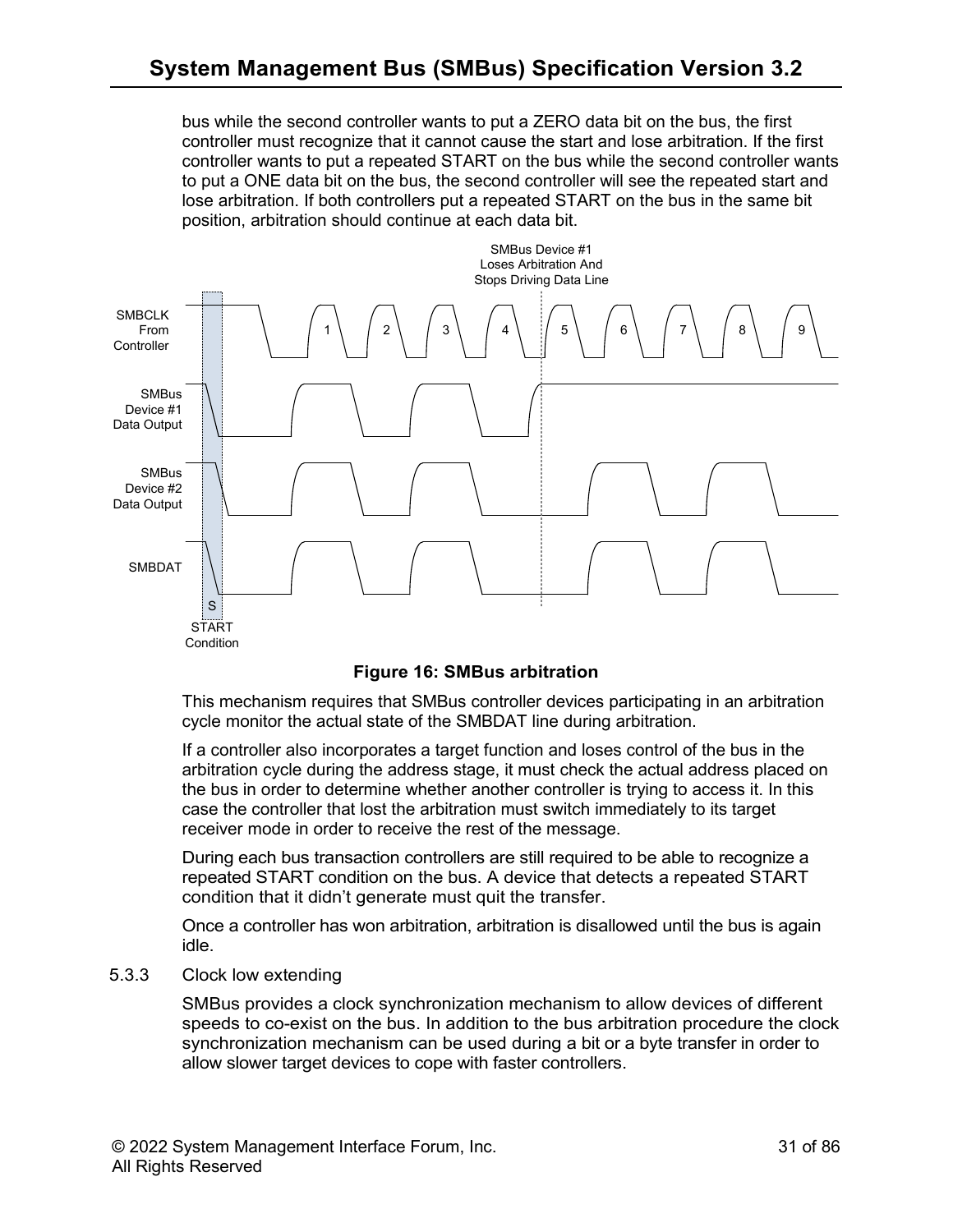bus while the second controller wants to put a ZERO data bit on the bus, the first controller must recognize that it cannot cause the start and lose arbitration. If the first controller wants to put a repeated START on the bus while the second controller wants to put a ONE data bit on the bus, the second controller will see the repeated start and lose arbitration. If both controllers put a repeated START on the bus in the same bit position, arbitration should continue at each data bit.

**Figure 16: SMBus arbitration**

This mechanism requires that SMBus controller devices participating in an arbitration cycle monitor the actual state of the SMBDAT line during arbitration.

If a controller also incorporates a target function and loses control of the bus in the arbitration cycle during the address stage, it must check the actual address placed on the bus in order to determine whether another controller is trying to access it. In this case the controller that lost the arbitration must switch immediately to its target receiver mode in order to receive the rest of the message.

During each bus transaction controllers are still required to be able to recognize a repeated START condition on the bus. A device that detects a repeated START condition that it didn't generate must quit the transfer.

Once a controller has won arbitration, arbitration is disallowed until the bus is again idle.

### 5.3.3 Clock low extending

SMBus provides a clock synchronization mechanism to allow devices of different speeds to co-exist on the bus. In addition to the bus arbitration procedure the clock synchronization mechanism can be used during a bit or a byte transfer in order to allow slower target devices to cope with faster controllers.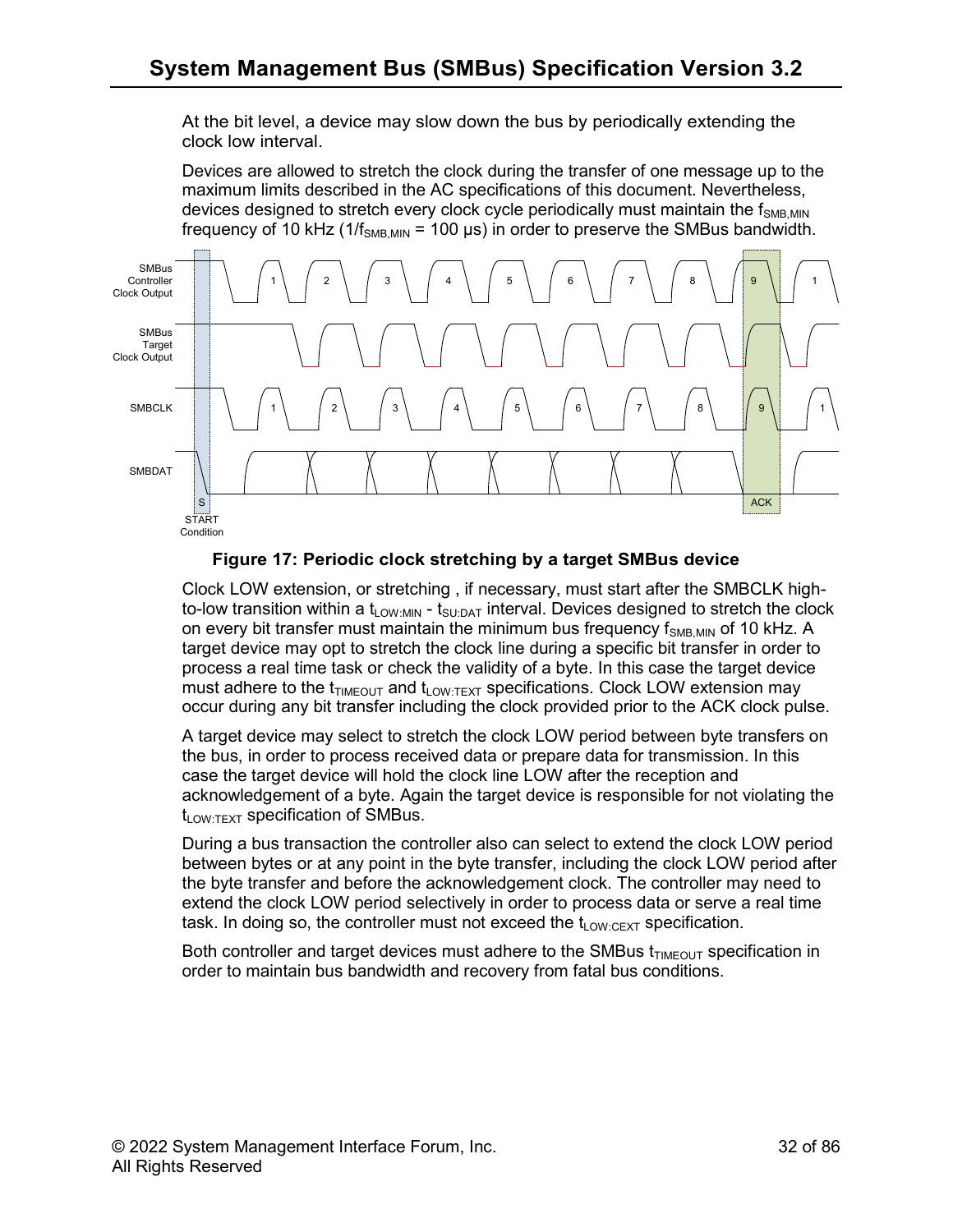At the bit level, a device may slow down the bus by periodically extending the clock low interval.

Devices are allowed to stretch the clock during the transfer of one message up to the maximum limits described in the AC specifications of this document. Nevertheless, devices designed to stretch every clock cycle periodically must maintain the $f_{SMB,MIN}$ frequency of 10 kHz ($1/f_{SMB,MIN}$ = 100 μs) in order to preserve the SMBus bandwidth.

**Figure 17: Periodic clock stretching by a target SMBus device**

Clock LOW extension, or stretching , if necessary, must start after the SMBCLK high-to-low transition within a $t_{LOW:MIN}$ - $t_{SU:DAT}$ interval. Devices designed to stretch the clock on every bit transfer must maintain the minimum bus frequency $f_{SMB,MIN}$ of 10 kHz. A target device may opt to stretch the clock line during a specific bit transfer in order to process a real time task or check the validity of a byte. In this case the target device must adhere to the $t_{TIMEOUT}$ and $t_{LOW:TEXT}$ specifications. Clock LOW extension may occur during any bit transfer including the clock provided prior to the ACK clock pulse.

A target device may select to stretch the clock LOW period between byte transfers on the bus, in order to process received data or prepare data for transmission. In this case the target device will hold the clock line LOW after the reception and acknowledgement of a byte. Again the target device is responsible for not violating the $t_{LOW:TEXT}$ specification of SMBus.

During a bus transaction the controller also can select to extend the clock LOW period between bytes or at any point in the byte transfer, including the clock LOW period after the byte transfer and before the acknowledgement clock. The controller may need to extend the clock LOW period selectively in order to process data or serve a real time task. In doing so, the controller must not exceed the $t_{LOW:CEXT}$ specification.

Both controller and target devices must adhere to the SMBus $t_{TIMEOUT}$ specification in order to maintain bus bandwidth and recovery from fatal bus conditions.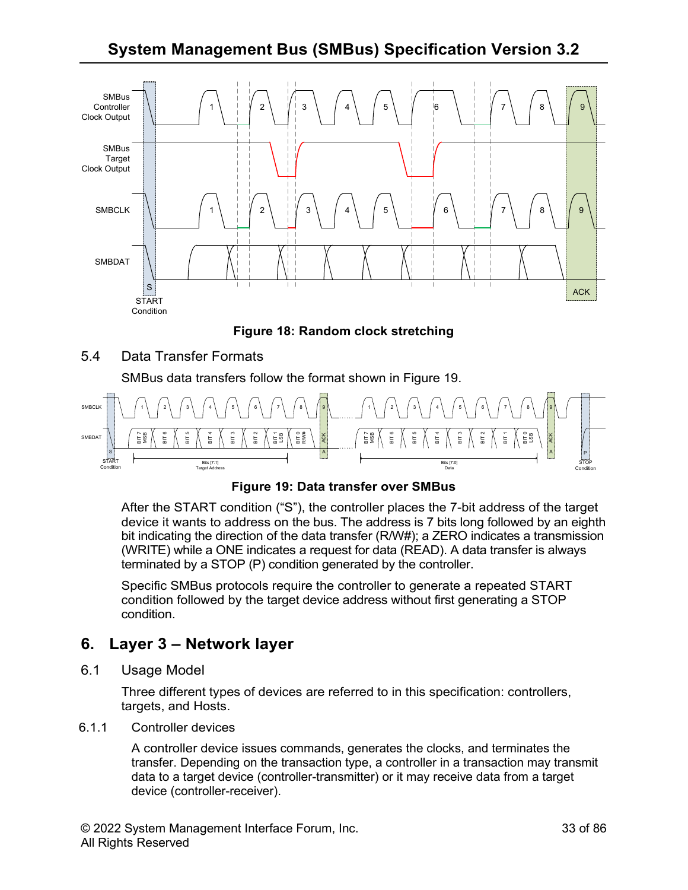**Figure 18: Random clock stretching**

## 5.4 Data Transfer Formats

SMBus data transfers follow the format shown in Figure 19.

**Figure 19: Data transfer over SMBus**

After the START condition ("S"), the controller places the 7-bit address of the target device it wants to address on the bus. The address is 7 bits long followed by an eighth bit indicating the direction of the data transfer (R/W#); a ZERO indicates a transmission (WRITE) while a ONE indicates a request for data (READ). A data transfer is always terminated by a STOP (P) condition generated by the controller.

Specific SMBus protocols require the controller to generate a repeated START condition followed by the target device address without first generating a STOP condition.

# 6. Layer 3 – Network layer

## 6.1 Usage Model

Three different types of devices are referred to in this specification: controllers, targets, and Hosts.

### 6.1.1 Controller devices

A controller device issues commands, generates the clocks, and terminates the transfer. Depending on the transaction type, a controller in a transaction may transmit data to a target device (controller-transmitter) or it may receive data from a target device (controller-receiver).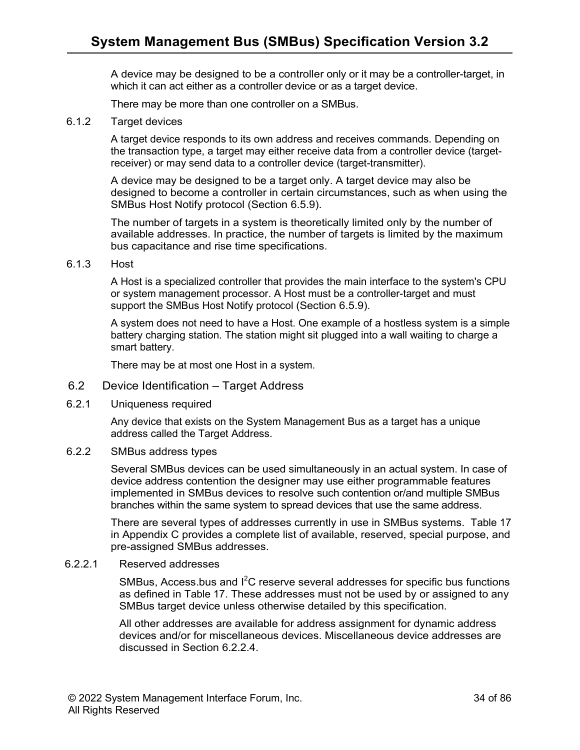A device may be designed to be a controller only or it may be a controller-target, in which it can act either as a controller device or as a target device.

There may be more than one controller on a SMBus.

### 6.1.2 Target devices

A target device responds to its own address and receives commands. Depending on the transaction type, a target may either receive data from a controller device (target-receiver) or may send data to a controller device (target-transmitter).

A device may be designed to be a target only. A target device may also be designed to become a controller in certain circumstances, such as when using the SMBus Host Notify protocol (Section 6.5.9).

The number of targets in a system is theoretically limited only by the number of available addresses. In practice, the number of targets is limited by the maximum bus capacitance and rise time specifications.

### 6.1.3 Host

A Host is a specialized controller that provides the main interface to the system's CPU or system management processor. A Host must be a controller-target and must support the SMBus Host Notify protocol (Section 6.5.9).

A system does not need to have a Host. One example of a hostless system is a simple battery charging station. The station might sit plugged into a wall waiting to charge a smart battery.

There may be at most one Host in a system.

## 6.2 Device Identification – Target Address

### 6.2.1 Uniqueness required

Any device that exists on the System Management Bus as a target has a unique address called the Target Address.

### 6.2.2 SMBus address types

Several SMBus devices can be used simultaneously in an actual system. In case of device address contention the designer may use either programmable features implemented in SMBus devices to resolve such contention or/and multiple SMBus branches within the same system to spread devices that use the same address.

There are several types of addresses currently in use in SMBus systems. Table 17 in Appendix C provides a complete list of available, reserved, special purpose, and pre-assigned SMBus addresses.

#### 6.2.2.1 Reserved addresses

SMBus, Access.bus and $I^2C$ reserve several addresses for specific bus functions as defined in Table 17. These addresses must not be used by or assigned to any SMBus target device unless otherwise detailed by this specification.

All other addresses are available for address assignment for dynamic address devices and/or for miscellaneous devices. Miscellaneous device addresses are discussed in Section 6.2.2.4.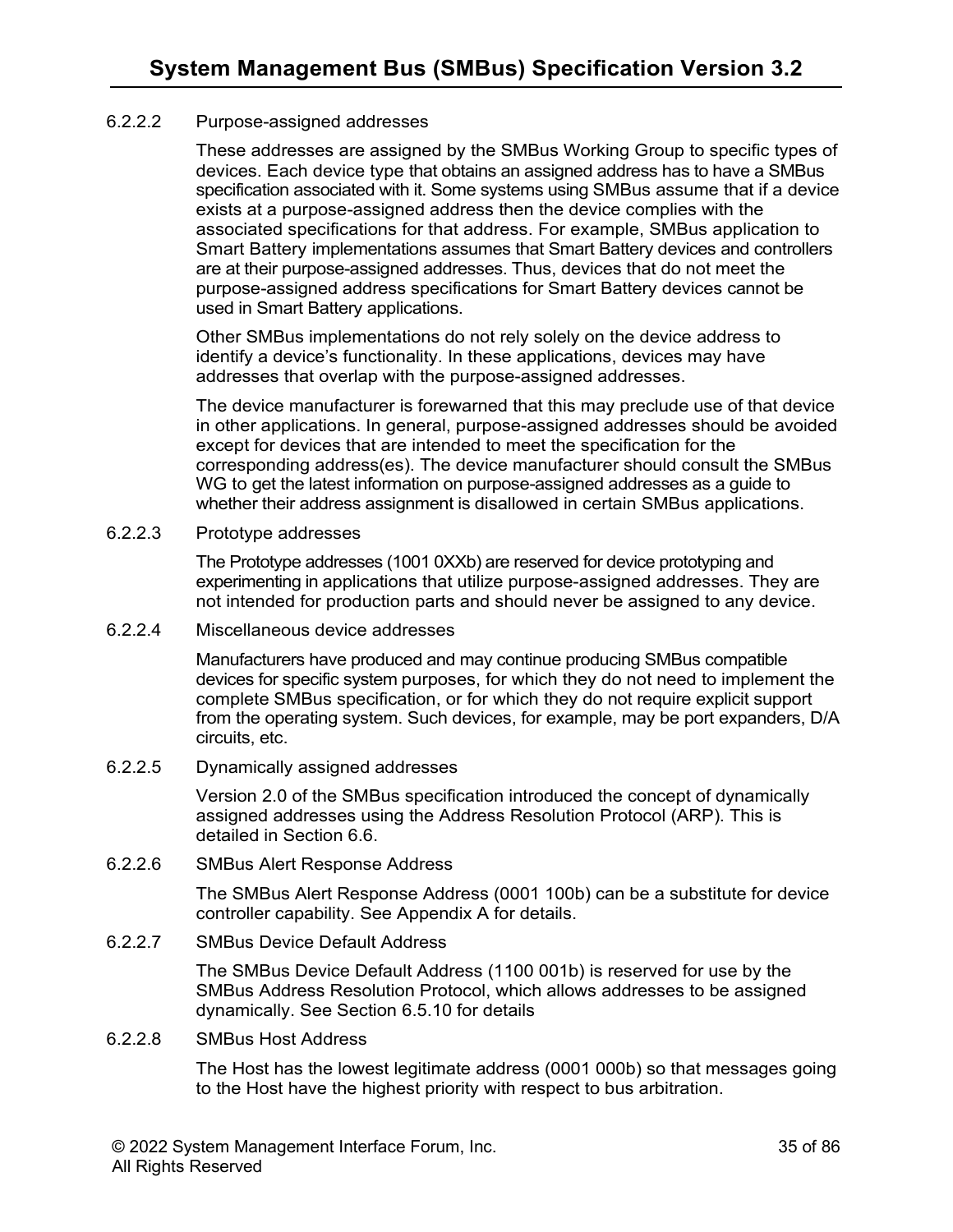#### 6.2.2.2 Purpose-assigned addresses

These addresses are assigned by the SMBus Working Group to specific types of devices. Each device type that obtains an assigned address has to have a SMBus specification associated with it. Some systems using SMBus assume that if a device exists at a purpose-assigned address then the device complies with the associated specifications for that address. For example, SMBus application to Smart Battery implementations assumes that Smart Battery devices and controllers are at their purpose-assigned addresses. Thus, devices that do not meet the purpose-assigned address specifications for Smart Battery devices cannot be used in Smart Battery applications.

Other SMBus implementations do not rely solely on the device address to identify a device's functionality. In these applications, devices may have addresses that overlap with the purpose-assigned addresses.

The device manufacturer is forewarned that this may preclude use of that device in other applications. In general, purpose-assigned addresses should be avoided except for devices that are intended to meet the specification for the corresponding address(es). The device manufacturer should consult the SMBus WG to get the latest information on purpose-assigned addresses as a guide to whether their address assignment is disallowed in certain SMBus applications.

#### 6.2.2.3 Prototype addresses

The Prototype addresses (1001 0XXb) are reserved for device prototyping and experimenting in applications that utilize purpose-assigned addresses. They are not intended for production parts and should never be assigned to any device.

#### 6.2.2.4 Miscellaneous device addresses

Manufacturers have produced and may continue producing SMBus compatible devices for specific system purposes, for which they do not need to implement the complete SMBus specification, or for which they do not require explicit support from the operating system. Such devices, for example, may be port expanders, D/A circuits, etc.

#### 6.2.2.5 Dynamically assigned addresses

Version 2.0 of the SMBus specification introduced the concept of dynamically assigned addresses using the Address Resolution Protocol (ARP). This is detailed in Section 6.6.

#### 6.2.2.6 SMBus Alert Response Address

The SMBus Alert Response Address (0001 100b) can be a substitute for device controller capability. See Appendix A for details.

#### 6.2.2.7 SMBus Device Default Address

The SMBus Device Default Address (1100 001b) is reserved for use by the SMBus Address Resolution Protocol, which allows addresses to be assigned dynamically. See Section 6.5.10 for details

#### 6.2.2.8 SMBus Host Address

The Host has the lowest legitimate address (0001 000b) so that messages going to the Host have the highest priority with respect to bus arbitration.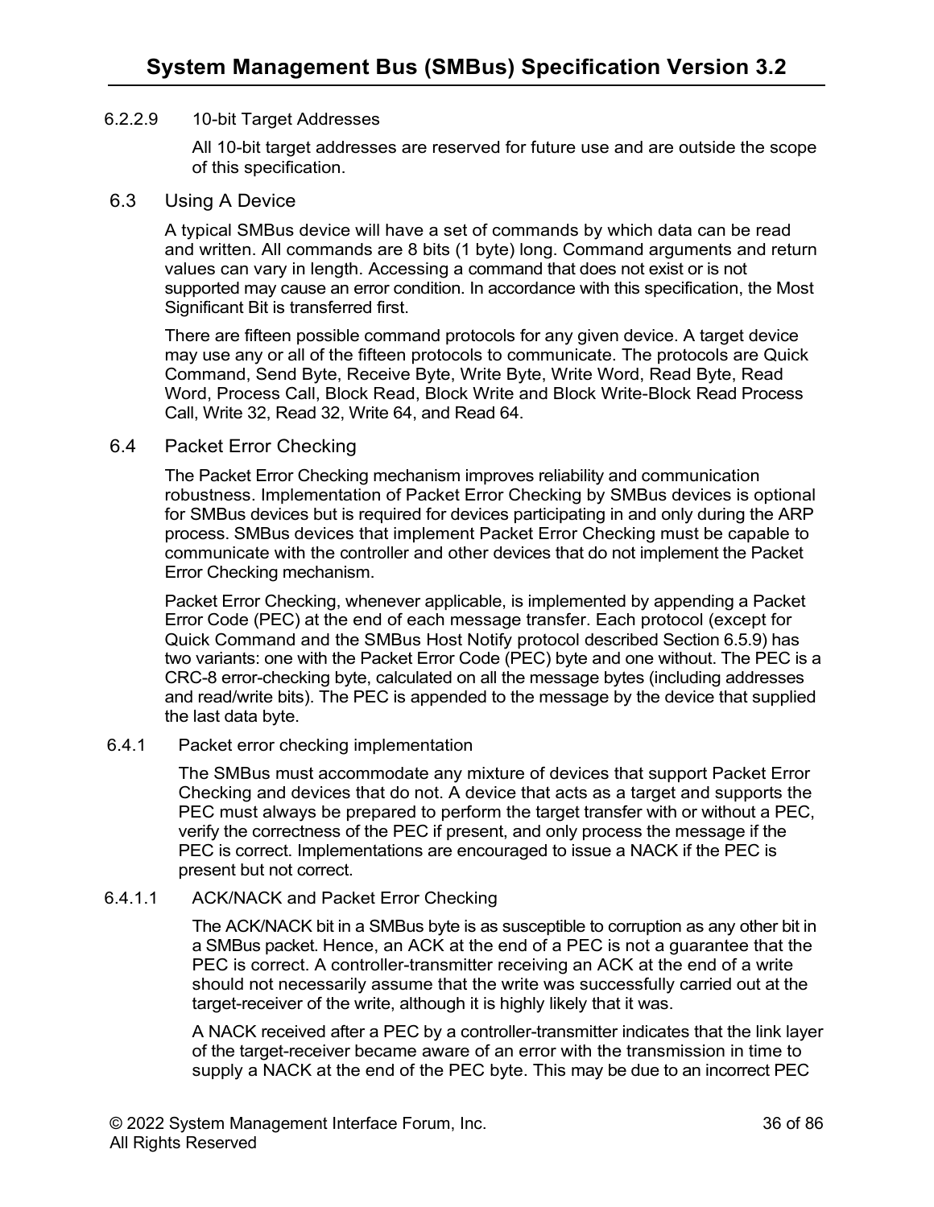#### 6.2.2.9 10-bit Target Addresses

All 10-bit target addresses are reserved for future use and are outside the scope of this specification.

## 6.3 Using A Device

A typical SMBus device will have a set of commands by which data can be read and written. All commands are 8 bits (1 byte) long. Command arguments and return values can vary in length. Accessing a command that does not exist or is not supported may cause an error condition. In accordance with this specification, the Most Significant Bit is transferred first.

There are fifteen possible command protocols for any given device. A target device may use any or all of the fifteen protocols to communicate. The protocols are Quick Command, Send Byte, Receive Byte, Write Byte, Write Word, Read Byte, Read Word, Process Call, Block Read, Block Write and Block Write-Block Read Process Call, Write 32, Read 32, Write 64, and Read 64.

## 6.4 Packet Error Checking

The Packet Error Checking mechanism improves reliability and communication robustness. Implementation of Packet Error Checking by SMBus devices is optional for SMBus devices but is required for devices participating in and only during the ARP process. SMBus devices that implement Packet Error Checking must be capable to communicate with the controller and other devices that do not implement the Packet Error Checking mechanism.

Packet Error Checking, whenever applicable, is implemented by appending a Packet Error Code (PEC) at the end of each message transfer. Each protocol (except for Quick Command and the SMBus Host Notify protocol described Section 6.5.9) has two variants: one with the Packet Error Code (PEC) byte and one without. The PEC is a CRC-8 error-checking byte, calculated on all the message bytes (including addresses and read/write bits). The PEC is appended to the message by the device that supplied the last data byte.

### 6.4.1 Packet error checking implementation

The SMBus must accommodate any mixture of devices that support Packet Error Checking and devices that do not. A device that acts as a target and supports the PEC must always be prepared to perform the target transfer with or without a PEC, verify the correctness of the PEC if present, and only process the message if the PEC is correct. Implementations are encouraged to issue a NACK if the PEC is present but not correct.

#### 6.4.1.1 ACK/NACK and Packet Error Checking

The ACK/NACK bit in a SMBus byte is as susceptible to corruption as any other bit in a SMBus packet. Hence, an ACK at the end of a PEC is not a guarantee that the PEC is correct. A controller-transmitter receiving an ACK at the end of a write should not necessarily assume that the write was successfully carried out at the target-receiver of the write, although it is highly likely that it was.

A NACK received after a PEC by a controller-transmitter indicates that the link layer of the target-receiver became aware of an error with the transmission in time to supply a NACK at the end of the PEC byte. This may be due to an incorrect PEC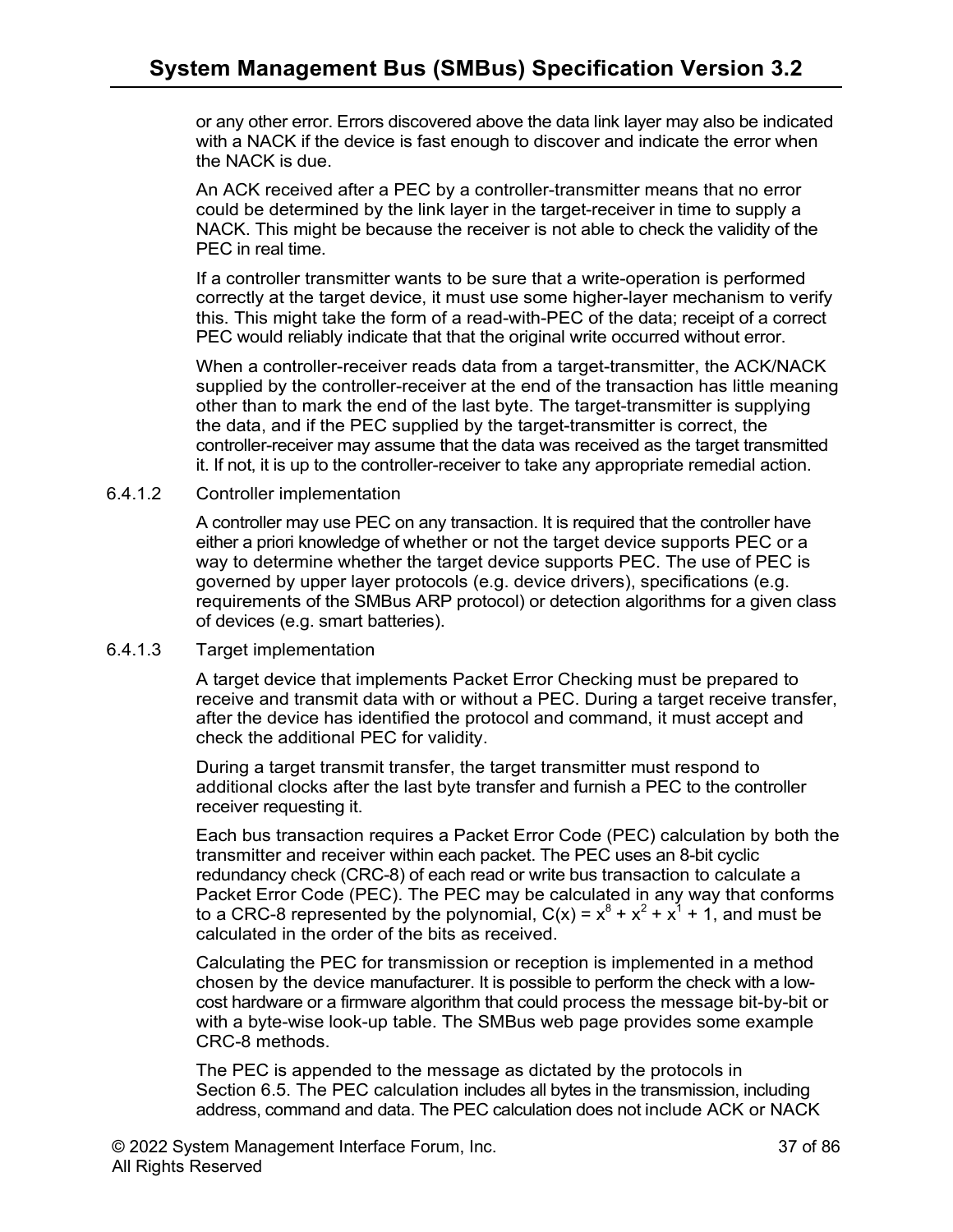or any other error. Errors discovered above the data link layer may also be indicated with a NACK if the device is fast enough to discover and indicate the error when the NACK is due.

An ACK received after a PEC by a controller-transmitter means that no error could be determined by the link layer in the target-receiver in time to supply a NACK. This might be because the receiver is not able to check the validity of the PEC in real time.

If a controller transmitter wants to be sure that a write-operation is performed correctly at the target device, it must use some higher-layer mechanism to verify this. This might take the form of a read-with-PEC of the data; receipt of a correct PEC would reliably indicate that that the original write occurred without error.

When a controller-receiver reads data from a target-transmitter, the ACK/NACK supplied by the controller-receiver at the end of the transaction has little meaning other than to mark the end of the last byte. The target-transmitter is supplying the data, and if the PEC supplied by the target-transmitter is correct, the controller-receiver may assume that the data was received as the target transmitted it. If not, it is up to the controller-receiver to take any appropriate remedial action.

#### 6.4.1.2 Controller implementation

A controller may use PEC on any transaction. It is required that the controller have either a priori knowledge of whether or not the target device supports PEC or a way to determine whether the target device supports PEC. The use of PEC is governed by upper layer protocols (e.g. device drivers), specifications (e.g. requirements of the SMBus ARP protocol) or detection algorithms for a given class of devices (e.g. smart batteries).

#### 6.4.1.3 Target implementation

A target device that implements Packet Error Checking must be prepared to receive and transmit data with or without a PEC. During a target receive transfer, after the device has identified the protocol and command, it must accept and check the additional PEC for validity.

During a target transmit transfer, the target transmitter must respond to additional clocks after the last byte transfer and furnish a PEC to the controller receiver requesting it.

Each bus transaction requires a Packet Error Code (PEC) calculation by both the transmitter and receiver within each packet. The PEC uses an 8-bit cyclic redundancy check (CRC-8) of each read or write bus transaction to calculate a Packet Error Code (PEC). The PEC may be calculated in any way that conforms to a CRC-8 represented by the polynomial, $C(x) = x^8 + x^2 + x^1 + 1$, and must be calculated in the order of the bits as received.

Calculating the PEC for transmission or reception is implemented in a method chosen by the device manufacturer. It is possible to perform the check with a low-cost hardware or a firmware algorithm that could process the message bit-by-bit or with a byte-wise look-up table. The SMBus web page provides some example CRC-8 methods.

The PEC is appended to the message as dictated by the protocols in Section 6.5. The PEC calculation includes all bytes in the transmission, including address, command and data. The PEC calculation does not include ACK or NACK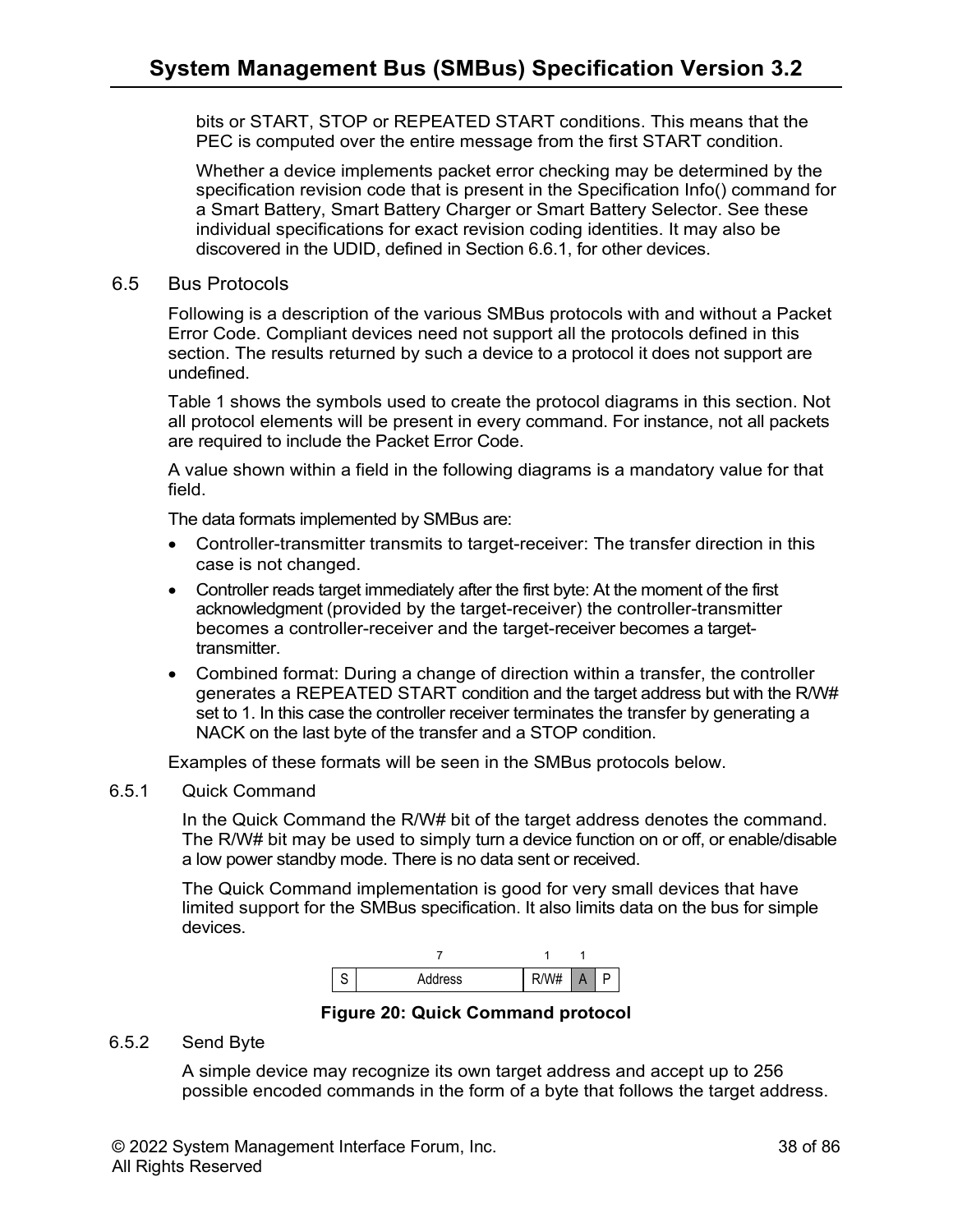bits or START, STOP or REPEATED START conditions. This means that the PEC is computed over the entire message from the first START condition.

Whether a device implements packet error checking may be determined by the specification revision code that is present in the Specification Info() command for a Smart Battery, Smart Battery Charger or Smart Battery Selector. See these individual specifications for exact revision coding identities. It may also be discovered in the UDID, defined in Section 6.6.1, for other devices.

## 6.5 Bus Protocols

Following is a description of the various SMBus protocols with and without a Packet Error Code. Compliant devices need not support all the protocols defined in this section. The results returned by such a device to a protocol it does not support are undefined.

Table 1 shows the symbols used to create the protocol diagrams in this section. Not all protocol elements will be present in every command. For instance, not all packets are required to include the Packet Error Code.

A value shown within a field in the following diagrams is a mandatory value for that field.

The data formats implemented by SMBus are:

- Controller-transmitter transmits to target-receiver: The transfer direction in this case is not changed.
- Controller reads target immediately after the first byte: At the moment of the first acknowledgment (provided by the target-receiver) the controller-transmitter becomes a controller-receiver and the target-receiver becomes a target-transmitter.
- Combined format: During a change of direction within a transfer, the controller generates a REPEATED START condition and the target address but with the R/W# set to 1. In this case the controller receiver terminates the transfer by generating a NACK on the last byte of the transfer and a STOP condition.

Examples of these formats will be seen in the SMBus protocols below.

### 6.5.1 Quick Command

In the Quick Command the R/W# bit of the target address denotes the command. The R/W# bit may be used to simply turn a device function on or off, or enable/disable a low power standby mode. There is no data sent or received.

The Quick Command implementation is good for very small devices that have limited support for the SMBus specification. It also limits data on the bus for simple devices.

| | 7 | 1 | 1 | |
|---|---|---|---|---|
| S | Address | R/W# | A | P |

**Figure 20: Quick Command protocol**

### 6.5.2 Send Byte

A simple device may recognize its own target address and accept up to 256 possible encoded commands in the form of a byte that follows the target address.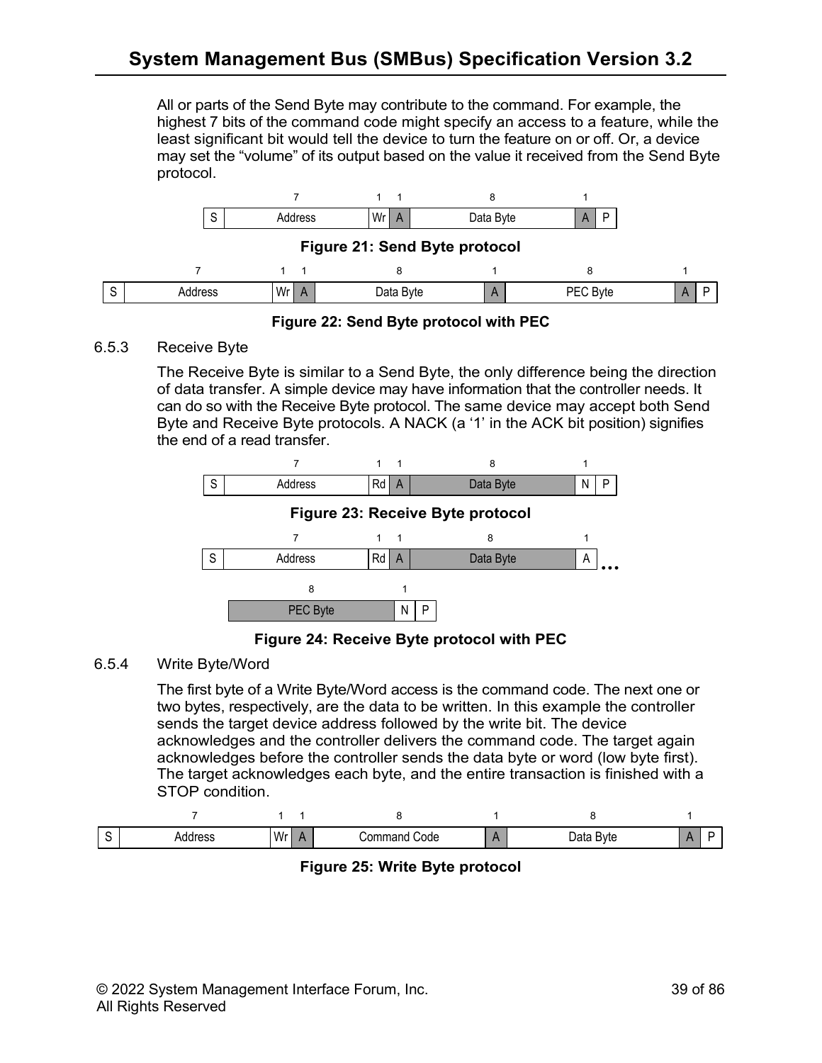All or parts of the Send Byte may contribute to the command. For example, the highest 7 bits of the command code might specify an access to a feature, while the least significant bit would tell the device to turn the feature on or off. Or, a device may set the "volume" of its output based on the value it received from the Send Byte protocol.

| | 7 | 1 | 1 | 8 | 1 | |
|---|---|---|---|---|---|---|
| S | Address | Wr | A | Data Byte | A | P |

**Figure 21: Send Byte protocol**

| | 7 | 1 | 1 | 8 | 1 | 8 | 1 | |
|---|---|---|---|---|---|---|---|---|
| S | Address | Wr | A | Data Byte | A | PEC Byte | A | P |

**Figure 22: Send Byte protocol with PEC**

### 6.5.3 Receive Byte

The Receive Byte is similar to a Send Byte, the only difference being the direction of data transfer. A simple device may have information that the controller needs. It can do so with the Receive Byte protocol. The same device may accept both Send Byte and Receive Byte protocols. A NACK (a '1' in the ACK bit position) signifies the end of a read transfer.

| | 7 | 1 | 1 | 8 | 1 | |
|---|---|---|---|---|---|---|
| S | Address | Rd | A | Data Byte | N | P |

**Figure 23: Receive Byte protocol**

| | 7 | 1 | 1 | 8 | 1 |
|---|---|---|---|---|---|
| S | Address | Rd | A | Data Byte | A … |

| 8 | 1 | |
|---|---|---|
| PEC Byte | N | P |

**Figure 24: Receive Byte protocol with PEC**

### 6.5.4 Write Byte/Word

The first byte of a Write Byte/Word access is the command code. The next one or two bytes, respectively, are the data to be written. In this example the controller sends the target device address followed by the write bit. The device acknowledges and the controller delivers the command code. The target again acknowledges before the controller sends the data byte or word (low byte first). The target acknowledges each byte, and the entire transaction is finished with a STOP condition.

| | 7 | 1 | 1 | 8 | 1 | 8 | 1 | |
|---|---|---|---|---|---|---|---|---|
| S | Address | Wr | A | Command Code | A | Data Byte | A | P |

**Figure 25: Write Byte protocol**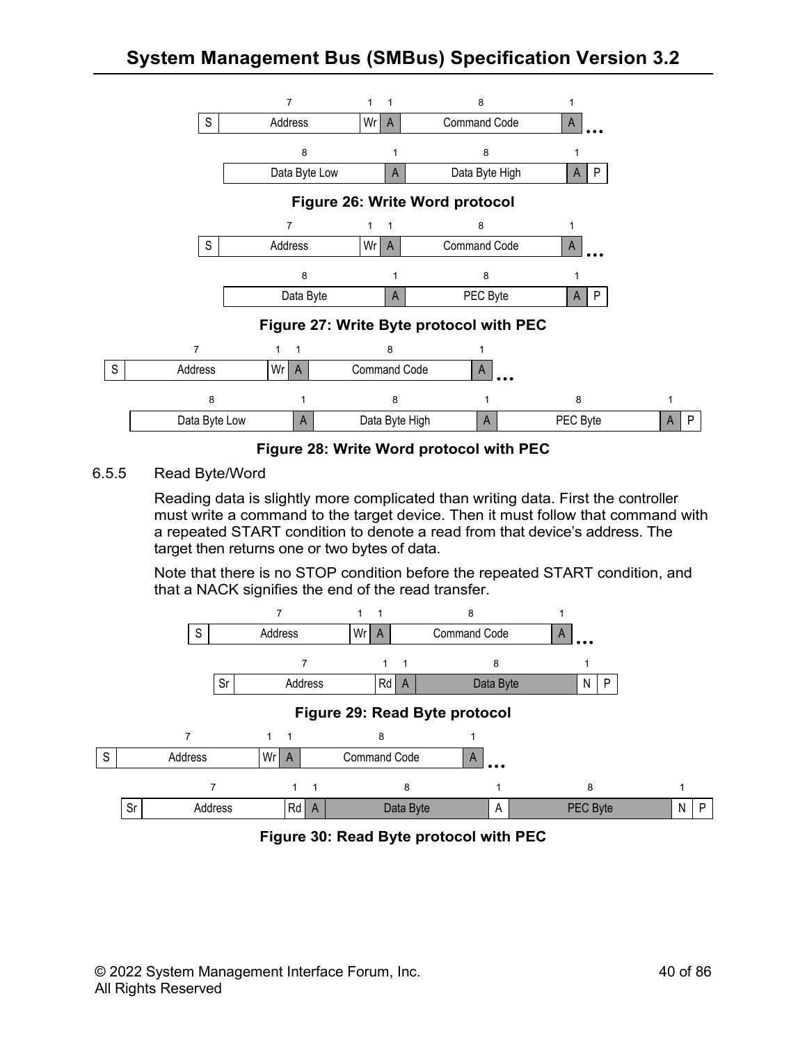| 1 | 7 | 1 | 1 | 8 | 1 | |
|---|---|---|---|---|---|---|
| S | Address | Wr | A | Command Code | A | ... |

| 8 | 1 | 8 | 1 | 1 |
|---|---|---|---|---|
| Data Byte Low | A | Data Byte High | A | P |

**Figure 26: Write Word protocol**

| 1 | 7 | 1 | 1 | 8 | 1 | |
|---|---|---|---|---|---|---|
| S | Address | Wr | A | Command Code | A | ... |

| 8 | 1 | 8 | 1 | 1 |
|---|---|---|---|---|
| Data Byte | A | PEC Byte | A | P |

**Figure 27: Write Byte protocol with PEC**

| 1 | 7 | 1 | 1 | 8 | 1 | |
|---|---|---|---|---|---|---|
| S | Address | Wr | A | Command Code | A | ... |

| 8 | 1 | 8 | 1 | 8 | 1 | 1 |
|---|---|---|---|---|---|---|
| Data Byte Low | A | Data Byte High | A | PEC Byte | A | P |

**Figure 28: Write Word protocol with PEC**

### 6.5.5 Read Byte/Word

Reading data is slightly more complicated than writing data. First the controller must write a command to the target device. Then it must follow that command with a repeated START condition to denote a read from that device's address. The target then returns one or two bytes of data.

Note that there is no STOP condition before the repeated START condition, and that a NACK signifies the end of the read transfer.

| 1 | 7 | 1 | 1 | 8 | 1 | |
|---|---|---|---|---|---|---|
| S | Address | Wr | A | Command Code | A | ... |

| 1 | 7 | 1 | 1 | 8 | 1 | 1 |
|---|---|---|---|---|---|---|
| Sr | Address | Rd | A | Data Byte | N | P |

**Figure 29: Read Byte protocol**

| 1 | 7 | 1 | 1 | 8 | 1 | |
|---|---|---|---|---|---|---|
| S | Address | Wr | A | Command Code | A | ... |

| 1 | 7 | 1 | 1 | 8 | 1 | 8 | 1 | 1 |
|---|---|---|---|---|---|---|---|---|
| Sr | Address | Rd | A | Data Byte | A | PEC Byte | N | P |

**Figure 30: Read Byte protocol with PEC**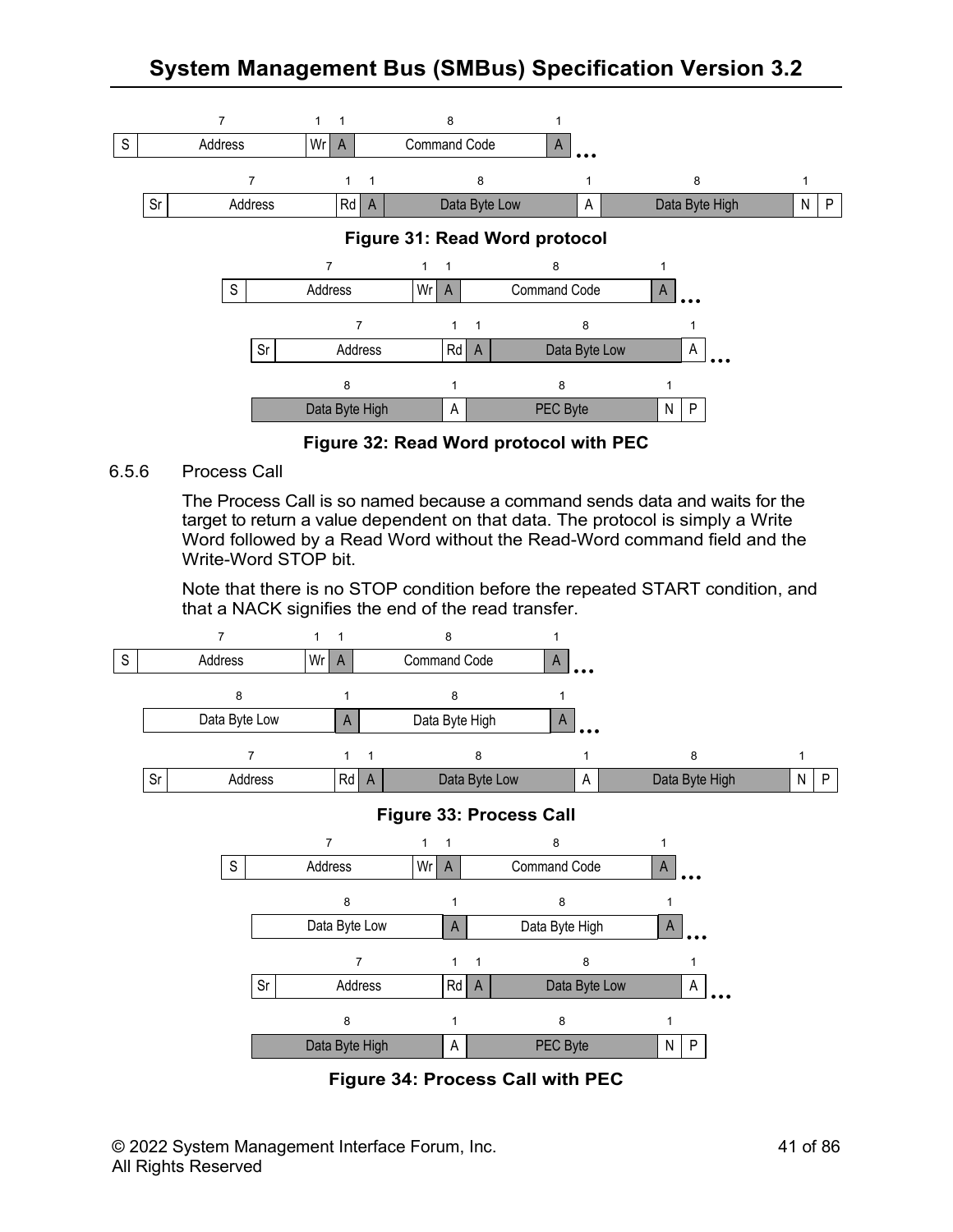| 1 | 7 | 1 | 1 | 8 | 1 |
|---|---|---|---|---|---|
| S | Address | Wr | A | Command Code | A |

| 1 | 7 | 1 | 1 | 8 | 1 | 8 | 1 | 1 |
|---|---|---|---|---|---|---|---|---|
| Sr | Address | Rd | A | Data Byte Low | A | Data Byte High | N | P |

**Figure 31: Read Word protocol**

| 1 | 7 | 1 | 1 | 8 | 1 |
|---|---|---|---|---|---|
| S | Address | Wr | A | Command Code | A |

| 1 | 7 | 1 | 1 | 8 | 1 |
|---|---|---|---|---|---|
| Sr | Address | Rd | A | Data Byte Low | A |

| 8 | 1 | 8 | 1 | 1 |
|---|---|---|---|---|
| Data Byte High | A | PEC Byte | N | P |

**Figure 32: Read Word protocol with PEC**

6.5.6 Process Call

The Process Call is so named because a command sends data and waits for the target to return a value dependent on that data. The protocol is simply a Write Word followed by a Read Word without the Read-Word command field and the Write-Word STOP bit.

Note that there is no STOP condition before the repeated START condition, and that a NACK signifies the end of the read transfer.

| 1 | 7 | 1 | 1 | 8 | 1 |
|---|---|---|---|---|---|
| S | Address | Wr | A | Command Code | A |

| 8 | 1 | 8 | 1 |
|---|---|---|---|
| Data Byte Low | A | Data Byte High | A |

| 1 | 7 | 1 | 1 | 8 | 1 | 8 | 1 | 1 |
|---|---|---|---|---|---|---|---|---|
| Sr | Address | Rd | A | Data Byte Low | A | Data Byte High | N | P |

**Figure 33: Process Call**

| 1 | 7 | 1 | 1 | 8 | 1 |
|---|---|---|---|---|---|
| S | Address | Wr | A | Command Code | A |

| 8 | 1 | 8 | 1 |
|---|---|---|---|
| Data Byte Low | A | Data Byte High | A |

| 1 | 7 | 1 | 1 | 8 | 1 |
|---|---|---|---|---|---|
| Sr | Address | Rd | A | Data Byte Low | A |

| 8 | 1 | 8 | 1 | 1 |
|---|---|---|---|---|
| Data Byte High | A | PEC Byte | N | P |

**Figure 34: Process Call with PEC**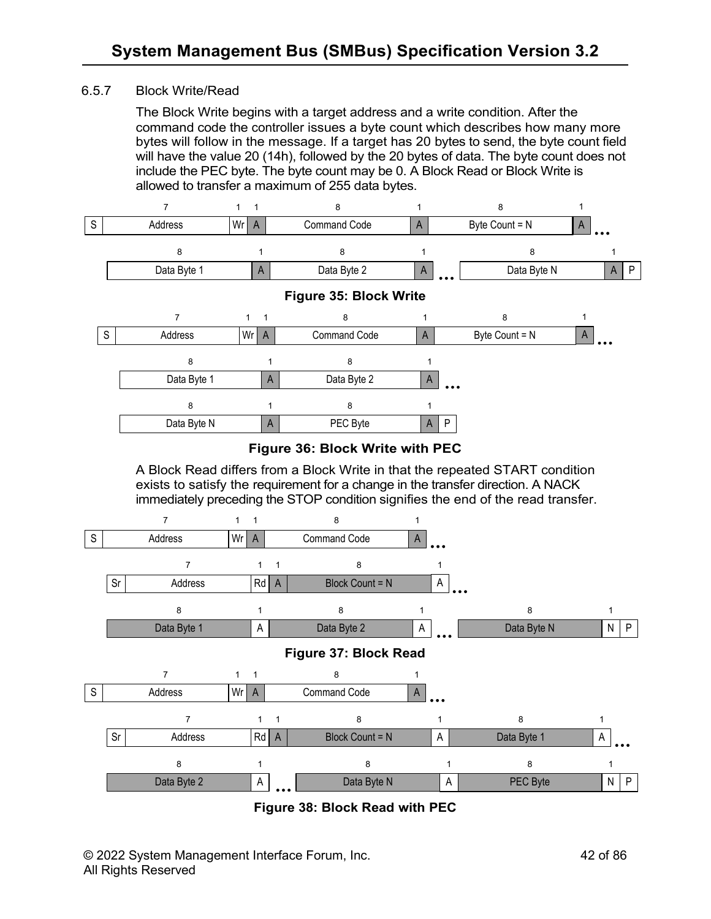### 6.5.7 Block Write/Read

The Block Write begins with a target address and a write condition. After the command code the controller issues a byte count which describes how many more bytes will follow in the message. If a target has 20 bytes to send, the byte count field will have the value 20 (14h), followed by the 20 bytes of data. The byte count does not include the PEC byte. The byte count may be 0. A Block Read or Block Write is allowed to transfer a maximum of 255 data bytes.

| | 7 | 1 | 1 | 8 | 1 | 8 | 1 |
|---|---|---|---|---|---|---|---|
| S | Address | Wr | A | Command Code | A | Byte Count = N | A … |

| 8 | 1 | 8 | 1 | | 8 | 1 | |
|---|---|---|---|---|---|---|---|
| Data Byte 1 | A | Data Byte 2 | A | … | Data Byte N | A | P |

**Figure 35: Block Write**

| | 7 | 1 | 1 | 8 | 1 | 8 | 1 |
|---|---|---|---|---|---|---|---|
| S | Address | Wr | A | Command Code | A | Byte Count = N | A … |

| 8 | 1 | 8 | 1 |
|---|---|---|---|
| Data Byte 1 | A | Data Byte 2 | A … |

| 8 | 1 | 8 | 1 | |
|---|---|---|---|---|
| Data Byte N | A | PEC Byte | A | P |

**Figure 36: Block Write with PEC**

A Block Read differs from a Block Write in that the repeated START condition exists to satisfy the requirement for a change in the transfer direction. A NACK immediately preceding the STOP condition signifies the end of the read transfer.

| | 7 | 1 | 1 | 8 | 1 |
|---|---|---|---|---|---|
| S | Address | Wr | A | Command Code | A … |

| | 7 | 1 | 1 | 8 | 1 |
|---|---|---|---|---|---|
| Sr | Address | Rd | A | Block Count = N | A … |

| 8 | 1 | 8 | 1 | | 8 | 1 | |
|---|---|---|---|---|---|---|---|
| Data Byte 1 | A | Data Byte 2 | A | … | Data Byte N | N | P |

**Figure 37: Block Read**

| | 7 | 1 | 1 | 8 | 1 |
|---|---|---|---|---|---|
| S | Address | Wr | A | Command Code | A … |

| | 7 | 1 | 1 | 8 | 1 | 8 | 1 |
|---|---|---|---|---|---|---|---|
| Sr | Address | Rd | A | Block Count = N | A | Data Byte 1 | A … |

| 8 | 1 | | 8 | 1 | 8 | 1 | |
|---|---|---|---|---|---|---|---|
| Data Byte 2 | A | … | Data Byte N | A | PEC Byte | N | P |

**Figure 38: Block Read with PEC**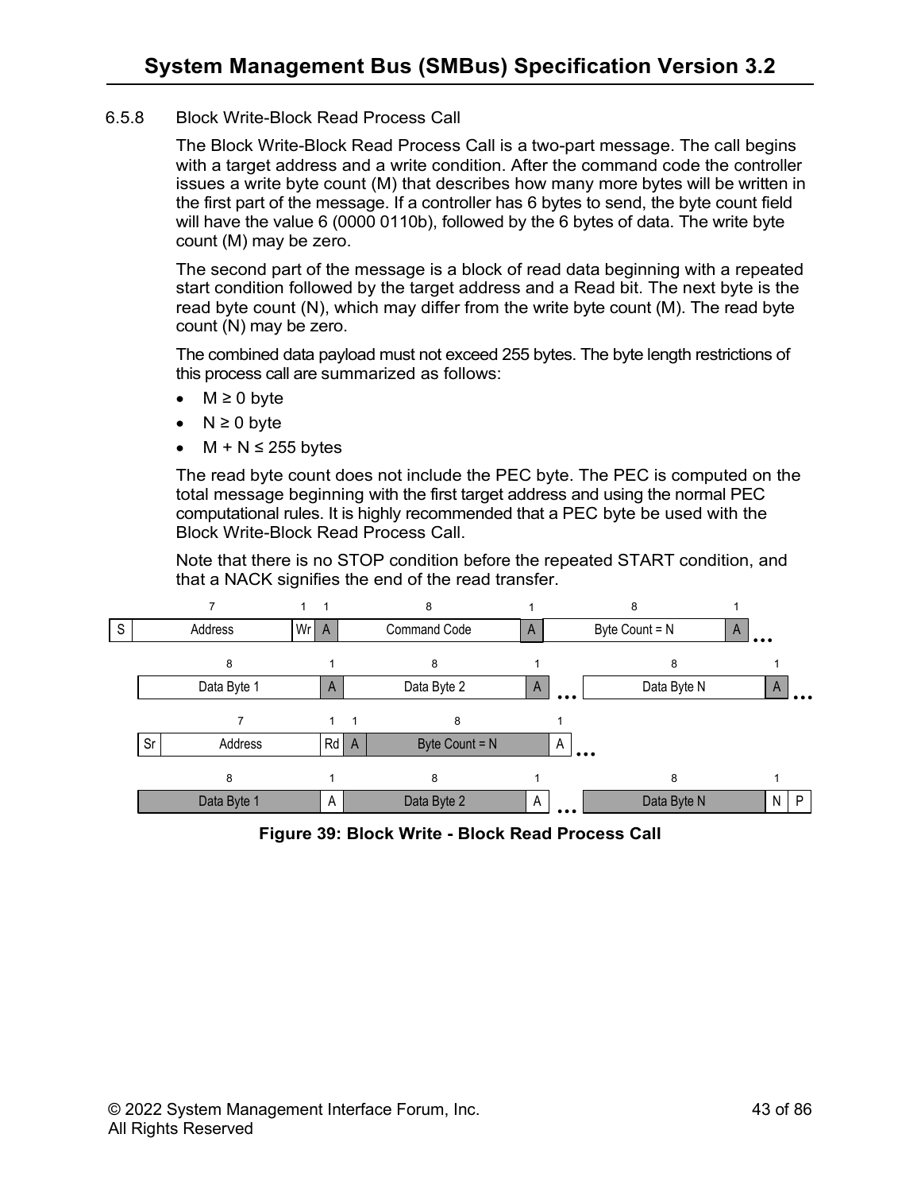### 6.5.8 Block Write-Block Read Process Call

The Block Write-Block Read Process Call is a two-part message. The call begins with a target address and a write condition. After the command code the controller issues a write byte count (M) that describes how many more bytes will be written in the first part of the message. If a controller has 6 bytes to send, the byte count field will have the value 6 (0000 0110b), followed by the 6 bytes of data. The write byte count (M) may be zero.

The second part of the message is a block of read data beginning with a repeated start condition followed by the target address and a Read bit. The next byte is the read byte count (N), which may differ from the write byte count (M). The read byte count (N) may be zero.

The combined data payload must not exceed 255 bytes. The byte length restrictions of this process call are summarized as follows:

- $M \geq 0$ byte
- $N \geq 0$ byte
- $M + N \leq 255$ bytes

The read byte count does not include the PEC byte. The PEC is computed on the total message beginning with the first target address and using the normal PEC computational rules. It is highly recommended that a PEC byte be used with the Block Write-Block Read Process Call.

Note that there is no STOP condition before the repeated START condition, and that a NACK signifies the end of the read transfer.

| | 7 | 1 | 1 | 8 | 1 | 8 | 1 | |
|---|---|---|---|---|---|---|---|---|
| S | Address | Wr | A | Command Code | A | Byte Count = N | A | … |

| 8 | 1 | 8 | 1 | | 8 | 1 | |
|---|---|---|---|---|---|---|---|
| Data Byte 1 | A | Data Byte 2 | A | … | Data Byte N | A | … |

| | 7 | 1 | 1 | 8 | 1 | |
|---|---|---|---|---|---|---|
| Sr | Address | Rd | A | Byte Count = N | A | … |

| 8 | 1 | 8 | 1 | | 8 | 1 | |
|---|---|---|---|---|---|---|---|
| Data Byte 1 | A | Data Byte 2 | A | … | Data Byte N | N | P |

**Figure 39: Block Write - Block Read Process Call**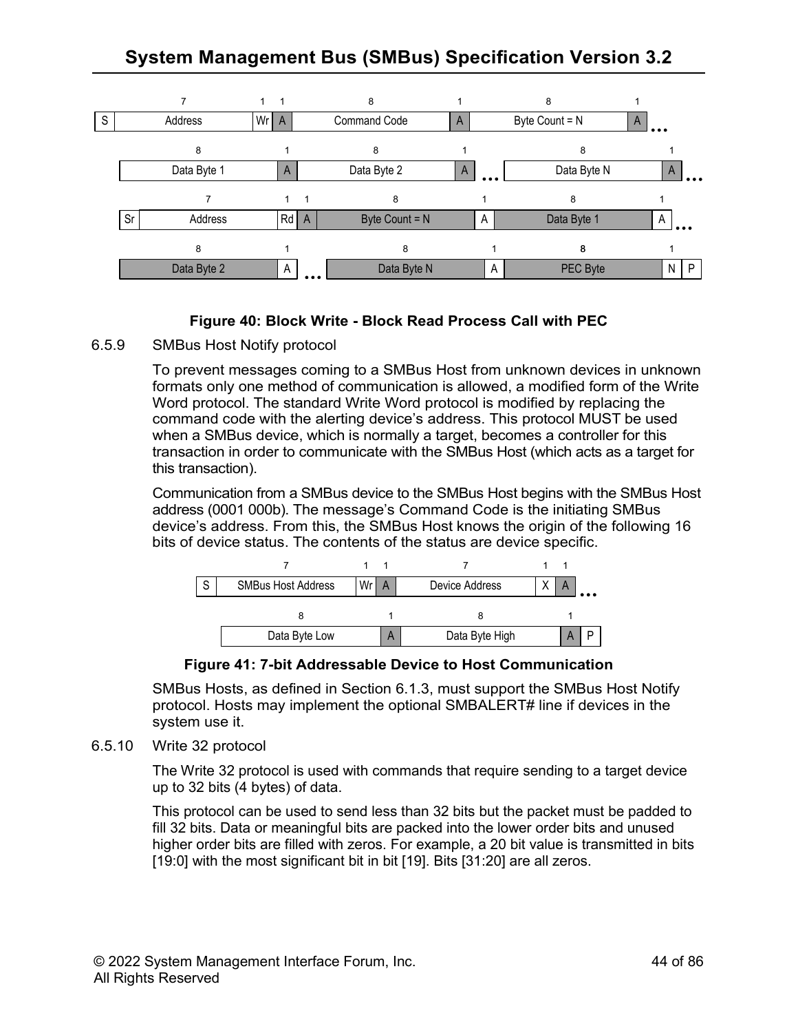| 1 | 7 | 1 | 1 | 8 | 1 | 8 | 1 | |
|---|---|---|---|---|---|---|---|---|
| S | Address | Wr | A | Command Code | A | Byte Count = N | A | ... |

| 8 | 1 | 8 | 1 | | 8 | 1 | |
|---|---|---|---|---|---|---|---|
| Data Byte 1 | A | Data Byte 2 | A | ... | Data Byte N | A | ... |

| 1 | 7 | 1 | 1 | 8 | 1 | 8 | 1 | |
|---|---|---|---|---|---|---|---|---|
| Sr | Address | Rd | A | Byte Count = N | A | Data Byte 1 | A | ... |

| 8 | 1 | | 8 | 1 | 8 | 1 | 1 |
|---|---|---|---|---|---|---|---|
| Data Byte 2 | A | ... | Data Byte N | A | PEC Byte | N | P |

**Figure 40: Block Write - Block Read Process Call with PEC**

### 6.5.9 SMBus Host Notify protocol

To prevent messages coming to a SMBus Host from unknown devices in unknown formats only one method of communication is allowed, a modified form of the Write Word protocol. The standard Write Word protocol is modified by replacing the command code with the alerting device's address. This protocol MUST be used when a SMBus device, which is normally a target, becomes a controller for this transaction in order to communicate with the SMBus Host (which acts as a target for this transaction).

Communication from a SMBus device to the SMBus Host begins with the SMBus Host address (0001 000b). The message's Command Code is the initiating SMBus device's address. From this, the SMBus Host knows the origin of the following 16 bits of device status. The contents of the status are device specific.

| 1 | 7 | 1 | 1 | 7 | 1 | 1 | |
|---|---|---|---|---|---|---|---|
| S | SMBus Host Address | Wr | A | Device Address | X | A | ... |

| 8 | 1 | 8 | 1 | 1 |
|---|---|---|---|---|
| Data Byte Low | A | Data Byte High | A | P |

**Figure 41: 7-bit Addressable Device to Host Communication**

SMBus Hosts, as defined in Section 6.1.3, must support the SMBus Host Notify protocol. Hosts may implement the optional SMBALERT# line if devices in the system use it.

### 6.5.10 Write 32 protocol

The Write 32 protocol is used with commands that require sending to a target device up to 32 bits (4 bytes) of data.

This protocol can be used to send less than 32 bits but the packet must be padded to fill 32 bits. Data or meaningful bits are packed into the lower order bits and unused higher order bits are filled with zeros. For example, a 20 bit value is transmitted in bits [19:0] with the most significant bit in bit [19]. Bits [31:20] are all zeros.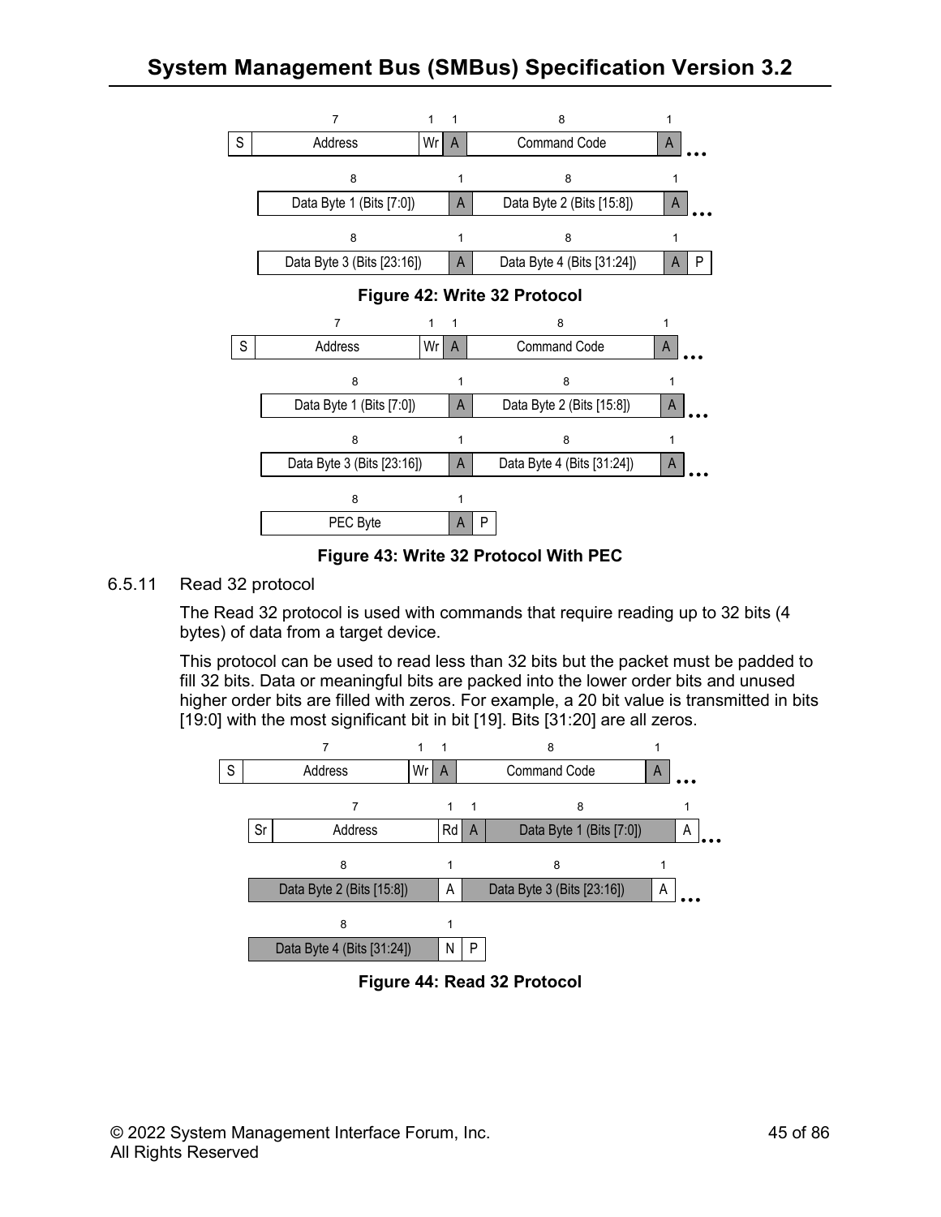| 1 | 7 | 1 | 1 | 8 | 1 |
|---|---|---|---|---|---|
| S | Address | Wr | A | Command Code | A |

| 8 | 1 | 8 | 1 |
|---|---|---|---|
| Data Byte 1 (Bits [7:0]) | A | Data Byte 2 (Bits [15:8]) | A |

| 8 | 1 | 8 | 1 | 1 |
|---|---|---|---|---|
| Data Byte 3 (Bits [23:16]) | A | Data Byte 4 (Bits [31:24]) | A | P |

**Figure 42: Write 32 Protocol**

| 1 | 7 | 1 | 1 | 8 | 1 |
|---|---|---|---|---|---|
| S | Address | Wr | A | Command Code | A |

| 8 | 1 | 8 | 1 |
|---|---|---|---|
| Data Byte 1 (Bits [7:0]) | A | Data Byte 2 (Bits [15:8]) | A |

| 8 | 1 | 8 | 1 |
|---|---|---|---|
| Data Byte 3 (Bits [23:16]) | A | Data Byte 4 (Bits [31:24]) | A |

| 8 | 1 | 1 |
|---|---|---|
| PEC Byte | A | P |

**Figure 43: Write 32 Protocol With PEC**

### 6.5.11 Read 32 protocol

The Read 32 protocol is used with commands that require reading up to 32 bits (4 bytes) of data from a target device.

This protocol can be used to read less than 32 bits but the packet must be padded to fill 32 bits. Data or meaningful bits are packed into the lower order bits and unused higher order bits are filled with zeros. For example, a 20 bit value is transmitted in bits [19:0] with the most significant bit in bit [19]. Bits [31:20] are all zeros.

| 1 | 7 | 1 | 1 | 8 | 1 |
|---|---|---|---|---|---|
| S | Address | Wr | A | Command Code | A |

| 1 | 7 | 1 | 1 | 8 | 1 |
|---|---|---|---|---|---|
| Sr | Address | Rd | A | Data Byte 1 (Bits [7:0]) | A |

| 8 | 1 | 8 | 1 |
|---|---|---|---|
| Data Byte 2 (Bits [15:8]) | A | Data Byte 3 (Bits [23:16]) | A |

| 8 | 1 | 1 |
|---|---|---|
| Data Byte 4 (Bits [31:24]) | N | P |

**Figure 44: Read 32 Protocol**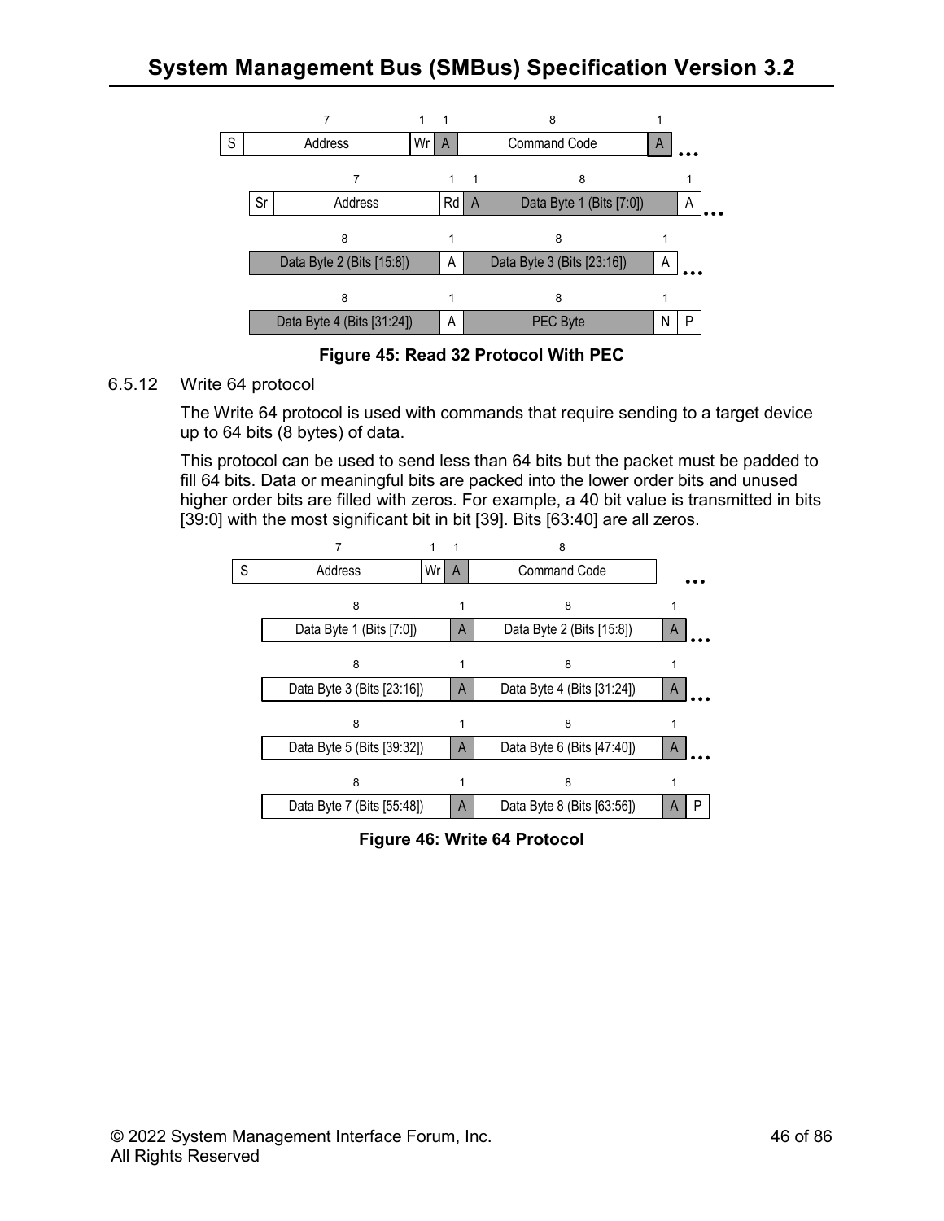| 7 | 1 | 1 | 8 | 1 |
|---|---|---|---|---|
| S Address | Wr | A | Command Code | A ... |

| 7 | 1 | 1 | 8 | 1 |
|---|---|---|---|---|
| Sr Address | Rd | A | Data Byte 1 (Bits [7:0]) | A ... |

| 8 | 1 | 8 | 1 |
|---|---|---|---|
| Data Byte 2 (Bits [15:8]) | A | Data Byte 3 (Bits [23:16]) | A ... |

| 8 | 1 | 8 | 1 | |
|---|---|---|---|---|
| Data Byte 4 (Bits [31:24]) | A | PEC Byte | N | P |

**Figure 45: Read 32 Protocol With PEC**

6.5.12 Write 64 protocol

The Write 64 protocol is used with commands that require sending to a target device up to 64 bits (8 bytes) of data.

This protocol can be used to send less than 64 bits but the packet must be padded to fill 64 bits. Data or meaningful bits are packed into the lower order bits and unused higher order bits are filled with zeros. For example, a 40 bit value is transmitted in bits [39:0] with the most significant bit in bit [39]. Bits [63:40] are all zeros.

| 7 | 1 | 1 | 8 |
|---|---|---|---|
| S Address | Wr | A | Command Code ... |

| 8 | 1 | 8 | 1 |
|---|---|---|---|
| Data Byte 1 (Bits [7:0]) | A | Data Byte 2 (Bits [15:8]) | A ... |

| 8 | 1 | 8 | 1 |
|---|---|---|---|
| Data Byte 3 (Bits [23:16]) | A | Data Byte 4 (Bits [31:24]) | A ... |

| 8 | 1 | 8 | 1 |
|---|---|---|---|
| Data Byte 5 (Bits [39:32]) | A | Data Byte 6 (Bits [47:40]) | A ... |

| 8 | 1 | 8 | 1 | |
|---|---|---|---|---|
| Data Byte 7 (Bits [55:48]) | A | Data Byte 8 (Bits [63:56]) | A | P |

**Figure 46: Write 64 Protocol**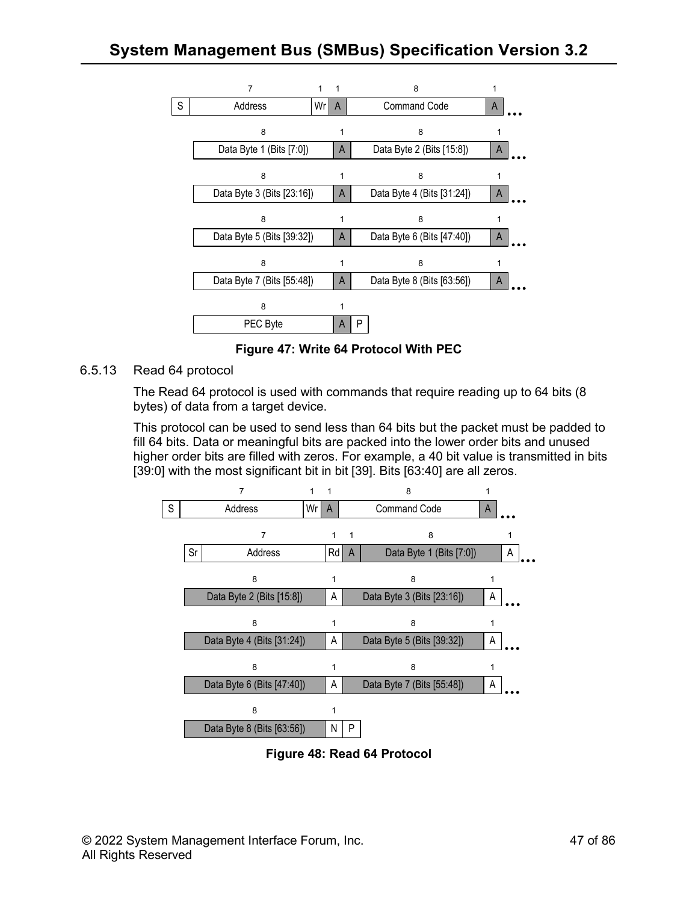| | 7 | 1 | 1 | 8 | 1 |
|---|---|---|---|---|---|
| S | Address | Wr | A | Command Code | A |

| 8 | 1 | 8 | 1 |
|---|---|---|---|
| Data Byte 1 (Bits [7:0]) | A | Data Byte 2 (Bits [15:8]) | A |
| Data Byte 3 (Bits [23:16]) | A | Data Byte 4 (Bits [31:24]) | A |
| Data Byte 5 (Bits [39:32]) | A | Data Byte 6 (Bits [47:40]) | A |
| Data Byte 7 (Bits [55:48]) | A | Data Byte 8 (Bits [63:56]) | A |

| 8 | 1 | |
|---|---|---|
| PEC Byte | A | P |

**Figure 47: Write 64 Protocol With PEC**

### 6.5.13 Read 64 protocol

The Read 64 protocol is used with commands that require reading up to 64 bits (8 bytes) of data from a target device.

This protocol can be used to send less than 64 bits but the packet must be padded to fill 64 bits. Data or meaningful bits are packed into the lower order bits and unused higher order bits are filled with zeros. For example, a 40 bit value is transmitted in bits [39:0] with the most significant bit in bit [39]. Bits [63:40] are all zeros.

| | 7 | 1 | 1 | 8 | 1 |
|---|---|---|---|---|---|
| S | Address | Wr | A | Command Code | A |

| | 7 | 1 | 1 | 8 | 1 |
|---|---|---|---|---|---|
| Sr | Address | Rd | A | Data Byte 1 (Bits [7:0]) | A |

| 8 | 1 | 8 | 1 |
|---|---|---|---|
| Data Byte 2 (Bits [15:8]) | A | Data Byte 3 (Bits [23:16]) | A |
| Data Byte 4 (Bits [31:24]) | A | Data Byte 5 (Bits [39:32]) | A |
| Data Byte 6 (Bits [47:40]) | A | Data Byte 7 (Bits [55:48]) | A |

| 8 | 1 | |
|---|---|---|
| Data Byte 8 (Bits [63:56]) | N | P |

**Figure 48: Read 64 Protocol**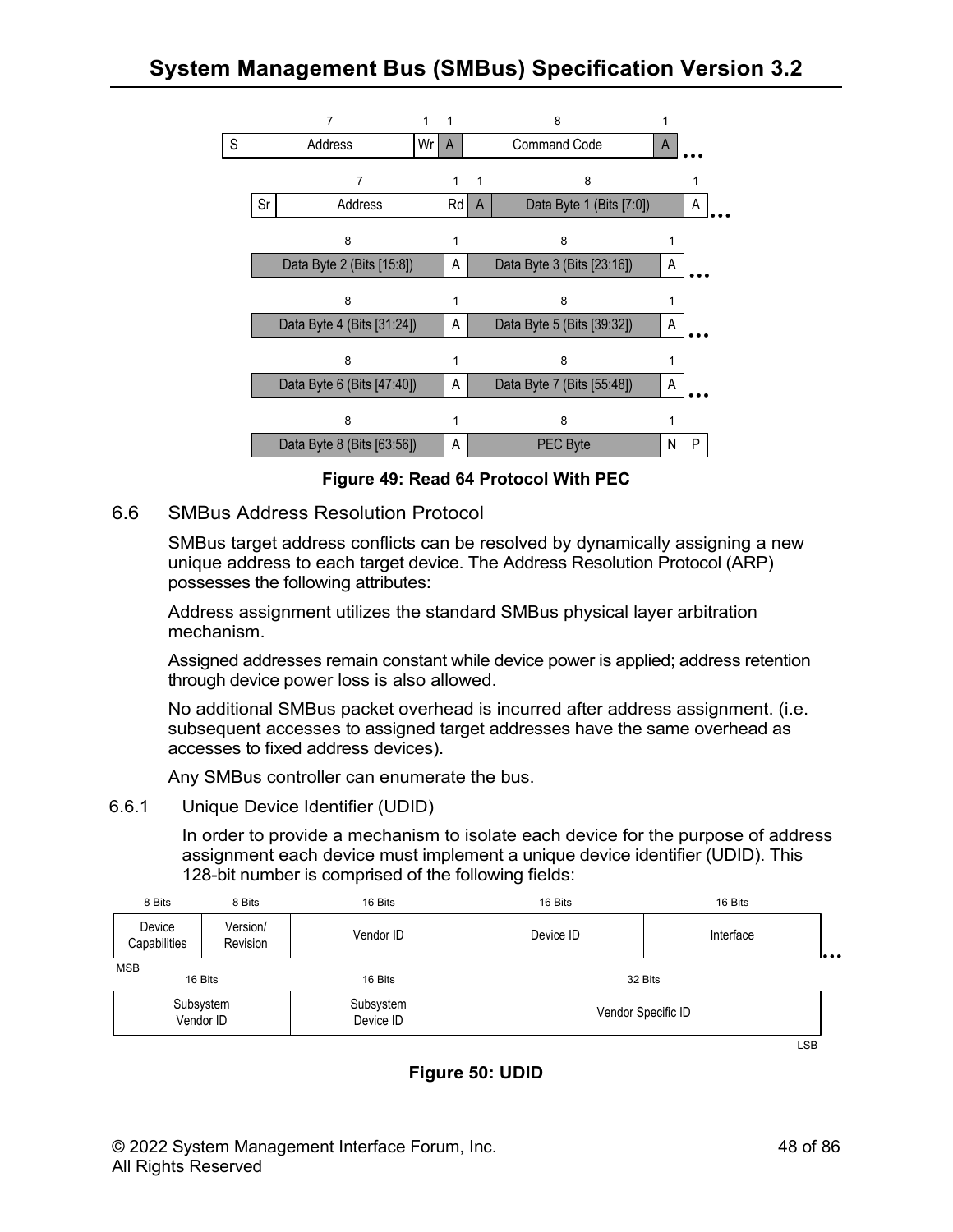| 7 | 1 | 1 | 8 | 1 |
|---|---|---|---|---|
| S | Address | Wr | A | Command Code | A | ... |

| 7 | 1 | 1 | 8 | 1 |
|---|---|---|---|---|
| Sr | Address | Rd | A | Data Byte 1 (Bits [7:0]) | A | ... |

| 8 | 1 | 8 | 1 |
|---|---|---|---|
| Data Byte 2 (Bits [15:8]) | A | Data Byte 3 (Bits [23:16]) | A | ... |

| 8 | 1 | 8 | 1 |
|---|---|---|---|
| Data Byte 4 (Bits [31:24]) | A | Data Byte 5 (Bits [39:32]) | A | ... |

| 8 | 1 | 8 | 1 |
|---|---|---|---|
| Data Byte 6 (Bits [47:40]) | A | Data Byte 7 (Bits [55:48]) | A | ... |

| 8 | 1 | 8 | 1 |
|---|---|---|---|
| Data Byte 8 (Bits [63:56]) | A | PEC Byte | N | P |

**Figure 49: Read 64 Protocol With PEC**

## 6.6 SMBus Address Resolution Protocol

SMBus target address conflicts can be resolved by dynamically assigning a new unique address to each target device. The Address Resolution Protocol (ARP) possesses the following attributes:

Address assignment utilizes the standard SMBus physical layer arbitration mechanism.

Assigned addresses remain constant while device power is applied; address retention through device power loss is also allowed.

No additional SMBus packet overhead is incurred after address assignment. (i.e. subsequent accesses to assigned target addresses have the same overhead as accesses to fixed address devices).

Any SMBus controller can enumerate the bus.

### 6.6.1 Unique Device Identifier (UDID)

In order to provide a mechanism to isolate each device for the purpose of address assignment each device must implement a unique device identifier (UDID). This 128-bit number is comprised of the following fields:

| 8 Bits | 8 Bits | 16 Bits | 16 Bits | 16 Bits |
|---|---|---|---|---|
| Device Capabilities (MSB) | Version/ Revision | Vendor ID | Device ID | Interface ... |

| 16 Bits | 16 Bits | 32 Bits |
|---|---|---|
| Subsystem Vendor ID | Subsystem Device ID | Vendor Specific ID (LSB) |

**Figure 50: UDID**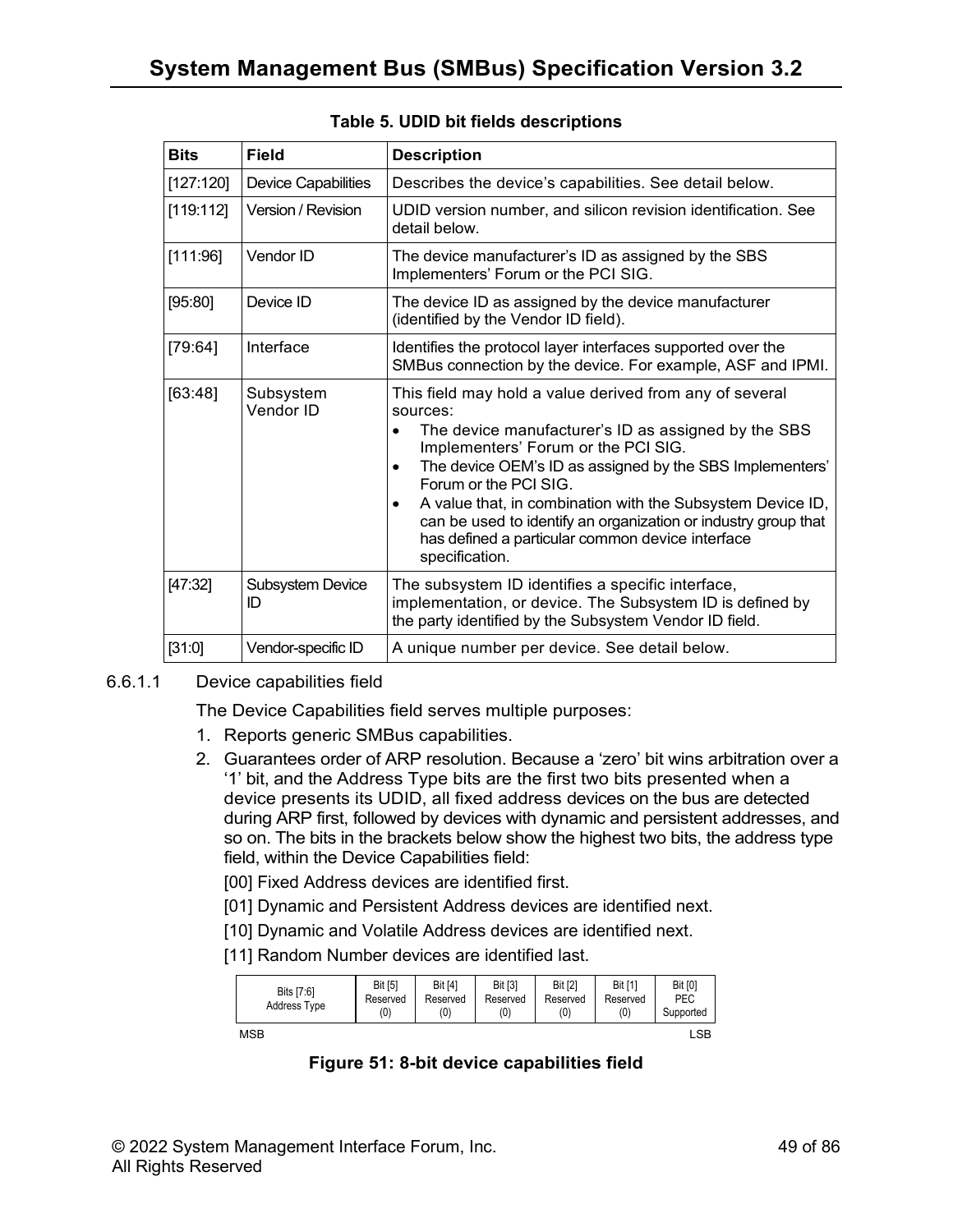**Table 5. UDID bit fields descriptions**

| Bits | Field | Description |
|---|---|---|
| [127:120] | Device Capabilities | Describes the device's capabilities. See detail below. |
| [119:112] | Version / Revision | UDID version number, and silicon revision identification. See detail below. |
| [111:96] | Vendor ID | The device manufacturer's ID as assigned by the SBS Implementers' Forum or the PCI SIG. |
| [95:80] | Device ID | The device ID as assigned by the device manufacturer (identified by the Vendor ID field). |
| [79:64] | Interface | Identifies the protocol layer interfaces supported over the SMBus connection by the device. For example, ASF and IPMI. |
| [63:48] | Subsystem Vendor ID | This field may hold a value derived from any of several sources:<br>• The device manufacturer's ID as assigned by the SBS Implementers' Forum or the PCI SIG.<br>• The device OEM's ID as assigned by the SBS Implementers' Forum or the PCI SIG.<br>• A value that, in combination with the Subsystem Device ID, can be used to identify an organization or industry group that has defined a particular common device interface specification. |
| [47:32] | Subsystem Device ID | The subsystem ID identifies a specific interface, implementation, or device. The Subsystem ID is defined by the party identified by the Subsystem Vendor ID field. |
| [31:0] | Vendor-specific ID | A unique number per device. See detail below. |

#### 6.6.1.1 Device capabilities field

The Device Capabilities field serves multiple purposes:

1. Reports generic SMBus capabilities.
2. Guarantees order of ARP resolution. Because a 'zero' bit wins arbitration over a '1' bit, and the Address Type bits are the first two bits presented when a device presents its UDID, all fixed address devices on the bus are detected during ARP first, followed by devices with dynamic and persistent addresses, and so on. The bits in the brackets below show the highest two bits, the address type field, within the Device Capabilities field:

   [00] Fixed Address devices are identified first.

   [01] Dynamic and Persistent Address devices are identified next.

   [10] Dynamic and Volatile Address devices are identified next.

   [11] Random Number devices are identified last.

| Bits [7:6] Address Type | Bit [5] Reserved (0) | Bit [4] Reserved (0) | Bit [3] Reserved (0) | Bit [2] Reserved (0) | Bit [1] Reserved (0) | Bit [0] PEC Supported |
|---|---|---|---|---|---|---|
| MSB | | | | | | LSB |

**Figure 51: 8-bit device capabilities field**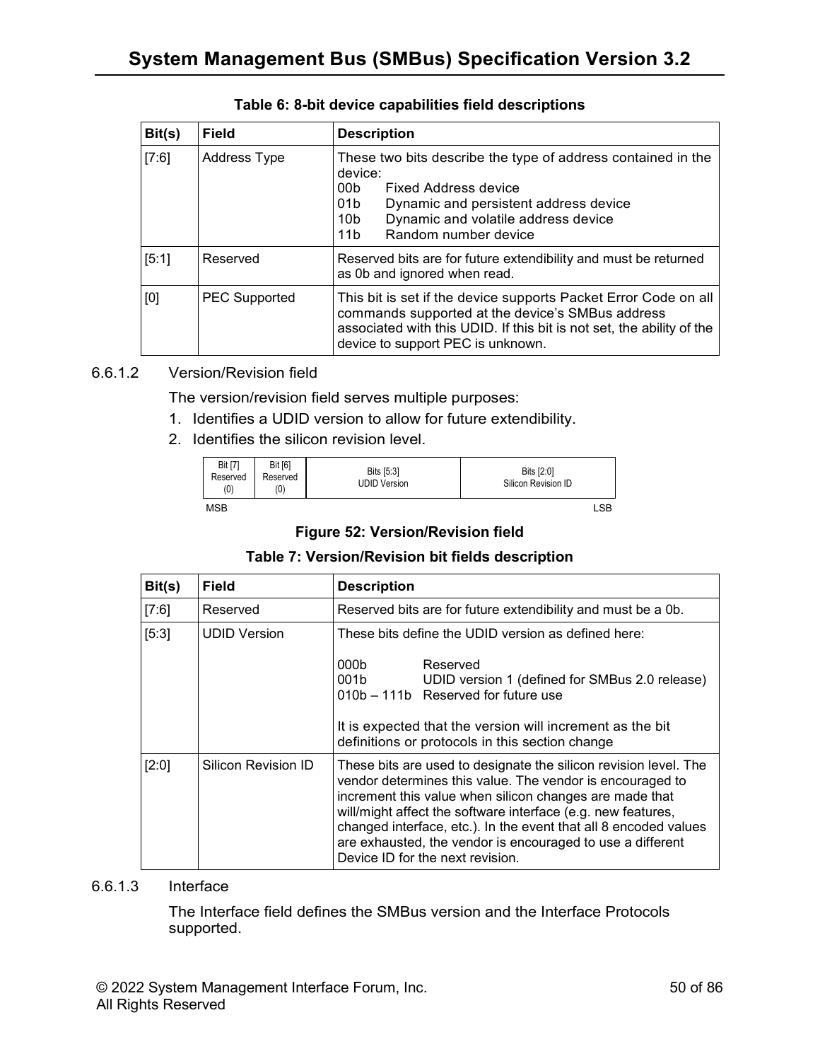**Table 6: 8-bit device capabilities field descriptions**

| Bit(s) | Field | Description |
|---|---|---|
| [7:6] | Address Type | These two bits describe the type of address contained in the device:<br>00b Fixed Address device<br>01b Dynamic and persistent address device<br>10b Dynamic and volatile address device<br>11b Random number device |
| [5:1] | Reserved | Reserved bits are for future extendibility and must be returned as 0b and ignored when read. |
| [0] | PEC Supported | This bit is set if the device supports Packet Error Code on all commands supported at the device's SMBus address associated with this UDID. If this bit is not set, the ability of the device to support PEC is unknown. |

#### 6.6.1.2 Version/Revision field

The version/revision field serves multiple purposes:

1. Identifies a UDID version to allow for future extendibility.
2. Identifies the silicon revision level.

| Bit [7] Reserved (0) | Bit [6] Reserved (0) | Bits [5:3] UDID Version | Bits [2:0] Silicon Revision ID |
|---|---|---|---|

MSB LSB

**Figure 52: Version/Revision field**

**Table 7: Version/Revision bit fields description**

| Bit(s) | Field | Description |
|---|---|---|
| [7:6] | Reserved | Reserved bits are for future extendibility and must be a 0b. |
| [5:3] | UDID Version | These bits define the UDID version as defined here:<br><br>000b Reserved<br>001b UDID version 1 (defined for SMBus 2.0 release)<br>010b – 111b Reserved for future use<br><br>It is expected that the version will increment as the bit definitions or protocols in this section change |
| [2:0] | Silicon Revision ID | These bits are used to designate the silicon revision level. The vendor determines this value. The vendor is encouraged to increment this value when silicon changes are made that will/might affect the software interface (e.g. new features, changed interface, etc.). In the event that all 8 encoded values are exhausted, the vendor is encouraged to use a different Device ID for the next revision. |

#### 6.6.1.3 Interface

The Interface field defines the SMBus version and the Interface Protocols supported.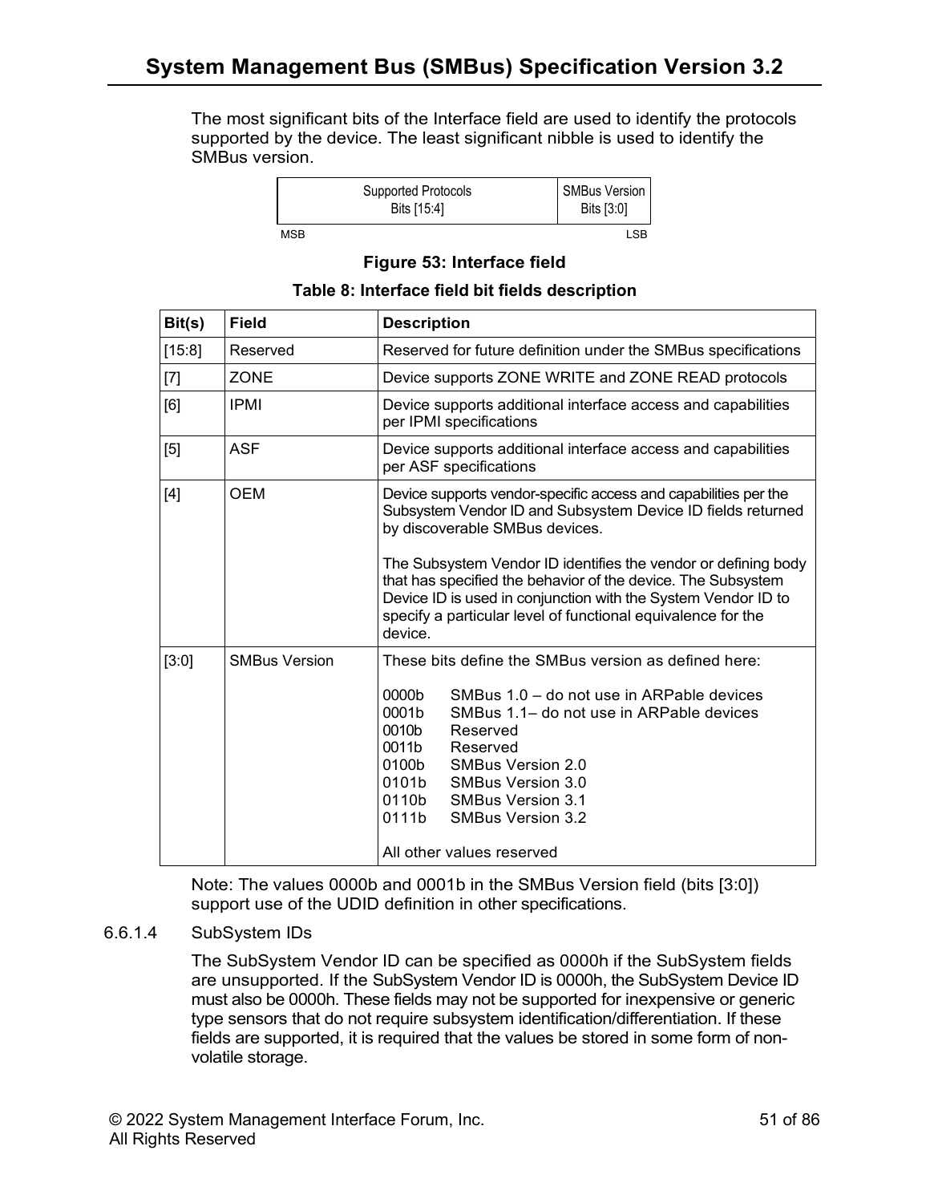The most significant bits of the Interface field are used to identify the protocols supported by the device. The least significant nibble is used to identify the SMBus version.

| Supported Protocols Bits [15:4] | SMBus Version Bits [3:0] |
|---|---|
| MSB | LSB |

**Figure 53: Interface field**

**Table 8: Interface field bit fields description**

| Bit(s) | Field | Description |
|---|---|---|
| [15:8] | Reserved | Reserved for future definition under the SMBus specifications |
| [7] | ZONE | Device supports ZONE WRITE and ZONE READ protocols |
| [6] | IPMI | Device supports additional interface access and capabilities per IPMI specifications |
| [5] | ASF | Device supports additional interface access and capabilities per ASF specifications |
| [4] | OEM | Device supports vendor-specific access and capabilities per the Subsystem Vendor ID and Subsystem Device ID fields returned by discoverable SMBus devices.<br><br>The Subsystem Vendor ID identifies the vendor or defining body that has specified the behavior of the device. The Subsystem Device ID is used in conjunction with the System Vendor ID to specify a particular level of functional equivalence for the device. |
| [3:0] | SMBus Version | These bits define the SMBus version as defined here:<br><br>0000b SMBus 1.0 – do not use in ARPable devices<br>0001b SMBus 1.1– do not use in ARPable devices<br>0010b Reserved<br>0011b Reserved<br>0100b SMBus Version 2.0<br>0101b SMBus Version 3.0<br>0110b SMBus Version 3.1<br>0111b SMBus Version 3.2<br><br>All other values reserved |

Note: The values 0000b and 0001b in the SMBus Version field (bits [3:0]) support use of the UDID definition in other specifications.

#### 6.6.1.4 SubSystem IDs

The SubSystem Vendor ID can be specified as 0000h if the SubSystem fields are unsupported. If the SubSystem Vendor ID is 0000h, the SubSystem Device ID must also be 0000h. These fields may not be supported for inexpensive or generic type sensors that do not require subsystem identification/differentiation. If these fields are supported, it is required that the values be stored in some form of non-volatile storage.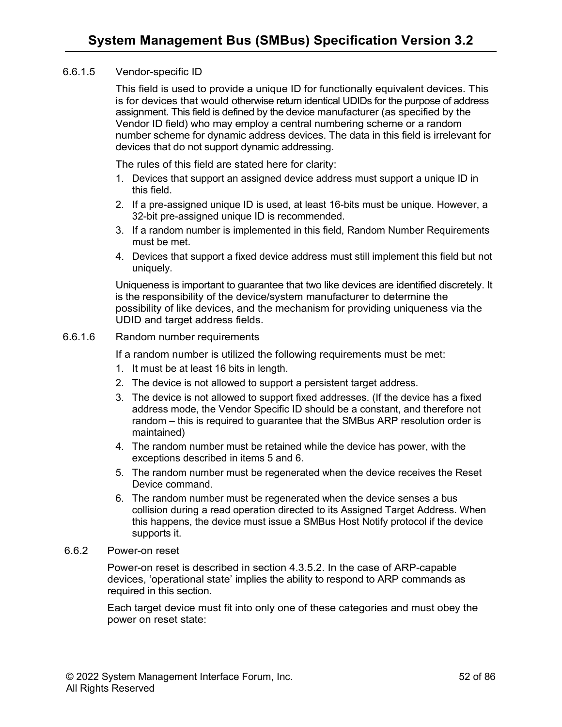#### 6.6.1.5 Vendor-specific ID

This field is used to provide a unique ID for functionally equivalent devices. This is for devices that would otherwise return identical UDIDs for the purpose of address assignment. This field is defined by the device manufacturer (as specified by the Vendor ID field) who may employ a central numbering scheme or a random number scheme for dynamic address devices. The data in this field is irrelevant for devices that do not support dynamic addressing.

The rules of this field are stated here for clarity:

1. Devices that support an assigned device address must support a unique ID in this field.
2. If a pre-assigned unique ID is used, at least 16-bits must be unique. However, a 32-bit pre-assigned unique ID is recommended.
3. If a random number is implemented in this field, Random Number Requirements must be met.
4. Devices that support a fixed device address must still implement this field but not uniquely.

Uniqueness is important to guarantee that two like devices are identified discretely. It is the responsibility of the device/system manufacturer to determine the possibility of like devices, and the mechanism for providing uniqueness via the UDID and target address fields.

#### 6.6.1.6 Random number requirements

If a random number is utilized the following requirements must be met:

1. It must be at least 16 bits in length.
2. The device is not allowed to support a persistent target address.
3. The device is not allowed to support fixed addresses. (If the device has a fixed address mode, the Vendor Specific ID should be a constant, and therefore not random – this is required to guarantee that the SMBus ARP resolution order is maintained)
4. The random number must be retained while the device has power, with the exceptions described in items 5 and 6.
5. The random number must be regenerated when the device receives the Reset Device command.
6. The random number must be regenerated when the device senses a bus collision during a read operation directed to its Assigned Target Address. When this happens, the device must issue a SMBus Host Notify protocol if the device supports it.

### 6.6.2 Power-on reset

Power-on reset is described in section 4.3.5.2. In the case of ARP-capable devices, 'operational state' implies the ability to respond to ARP commands as required in this section.

Each target device must fit into only one of these categories and must obey the power on reset state: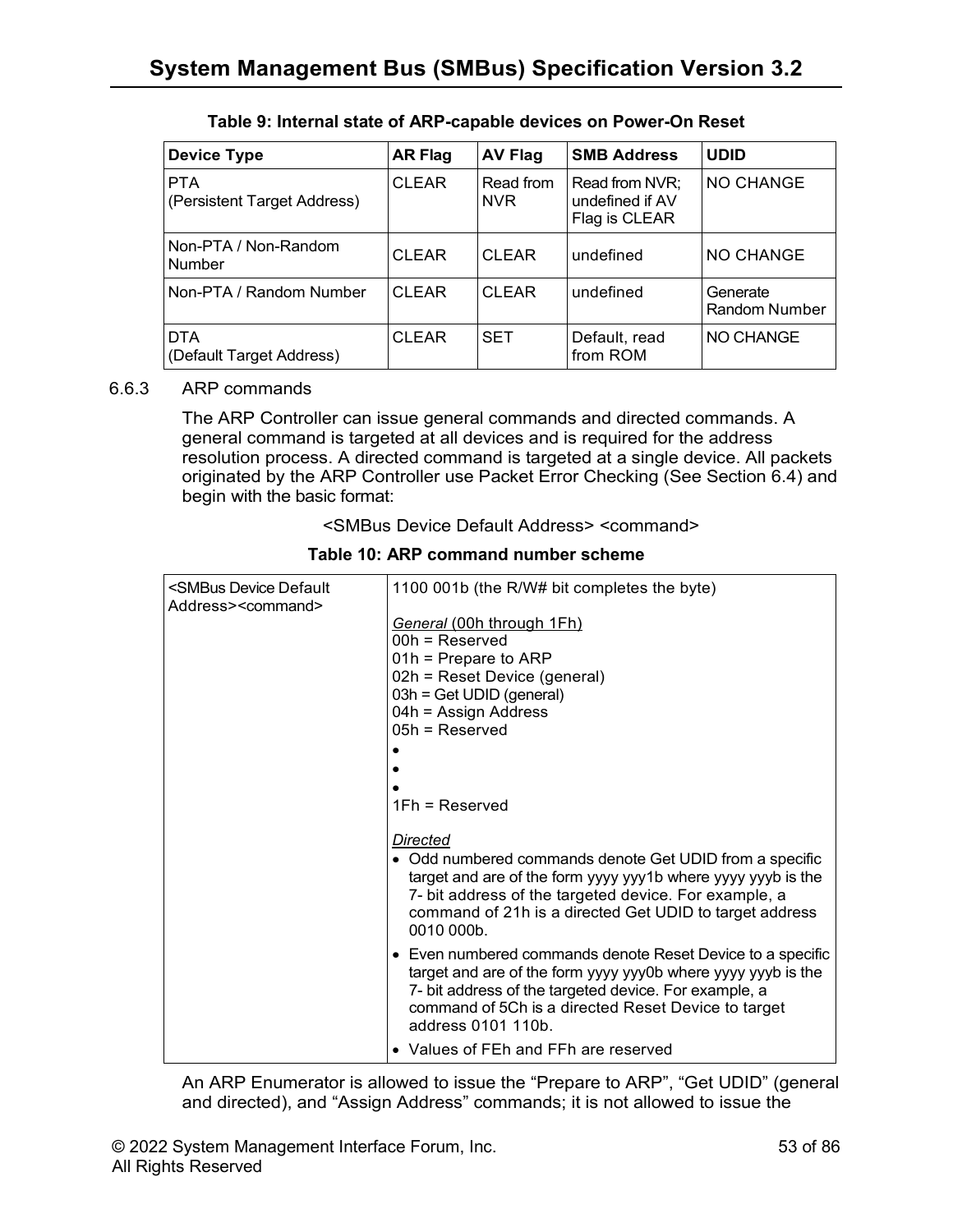**Table 9: Internal state of ARP-capable devices on Power-On Reset**

| Device Type | AR Flag | AV Flag | SMB Address | UDID |
|---|---|---|---|---|
| PTA (Persistent Target Address) | CLEAR | Read from NVR | Read from NVR; undefined if AV Flag is CLEAR | NO CHANGE |
| Non-PTA / Non-Random Number | CLEAR | CLEAR | undefined | NO CHANGE |
| Non-PTA / Random Number | CLEAR | CLEAR | undefined | Generate Random Number |
| DTA (Default Target Address) | CLEAR | SET | Default, read from ROM | NO CHANGE |

### 6.6.3 ARP commands

The ARP Controller can issue general commands and directed commands. A general command is targeted at all devices and is required for the address resolution process. A directed command is targeted at a single device. All packets originated by the ARP Controller use Packet Error Checking (See Section 6.4) and begin with the basic format:

<SMBus Device Default Address> <command>

**Table 10: ARP command number scheme**

| | |
|---|---|
| <SMBus Device Default Address><command> | 1100 001b (the R/W# bit completes the byte)<br><br>*General* (00h through 1Fh)<br>00h = Reserved<br>01h = Prepare to ARP<br>02h = Reset Device (general)<br>03h = Get UDID (general)<br>04h = Assign Address<br>05h = Reserved<br>•<br>•<br>•<br>1Fh = Reserved<br><br>*Directed*<br>• Odd numbered commands denote Get UDID from a specific target and are of the form yyyy yyy1b where yyyy yyyb is the 7- bit address of the targeted device. For example, a command of 21h is a directed Get UDID to target address 0010 000b.<br>• Even numbered commands denote Reset Device to a specific target and are of the form yyyy yyy0b where yyyy yyyb is the 7- bit address of the targeted device. For example, a command of 5Ch is a directed Reset Device to target address 0101 110b.<br>• Values of FEh and FFh are reserved |

An ARP Enumerator is allowed to issue the "Prepare to ARP", "Get UDID" (general and directed), and "Assign Address" commands; it is not allowed to issue the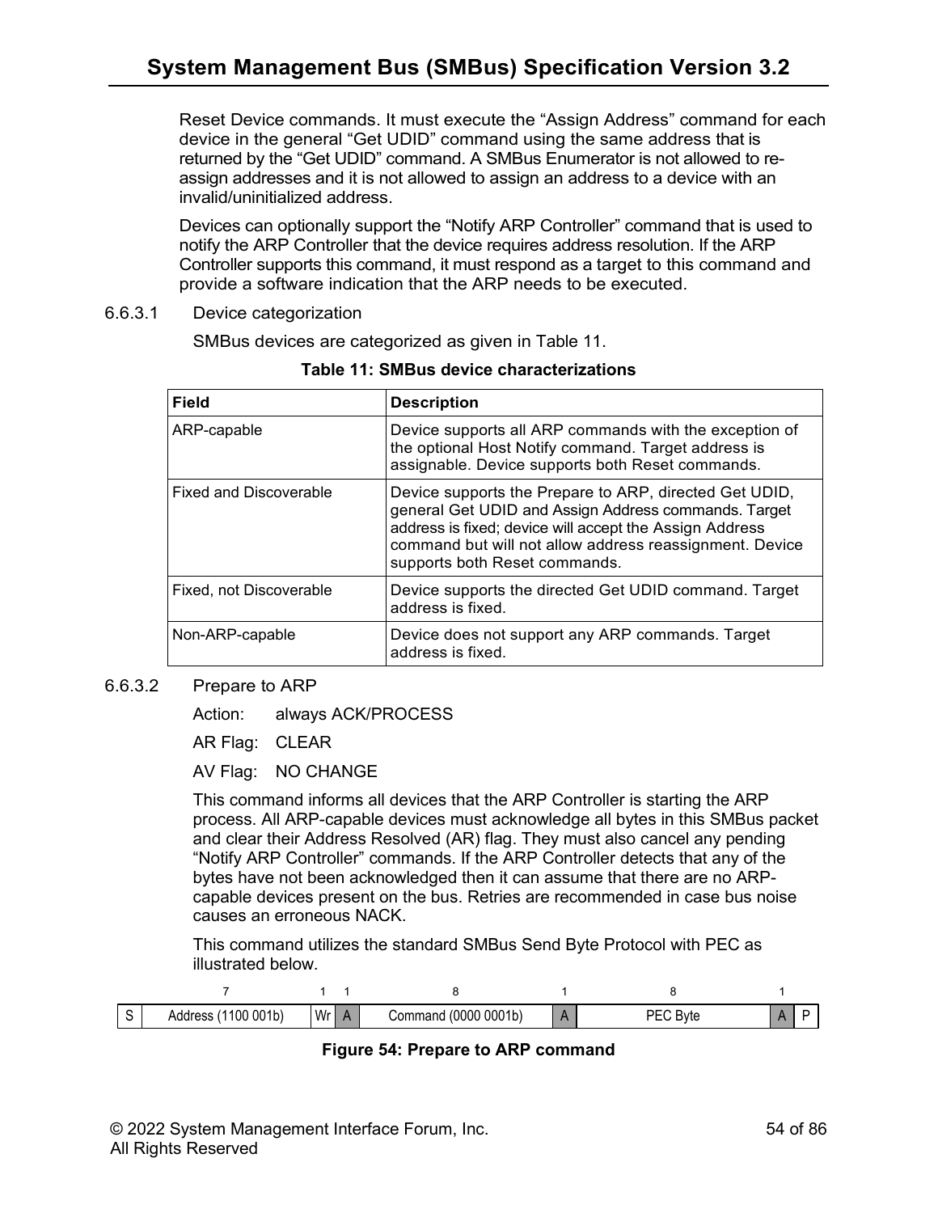Reset Device commands. It must execute the "Assign Address" command for each device in the general "Get UDID" command using the same address that is returned by the "Get UDID" command. A SMBus Enumerator is not allowed to re-assign addresses and it is not allowed to assign an address to a device with an invalid/uninitialized address.

Devices can optionally support the "Notify ARP Controller" command that is used to notify the ARP Controller that the device requires address resolution. If the ARP Controller supports this command, it must respond as a target to this command and provide a software indication that the ARP needs to be executed.

#### 6.6.3.1 Device categorization

SMBus devices are categorized as given in Table 11.

**Table 11: SMBus device characterizations**

| Field | Description |
|---|---|
| ARP-capable | Device supports all ARP commands with the exception of the optional Host Notify command. Target address is assignable. Device supports both Reset commands. |
| Fixed and Discoverable | Device supports the Prepare to ARP, directed Get UDID, general Get UDID and Assign Address commands. Target address is fixed; device will accept the Assign Address command but will not allow address reassignment. Device supports both Reset commands. |
| Fixed, not Discoverable | Device supports the directed Get UDID command. Target address is fixed. |
| Non-ARP-capable | Device does not support any ARP commands. Target address is fixed. |

#### 6.6.3.2 Prepare to ARP

Action: always ACK/PROCESS

AR Flag: CLEAR

AV Flag: NO CHANGE

This command informs all devices that the ARP Controller is starting the ARP process. All ARP-capable devices must acknowledge all bytes in this SMBus packet and clear their Address Resolved (AR) flag. They must also cancel any pending "Notify ARP Controller" commands. If the ARP Controller detects that any of the bytes have not been acknowledged then it can assume that there are no ARP-capable devices present on the bus. Retries are recommended in case bus noise causes an erroneous NACK.

This command utilizes the standard SMBus Send Byte Protocol with PEC as illustrated below.

| | 7 | 1 | 1 | 8 | 1 | 8 | 1 | |
|---|---|---|---|---|---|---|---|---|
| S | Address (1100 001b) | Wr | A | Command (0000 0001b) | A | PEC Byte | A | P |

**Figure 54: Prepare to ARP command**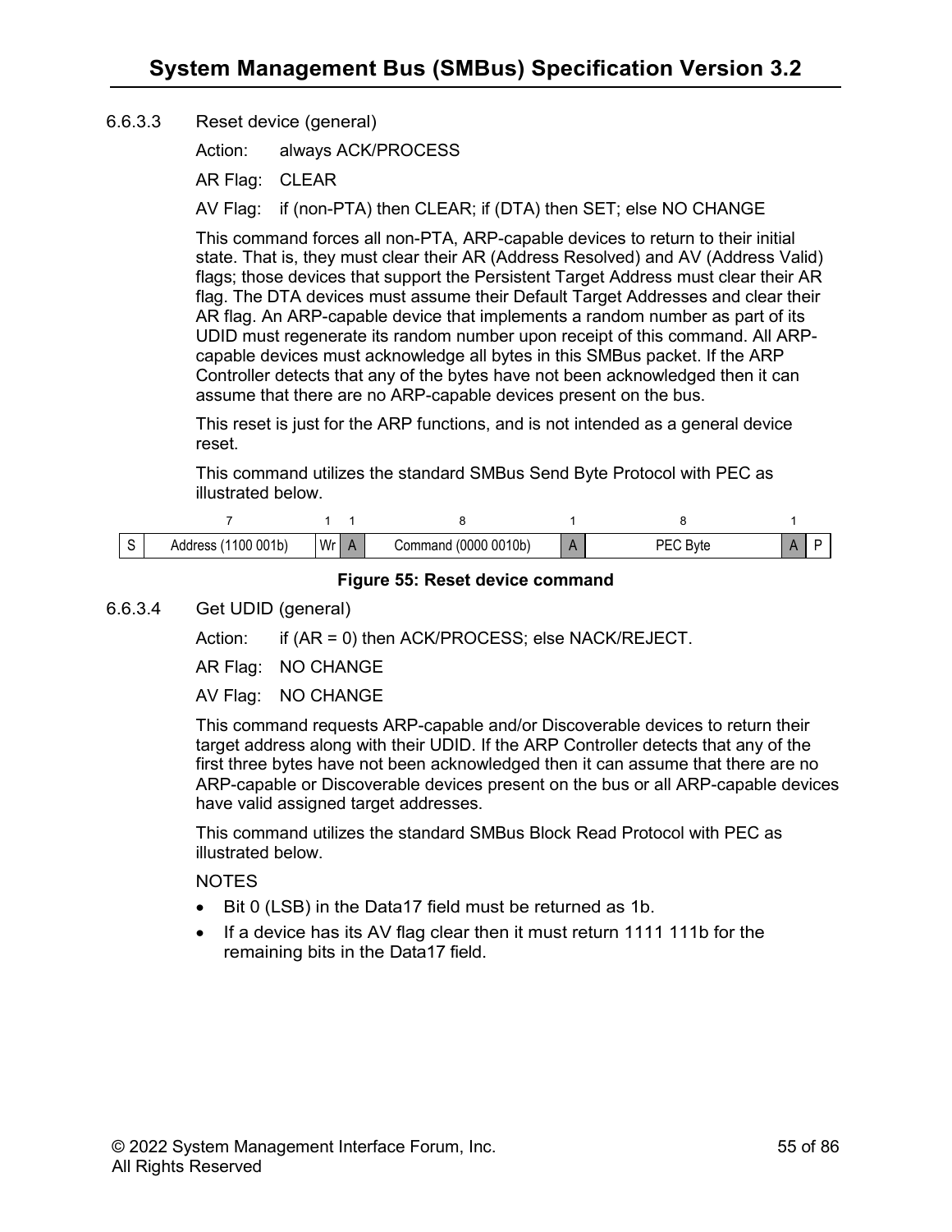#### 6.6.3.3 Reset device (general)

Action: always ACK/PROCESS

AR Flag: CLEAR

AV Flag: if (non-PTA) then CLEAR; if (DTA) then SET; else NO CHANGE

This command forces all non-PTA, ARP-capable devices to return to their initial state. That is, they must clear their AR (Address Resolved) and AV (Address Valid) flags; those devices that support the Persistent Target Address must clear their AR flag. The DTA devices must assume their Default Target Addresses and clear their AR flag. An ARP-capable device that implements a random number as part of its UDID must regenerate its random number upon receipt of this command. All ARP-capable devices must acknowledge all bytes in this SMBus packet. If the ARP Controller detects that any of the bytes have not been acknowledged then it can assume that there are no ARP-capable devices present on the bus.

This reset is just for the ARP functions, and is not intended as a general device reset.

This command utilizes the standard SMBus Send Byte Protocol with PEC as illustrated below.

| | 7 | 1 | 1 | 8 | 1 | 8 | 1 | |
|---|---|---|---|---|---|---|---|---|
| S | Address (1100 001b) | Wr | A | Command (0000 0010b) | A | PEC Byte | A | P |

**Figure 55: Reset device command**

#### 6.6.3.4 Get UDID (general)

Action: if (AR = 0) then ACK/PROCESS; else NACK/REJECT.

AR Flag: NO CHANGE

AV Flag: NO CHANGE

This command requests ARP-capable and/or Discoverable devices to return their target address along with their UDID. If the ARP Controller detects that any of the first three bytes have not been acknowledged then it can assume that there are no ARP-capable or Discoverable devices present on the bus or all ARP-capable devices have valid assigned target addresses.

This command utilizes the standard SMBus Block Read Protocol with PEC as illustrated below.

NOTES

- Bit 0 (LSB) in the Data17 field must be returned as 1b.
- If a device has its AV flag clear then it must return 1111 111b for the remaining bits in the Data17 field.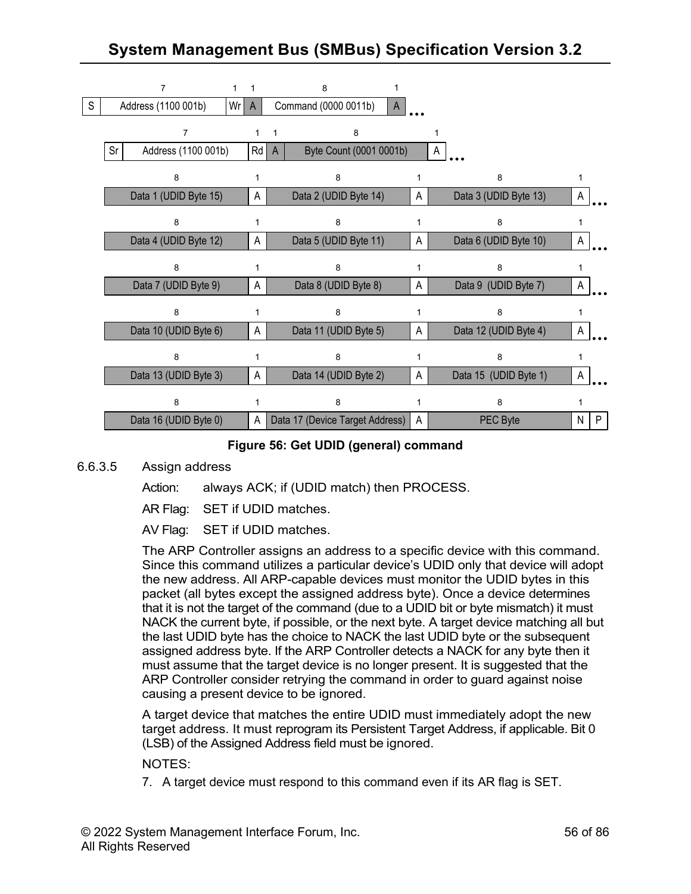| | 7 | 1 | 1 | 8 | 1 | |
|---|---|---|---|---|---|---|
| S | Address (1100 001b) | Wr | A | Command (0000 0011b) | A | ... |

| | 7 | 1 | 1 | 8 | 1 | |
|---|---|---|---|---|---|---|
| Sr | Address (1100 001b) | Rd | A | Byte Count (0001 0001b) | A | ... |

| 8 | 1 | 8 | 1 | 8 | 1 | |
|---|---|---|---|---|---|---|
| Data 1 (UDID Byte 15) | A | Data 2 (UDID Byte 14) | A | Data 3 (UDID Byte 13) | A | ... |
| Data 4 (UDID Byte 12) | A | Data 5 (UDID Byte 11) | A | Data 6 (UDID Byte 10) | A | ... |
| Data 7 (UDID Byte 9) | A | Data 8 (UDID Byte 8) | A | Data 9 (UDID Byte 7) | A | ... |
| Data 10 (UDID Byte 6) | A | Data 11 (UDID Byte 5) | A | Data 12 (UDID Byte 4) | A | ... |
| Data 13 (UDID Byte 3) | A | Data 14 (UDID Byte 2) | A | Data 15 (UDID Byte 1) | A | ... |
| Data 16 (UDID Byte 0) | A | Data 17 (Device Target Address) | A | PEC Byte | N | P |

**Figure 56: Get UDID (general) command**

#### 6.6.3.5 Assign address

Action: always ACK; if (UDID match) then PROCESS.

AR Flag: SET if UDID matches.

AV Flag: SET if UDID matches.

The ARP Controller assigns an address to a specific device with this command. Since this command utilizes a particular device's UDID only that device will adopt the new address. All ARP-capable devices must monitor the UDID bytes in this packet (all bytes except the assigned address byte). Once a device determines that it is not the target of the command (due to a UDID bit or byte mismatch) it must NACK the current byte, if possible, or the next byte. A target device matching all but the last UDID byte has the choice to NACK the last UDID byte or the subsequent assigned address byte. If the ARP Controller detects a NACK for any byte then it must assume that the target device is no longer present. It is suggested that the ARP Controller consider retrying the command in order to guard against noise causing a present device to be ignored.

A target device that matches the entire UDID must immediately adopt the new target address. It must reprogram its Persistent Target Address, if applicable. Bit 0 (LSB) of the Assigned Address field must be ignored.

NOTES:

7. A target device must respond to this command even if its AR flag is SET.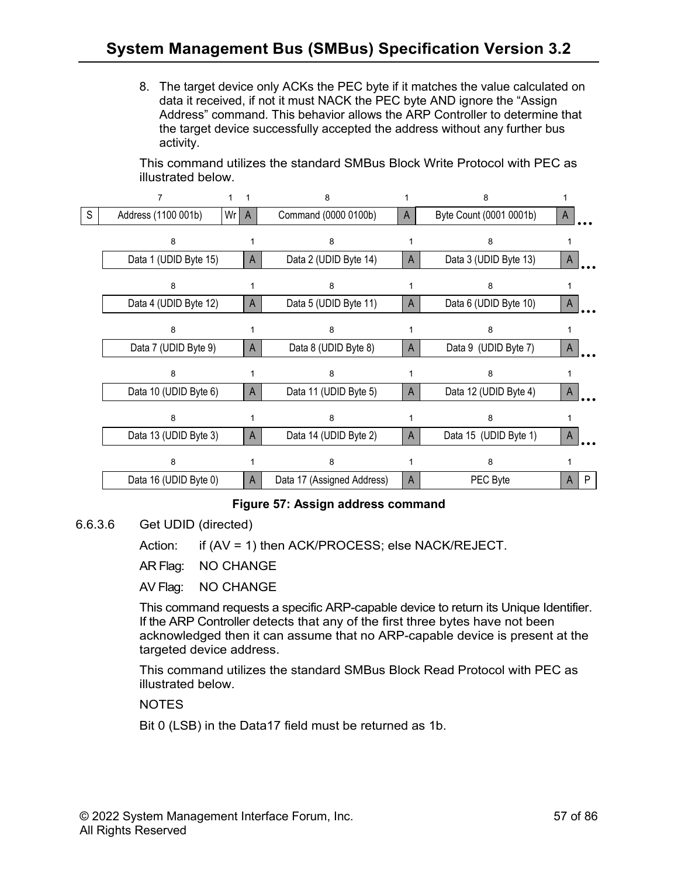8. The target device only ACKs the PEC byte if it matches the value calculated on data it received, if not it must NACK the PEC byte AND ignore the "Assign Address" command. This behavior allows the ARP Controller to determine that the target device successfully accepted the address without any further bus activity.

This command utilizes the standard SMBus Block Write Protocol with PEC as illustrated below.

| | 7 | 1 | 1 | 8 | 1 | 8 | 1 | |
|---|---|---|---|---|---|---|---|---|
| S | Address (1100 001b) | Wr | A | Command (0000 0100b) | A | Byte Count (0001 0001b) | A | … |

| 8 | 1 | 8 | 1 | 8 | 1 | |
|---|---|---|---|---|---|---|
| Data 1 (UDID Byte 15) | A | Data 2 (UDID Byte 14) | A | Data 3 (UDID Byte 13) | A | … |
| Data 4 (UDID Byte 12) | A | Data 5 (UDID Byte 11) | A | Data 6 (UDID Byte 10) | A | … |
| Data 7 (UDID Byte 9) | A | Data 8 (UDID Byte 8) | A | Data 9 (UDID Byte 7) | A | … |
| Data 10 (UDID Byte 6) | A | Data 11 (UDID Byte 5) | A | Data 12 (UDID Byte 4) | A | … |
| Data 13 (UDID Byte 3) | A | Data 14 (UDID Byte 2) | A | Data 15 (UDID Byte 1) | A | … |
| Data 16 (UDID Byte 0) | A | Data 17 (Assigned Address) | A | PEC Byte | A | P |

**Figure 57: Assign address command**

6.6.3.6 Get UDID (directed)

Action: if (AV = 1) then ACK/PROCESS; else NACK/REJECT.

AR Flag: NO CHANGE

AV Flag: NO CHANGE

This command requests a specific ARP-capable device to return its Unique Identifier. If the ARP Controller detects that any of the first three bytes have not been acknowledged then it can assume that no ARP-capable device is present at the targeted device address.

This command utilizes the standard SMBus Block Read Protocol with PEC as illustrated below.

NOTES

Bit 0 (LSB) in the Data17 field must be returned as 1b.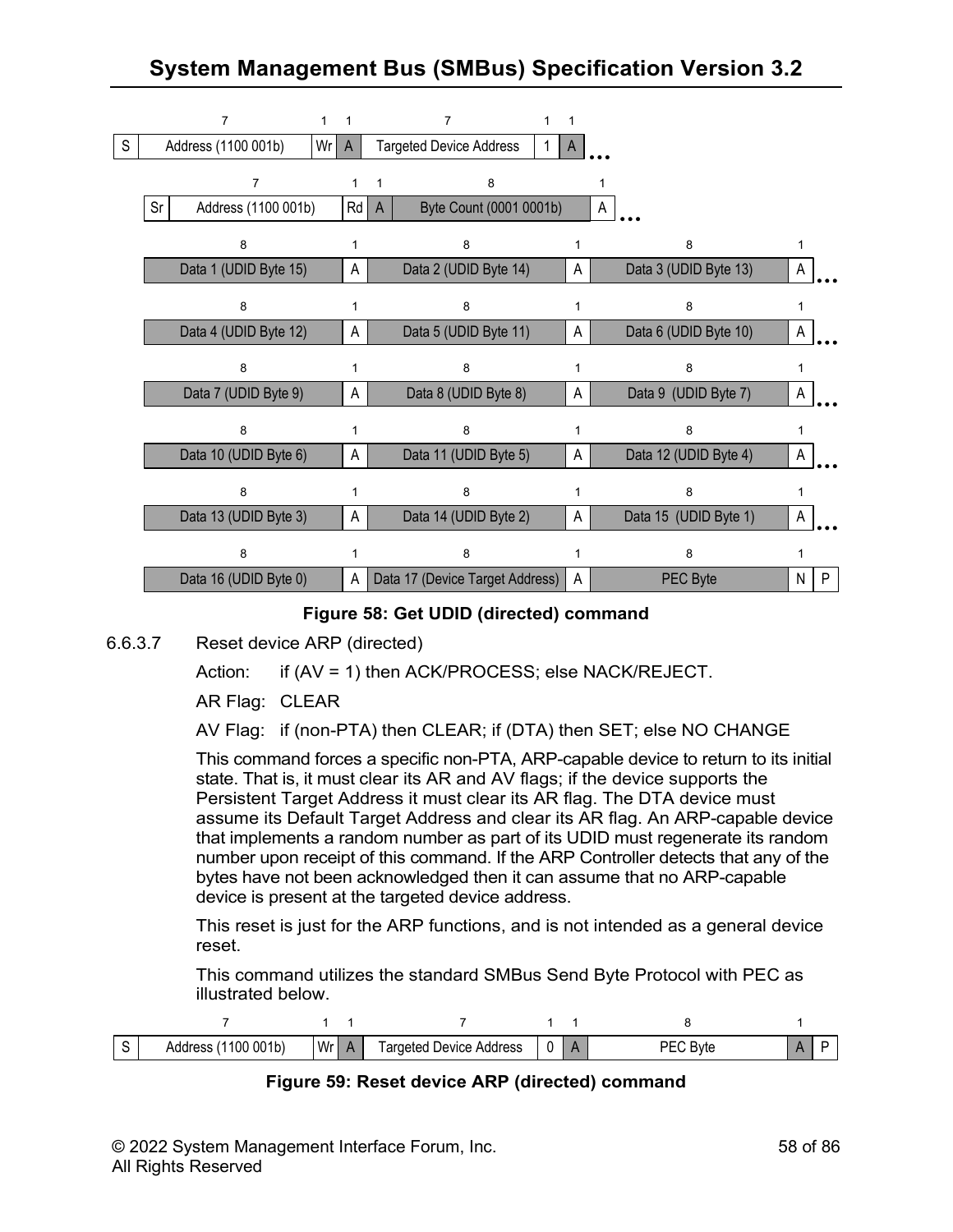| 7 | 1 | 1 | 7 | 1 | 1 |
|---|---|---|---|---|---|
| S | Address (1100 001b) | Wr | A | Targeted Device Address | 1 | A | … |

| | 7 | 1 | 1 | 8 | 1 |
|---|---|---|---|---|---|
| Sr | Address (1100 001b) | Rd | A | Byte Count (0001 0001b) | A | … |

| 8 | 1 | 8 | 1 | 8 | 1 | |
|---|---|---|---|---|---|---|
| Data 1 (UDID Byte 15) | A | Data 2 (UDID Byte 14) | A | Data 3 (UDID Byte 13) | A | … |
| Data 4 (UDID Byte 12) | A | Data 5 (UDID Byte 11) | A | Data 6 (UDID Byte 10) | A | … |
| Data 7 (UDID Byte 9) | A | Data 8 (UDID Byte 8) | A | Data 9 (UDID Byte 7) | A | … |
| Data 10 (UDID Byte 6) | A | Data 11 (UDID Byte 5) | A | Data 12 (UDID Byte 4) | A | … |
| Data 13 (UDID Byte 3) | A | Data 14 (UDID Byte 2) | A | Data 15 (UDID Byte 1) | A | … |
| Data 16 (UDID Byte 0) | A | Data 17 (Device Target Address) | A | PEC Byte | N | P |

**Figure 58: Get UDID (directed) command**

6.6.3.7 Reset device ARP (directed)

Action: if (AV = 1) then ACK/PROCESS; else NACK/REJECT.

AR Flag: CLEAR

AV Flag: if (non-PTA) then CLEAR; if (DTA) then SET; else NO CHANGE

This command forces a specific non-PTA, ARP-capable device to return to its initial state. That is, it must clear its AR and AV flags; if the device supports the Persistent Target Address it must clear its AR flag. The DTA device must assume its Default Target Address and clear its AR flag. An ARP-capable device that implements a random number as part of its UDID must regenerate its random number upon receipt of this command. If the ARP Controller detects that any of the bytes have not been acknowledged then it can assume that no ARP-capable device is present at the targeted device address.

This reset is just for the ARP functions, and is not intended as a general device reset.

This command utilizes the standard SMBus Send Byte Protocol with PEC as illustrated below.

| | 7 | 1 | 1 | 7 | 1 | 1 | 8 | 1 | |
|---|---|---|---|---|---|---|---|---|---|
| S | Address (1100 001b) | Wr | A | Targeted Device Address | 0 | A | PEC Byte | A | P |

**Figure 59: Reset device ARP (directed) command**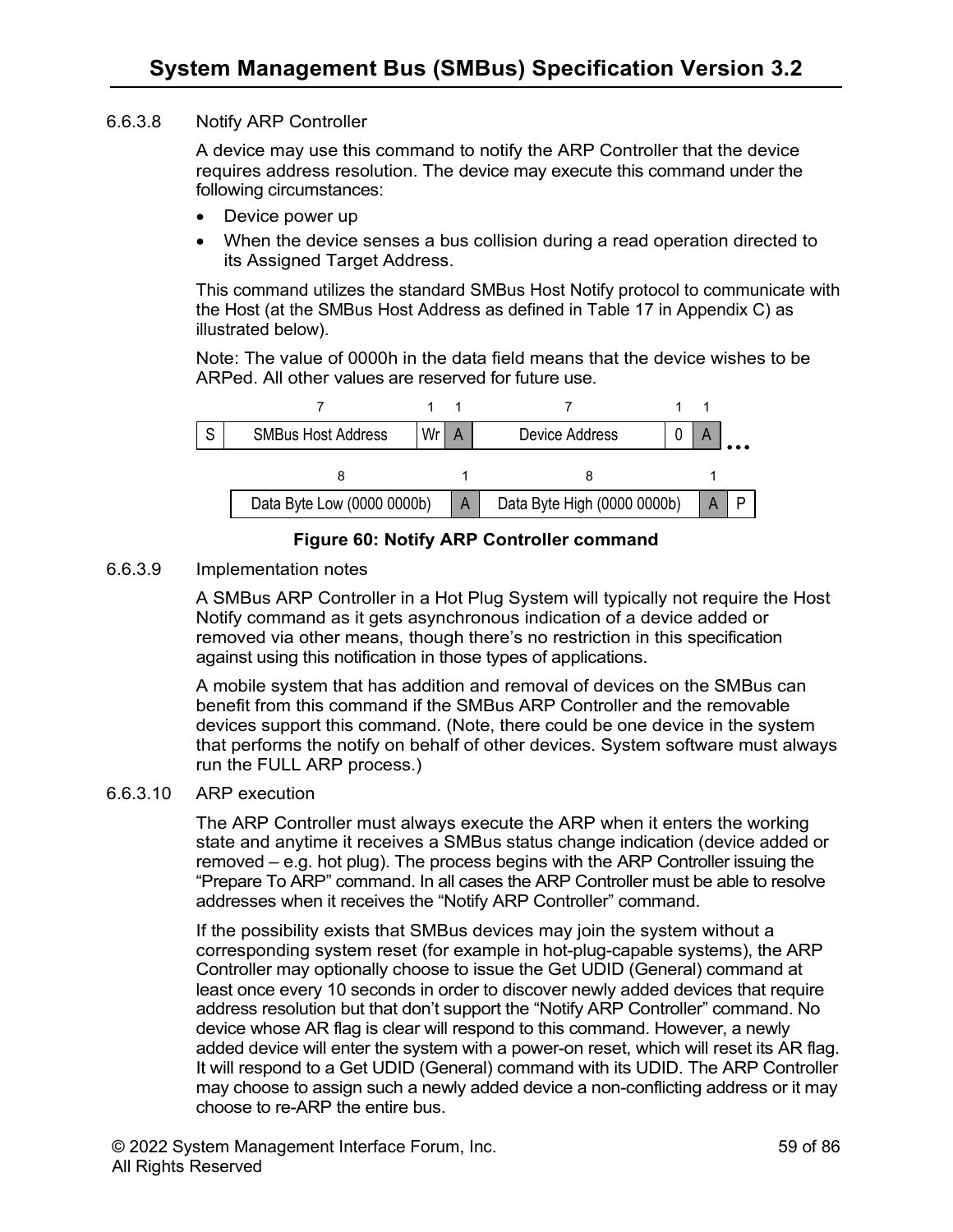#### 6.6.3.8 Notify ARP Controller

A device may use this command to notify the ARP Controller that the device requires address resolution. The device may execute this command under the following circumstances:

- Device power up
- When the device senses a bus collision during a read operation directed to its Assigned Target Address.

This command utilizes the standard SMBus Host Notify protocol to communicate with the Host (at the SMBus Host Address as defined in Table 17 in Appendix C) as illustrated below).

Note: The value of 0000h in the data field means that the device wishes to be ARPed. All other values are reserved for future use.

| | 7 | 1 | 1 | 7 | 1 | 1 | |
|---|---|---|---|---|---|---|---|
| S | SMBus Host Address | Wr | A | Device Address | 0 | A | … |

| 8 | 1 | 8 | 1 | |
|---|---|---|---|---|
| Data Byte Low (0000 0000b) | A | Data Byte High (0000 0000b) | A | P |

**Figure 60: Notify ARP Controller command**

#### 6.6.3.9 Implementation notes

A SMBus ARP Controller in a Hot Plug System will typically not require the Host Notify command as it gets asynchronous indication of a device added or removed via other means, though there's no restriction in this specification against using this notification in those types of applications.

A mobile system that has addition and removal of devices on the SMBus can benefit from this command if the SMBus ARP Controller and the removable devices support this command. (Note, there could be one device in the system that performs the notify on behalf of other devices. System software must always run the FULL ARP process.)

#### 6.6.3.10 ARP execution

The ARP Controller must always execute the ARP when it enters the working state and anytime it receives a SMBus status change indication (device added or removed – e.g. hot plug). The process begins with the ARP Controller issuing the "Prepare To ARP" command. In all cases the ARP Controller must be able to resolve addresses when it receives the "Notify ARP Controller" command.

If the possibility exists that SMBus devices may join the system without a corresponding system reset (for example in hot-plug-capable systems), the ARP Controller may optionally choose to issue the Get UDID (General) command at least once every 10 seconds in order to discover newly added devices that require address resolution but that don't support the "Notify ARP Controller" command. No device whose AR flag is clear will respond to this command. However, a newly added device will enter the system with a power-on reset, which will reset its AR flag. It will respond to a Get UDID (General) command with its UDID. The ARP Controller may choose to assign such a newly added device a non-conflicting address or it may choose to re-ARP the entire bus.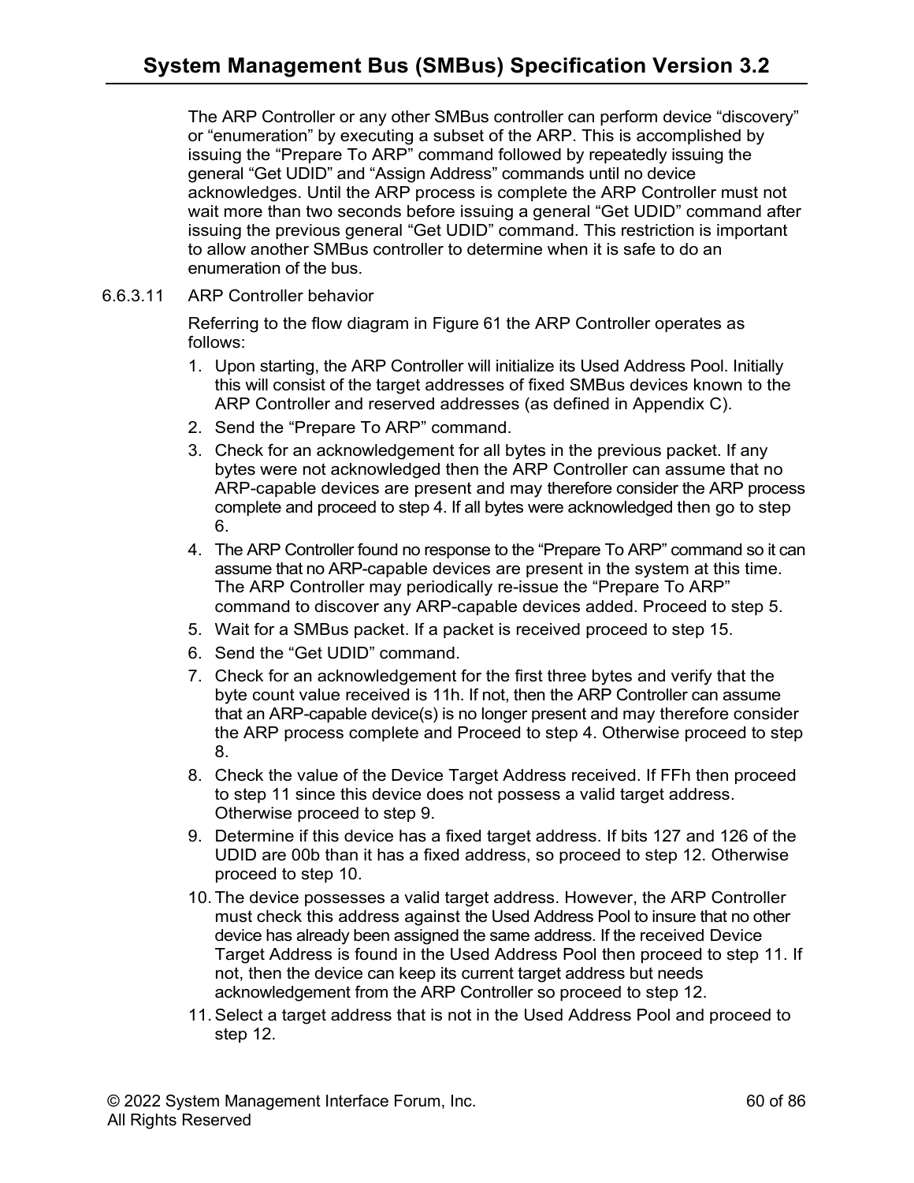The ARP Controller or any other SMBus controller can perform device "discovery" or "enumeration" by executing a subset of the ARP. This is accomplished by issuing the "Prepare To ARP" command followed by repeatedly issuing the general "Get UDID" and "Assign Address" commands until no device acknowledges. Until the ARP process is complete the ARP Controller must not wait more than two seconds before issuing a general "Get UDID" command after issuing the previous general "Get UDID" command. This restriction is important to allow another SMBus controller to determine when it is safe to do an enumeration of the bus.

#### 6.6.3.11 ARP Controller behavior

Referring to the flow diagram in Figure 61 the ARP Controller operates as follows:

1. Upon starting, the ARP Controller will initialize its Used Address Pool. Initially this will consist of the target addresses of fixed SMBus devices known to the ARP Controller and reserved addresses (as defined in Appendix C).
2. Send the "Prepare To ARP" command.
3. Check for an acknowledgement for all bytes in the previous packet. If any bytes were not acknowledged then the ARP Controller can assume that no ARP-capable devices are present and may therefore consider the ARP process complete and proceed to step 4. If all bytes were acknowledged then go to step 6.
4. The ARP Controller found no response to the "Prepare To ARP" command so it can assume that no ARP-capable devices are present in the system at this time. The ARP Controller may periodically re-issue the "Prepare To ARP" command to discover any ARP-capable devices added. Proceed to step 5.
5. Wait for a SMBus packet. If a packet is received proceed to step 15.
6. Send the "Get UDID" command.
7. Check for an acknowledgement for the first three bytes and verify that the byte count value received is 11h. If not, then the ARP Controller can assume that an ARP-capable device(s) is no longer present and may therefore consider the ARP process complete and Proceed to step 4. Otherwise proceed to step 8.
8. Check the value of the Device Target Address received. If FFh then proceed to step 11 since this device does not possess a valid target address. Otherwise proceed to step 9.
9. Determine if this device has a fixed target address. If bits 127 and 126 of the UDID are 00b than it has a fixed address, so proceed to step 12. Otherwise proceed to step 10.
10. The device possesses a valid target address. However, the ARP Controller must check this address against the Used Address Pool to insure that no other device has already been assigned the same address. If the received Device Target Address is found in the Used Address Pool then proceed to step 11. If not, then the device can keep its current target address but needs acknowledgement from the ARP Controller so proceed to step 12.
11. Select a target address that is not in the Used Address Pool and proceed to step 12.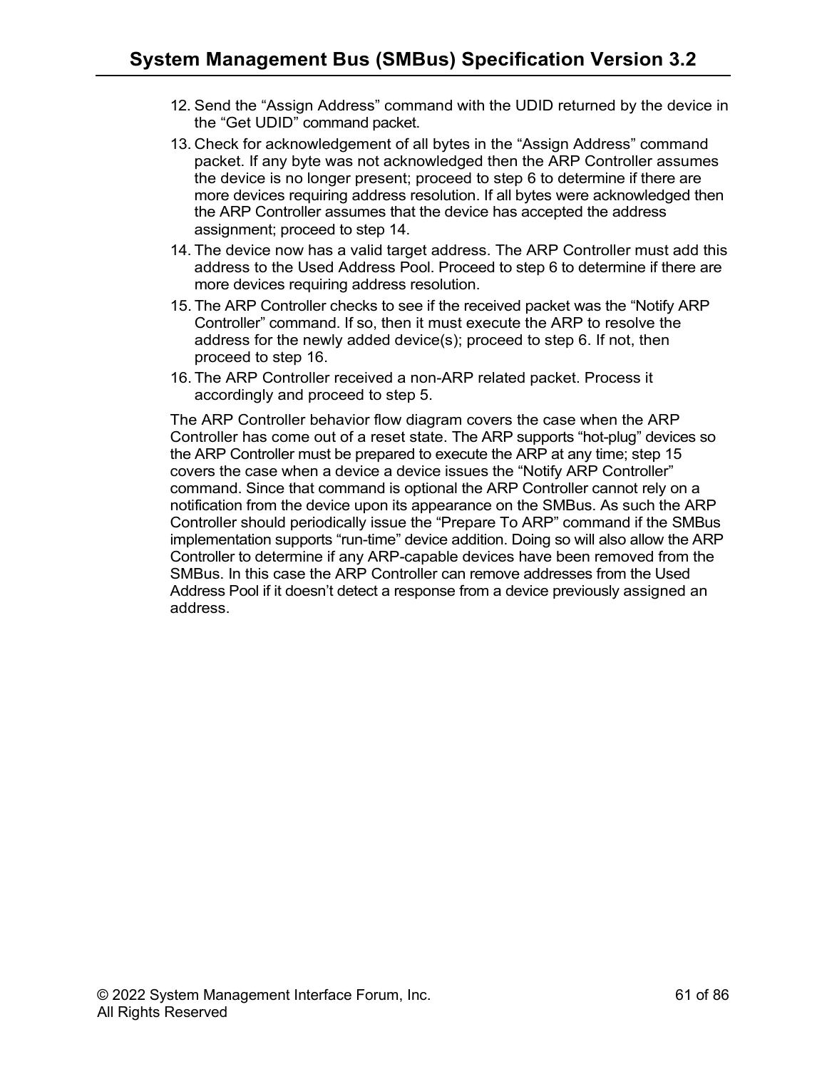12. Send the “Assign Address” command with the UDID returned by the device in the “Get UDID” command packet.
13. Check for acknowledgement of all bytes in the “Assign Address” command packet. If any byte was not acknowledged then the ARP Controller assumes the device is no longer present; proceed to step 6 to determine if there are more devices requiring address resolution. If all bytes were acknowledged then the ARP Controller assumes that the device has accepted the address assignment; proceed to step 14.
14. The device now has a valid target address. The ARP Controller must add this address to the Used Address Pool. Proceed to step 6 to determine if there are more devices requiring address resolution.
15. The ARP Controller checks to see if the received packet was the “Notify ARP Controller” command. If so, then it must execute the ARP to resolve the address for the newly added device(s); proceed to step 6. If not, then proceed to step 16.
16. The ARP Controller received a non-ARP related packet. Process it accordingly and proceed to step 5.

The ARP Controller behavior flow diagram covers the case when the ARP Controller has come out of a reset state. The ARP supports “hot-plug” devices so the ARP Controller must be prepared to execute the ARP at any time; step 15 covers the case when a device a device issues the “Notify ARP Controller” command. Since that command is optional the ARP Controller cannot rely on a notification from the device upon its appearance on the SMBus. As such the ARP Controller should periodically issue the “Prepare To ARP” command if the SMBus implementation supports “run-time” device addition. Doing so will also allow the ARP Controller to determine if any ARP-capable devices have been removed from the SMBus. In this case the ARP Controller can remove addresses from the Used Address Pool if it doesn’t detect a response from a device previously assigned an address.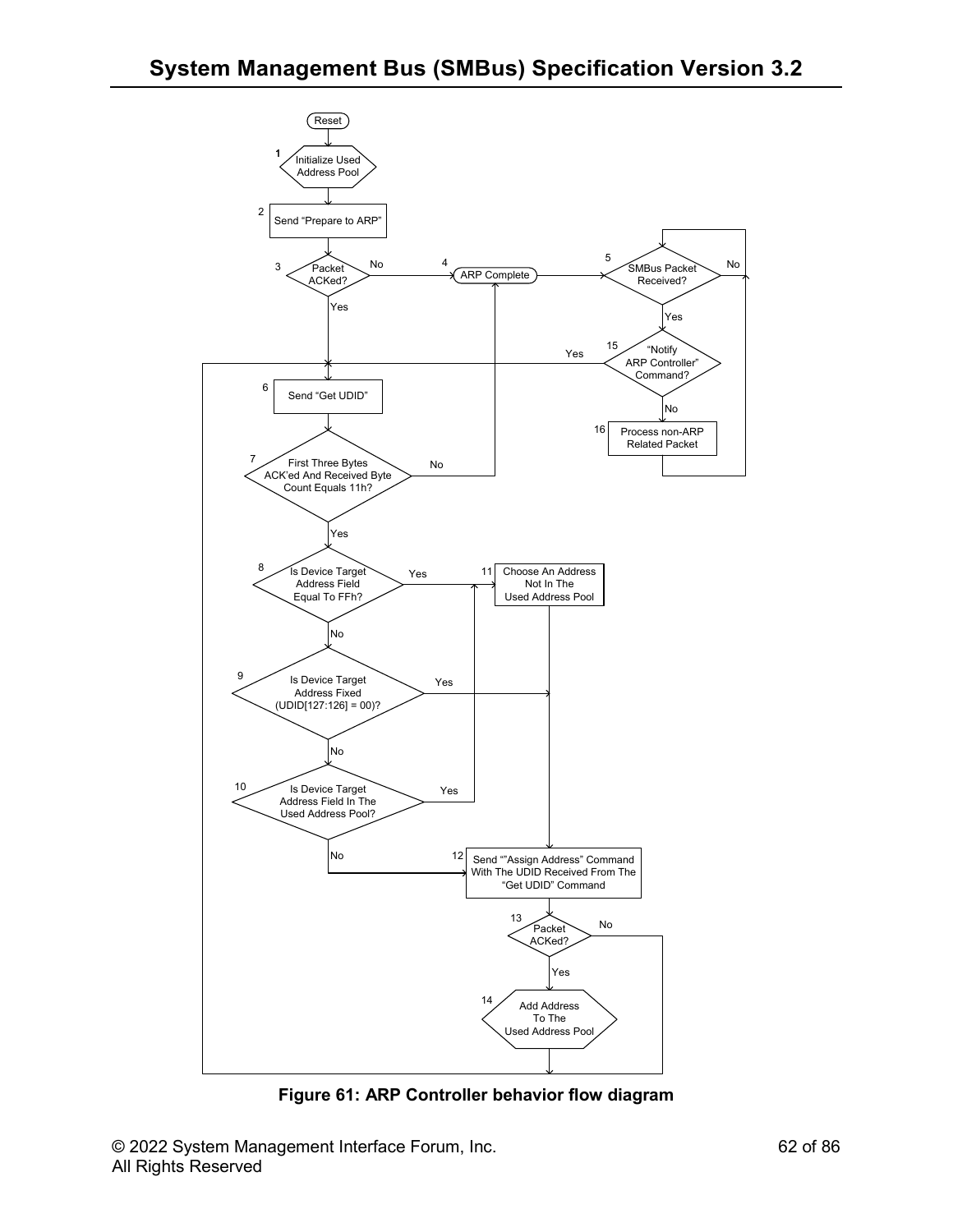Reset

1 Initialize Used Address Pool

2 Send "Prepare to ARP"

3 Packet ACKed?

No

4 ARP Complete

5 SMBus Packet Received?

No

Yes

Yes

15 "Notify ARP Controller" Command?

Yes

6 Send "Get UDID"

No

16 Process non-ARP Related Packet

7 First Three Bytes ACK'ed And Received Byte Count Equals 11h?

No

Yes

8 Is Device Target Address Field Equal To FFh?

Yes

11 Choose An Address Not In The Used Address Pool

No

9 Is Device Target Address Fixed (UDID[127:126] = 00)?

Yes

No

10 Is Device Target Address Field In The Used Address Pool?

Yes

No

12 Send ""Assign Address" Command With The UDID Received From The "Get UDID" Command

13 Packet ACKed?

No

Yes

14 Add Address To The Used Address Pool

**Figure 61: ARP Controller behavior flow diagram**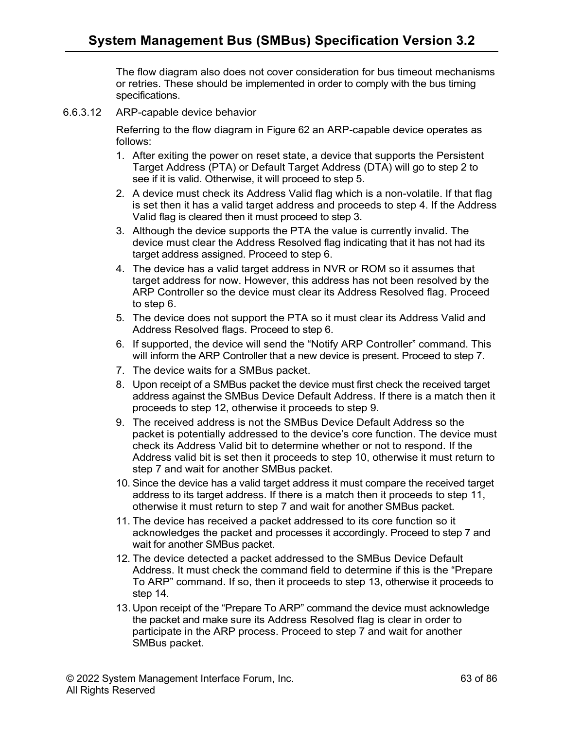The flow diagram also does not cover consideration for bus timeout mechanisms or retries. These should be implemented in order to comply with the bus timing specifications.

#### 6.6.3.12 ARP-capable device behavior

Referring to the flow diagram in Figure 62 an ARP-capable device operates as follows:

1. After exiting the power on reset state, a device that supports the Persistent Target Address (PTA) or Default Target Address (DTA) will go to step 2 to see if it is valid. Otherwise, it will proceed to step 5.
2. A device must check its Address Valid flag which is a non-volatile. If that flag is set then it has a valid target address and proceeds to step 4. If the Address Valid flag is cleared then it must proceed to step 3.
3. Although the device supports the PTA the value is currently invalid. The device must clear the Address Resolved flag indicating that it has not had its target address assigned. Proceed to step 6.
4. The device has a valid target address in NVR or ROM so it assumes that target address for now. However, this address has not been resolved by the ARP Controller so the device must clear its Address Resolved flag. Proceed to step 6.
5. The device does not support the PTA so it must clear its Address Valid and Address Resolved flags. Proceed to step 6.
6. If supported, the device will send the “Notify ARP Controller” command. This will inform the ARP Controller that a new device is present. Proceed to step 7.
7. The device waits for a SMBus packet.
8. Upon receipt of a SMBus packet the device must first check the received target address against the SMBus Device Default Address. If there is a match then it proceeds to step 12, otherwise it proceeds to step 9.
9. The received address is not the SMBus Device Default Address so the packet is potentially addressed to the device’s core function. The device must check its Address Valid bit to determine whether or not to respond. If the Address valid bit is set then it proceeds to step 10, otherwise it must return to step 7 and wait for another SMBus packet.
10. Since the device has a valid target address it must compare the received target address to its target address. If there is a match then it proceeds to step 11, otherwise it must return to step 7 and wait for another SMBus packet.
11. The device has received a packet addressed to its core function so it acknowledges the packet and processes it accordingly. Proceed to step 7 and wait for another SMBus packet.
12. The device detected a packet addressed to the SMBus Device Default Address. It must check the command field to determine if this is the “Prepare To ARP” command. If so, then it proceeds to step 13, otherwise it proceeds to step 14.
13. Upon receipt of the “Prepare To ARP” command the device must acknowledge the packet and make sure its Address Resolved flag is clear in order to participate in the ARP process. Proceed to step 7 and wait for another SMBus packet.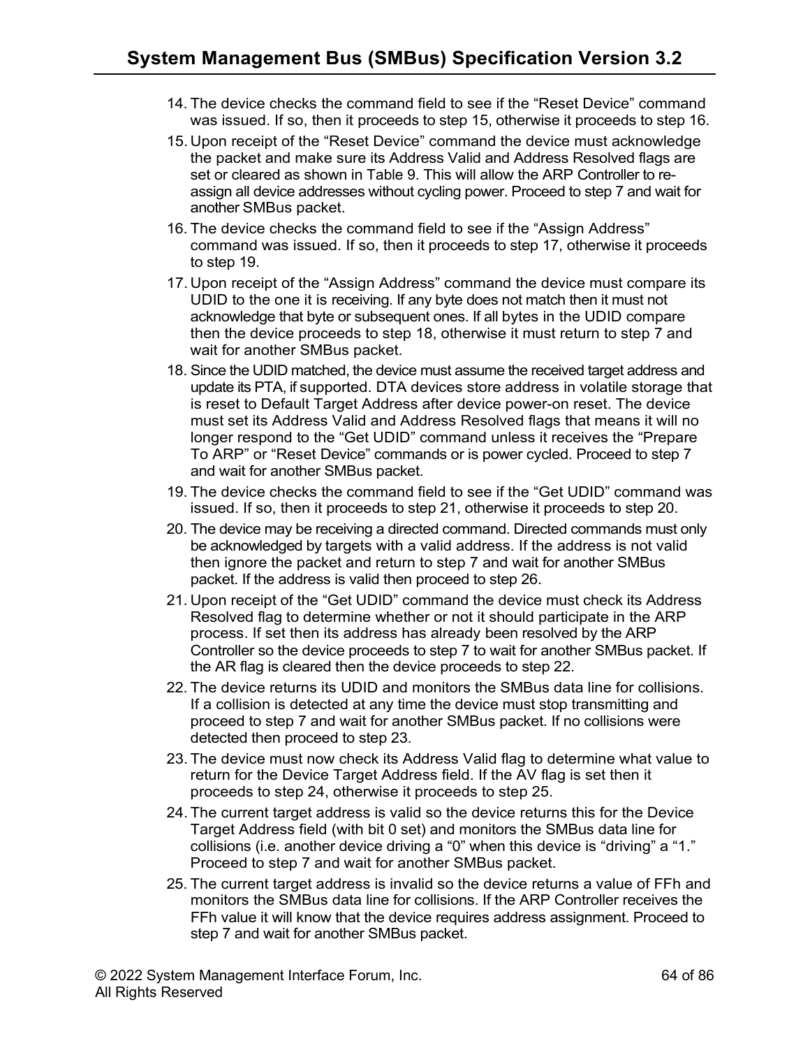14. The device checks the command field to see if the “Reset Device” command was issued. If so, then it proceeds to step 15, otherwise it proceeds to step 16.
15. Upon receipt of the “Reset Device” command the device must acknowledge the packet and make sure its Address Valid and Address Resolved flags are set or cleared as shown in Table 9. This will allow the ARP Controller to re-assign all device addresses without cycling power. Proceed to step 7 and wait for another SMBus packet.
16. The device checks the command field to see if the “Assign Address” command was issued. If so, then it proceeds to step 17, otherwise it proceeds to step 19.
17. Upon receipt of the “Assign Address” command the device must compare its UDID to the one it is receiving. If any byte does not match then it must not acknowledge that byte or subsequent ones. If all bytes in the UDID compare then the device proceeds to step 18, otherwise it must return to step 7 and wait for another SMBus packet.
18. Since the UDID matched, the device must assume the received target address and update its PTA, if supported. DTA devices store address in volatile storage that is reset to Default Target Address after device power-on reset. The device must set its Address Valid and Address Resolved flags that means it will no longer respond to the “Get UDID” command unless it receives the “Prepare To ARP” or “Reset Device” commands or is power cycled. Proceed to step 7 and wait for another SMBus packet.
19. The device checks the command field to see if the “Get UDID” command was issued. If so, then it proceeds to step 21, otherwise it proceeds to step 20.
20. The device may be receiving a directed command. Directed commands must only be acknowledged by targets with a valid address. If the address is not valid then ignore the packet and return to step 7 and wait for another SMBus packet. If the address is valid then proceed to step 26.
21. Upon receipt of the “Get UDID” command the device must check its Address Resolved flag to determine whether or not it should participate in the ARP process. If set then its address has already been resolved by the ARP Controller so the device proceeds to step 7 to wait for another SMBus packet. If the AR flag is cleared then the device proceeds to step 22.
22. The device returns its UDID and monitors the SMBus data line for collisions. If a collision is detected at any time the device must stop transmitting and proceed to step 7 and wait for another SMBus packet. If no collisions were detected then proceed to step 23.
23. The device must now check its Address Valid flag to determine what value to return for the Device Target Address field. If the AV flag is set then it proceeds to step 24, otherwise it proceeds to step 25.
24. The current target address is valid so the device returns this for the Device Target Address field (with bit 0 set) and monitors the SMBus data line for collisions (i.e. another device driving a “0” when this device is “driving” a “1.” Proceed to step 7 and wait for another SMBus packet.
25. The current target address is invalid so the device returns a value of FFh and monitors the SMBus data line for collisions. If the ARP Controller receives the FFh value it will know that the device requires address assignment. Proceed to step 7 and wait for another SMBus packet.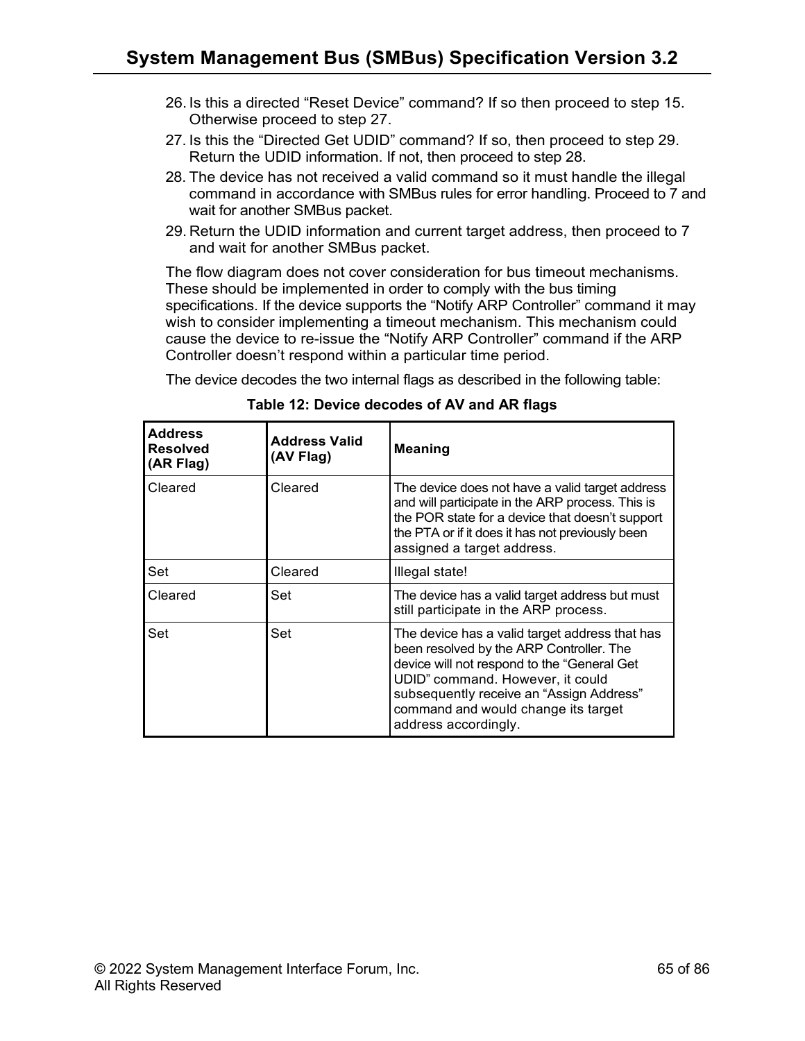26. Is this a directed “Reset Device” command? If so then proceed to step 15. Otherwise proceed to step 27.
27. Is this the “Directed Get UDID” command? If so, then proceed to step 29. Return the UDID information. If not, then proceed to step 28.
28. The device has not received a valid command so it must handle the illegal command in accordance with SMBus rules for error handling. Proceed to 7 and wait for another SMBus packet.
29. Return the UDID information and current target address, then proceed to 7 and wait for another SMBus packet.

The flow diagram does not cover consideration for bus timeout mechanisms. These should be implemented in order to comply with the bus timing specifications. If the device supports the “Notify ARP Controller” command it may wish to consider implementing a timeout mechanism. This mechanism could cause the device to re-issue the “Notify ARP Controller” command if the ARP Controller doesn’t respond within a particular time period.

The device decodes the two internal flags as described in the following table:

**Table 12: Device decodes of AV and AR flags**

| Address Resolved (AR Flag) | Address Valid (AV Flag) | Meaning |
|---|---|---|
| Cleared | Cleared | The device does not have a valid target address and will participate in the ARP process. This is the POR state for a device that doesn’t support the PTA or if it does it has not previously been assigned a target address. |
| Set | Cleared | Illegal state! |
| Cleared | Set | The device has a valid target address but must still participate in the ARP process. |
| Set | Set | The device has a valid target address that has been resolved by the ARP Controller. The device will not respond to the “General Get UDID” command. However, it could subsequently receive an “Assign Address” command and would change its target address accordingly. |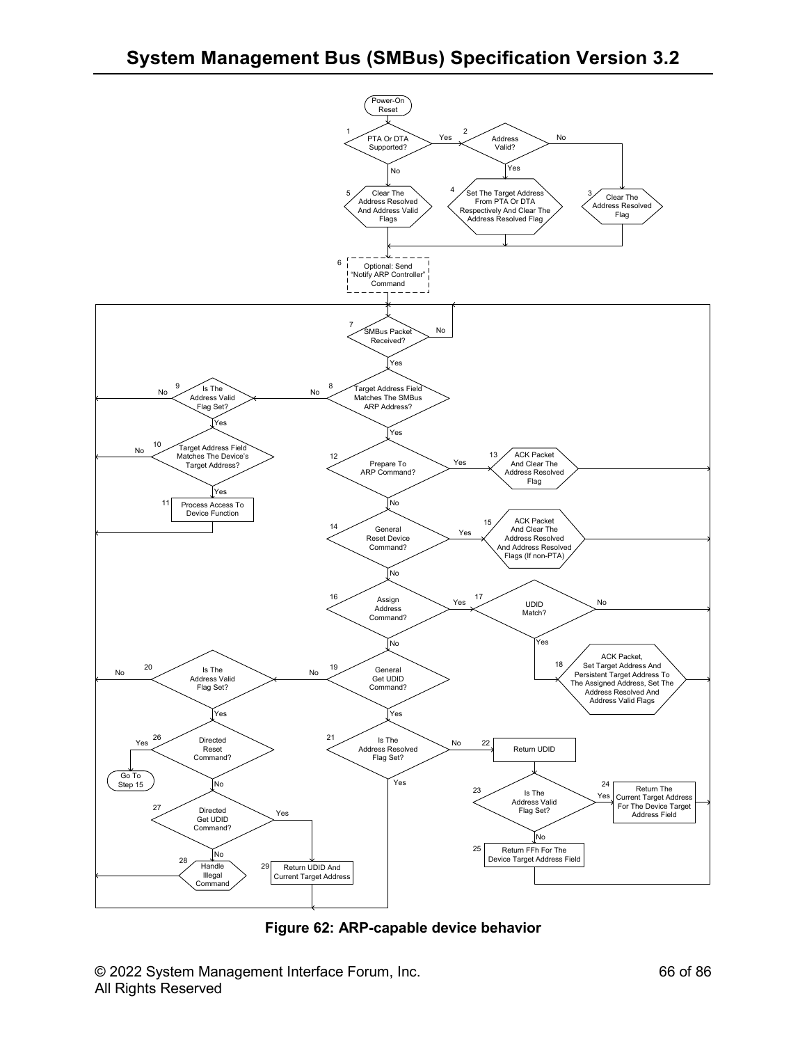Power-On Reset

1 PTA Or DTA Supported? — Yes → 2; No → 5

2 Address Valid? — Yes → 4; No → 3

3 Clear The Address Resolved Flag

4 Set The Target Address From PTA Or DTA Respectively And Clear The Address Resolved Flag

5 Clear The Address Resolved And Address Valid Flags

6 Optional: Send "Notify ARP Controller" Command

7 SMBus Packet Received? — Yes → 8; No → 7

8 Target Address Field Matches The SMBus ARP Address? — Yes → 12; No → 9

9 Is The Address Valid Flag Set? — Yes → 10; No → 7

10 Target Address Field Matches The Device's Target Address? — Yes → 11; No → 7

11 Process Access To Device Function

12 Prepare To ARP Command? — Yes → 13; No → 14

13 ACK Packet And Clear The Address Resolved Flag

14 General Reset Device Command? — Yes → 15; No → 16

15 ACK Packet And Clear The Address Resolved And Address Resolved Flags (If non-PTA)

16 Assign Address Command? — Yes → 17; No → 19

17 UDID Match? — Yes → 18; No → 7

18 ACK Packet, Set Target Address And Persistent Target Address To The Assigned Address, Set The Address Resolved And Address Valid Flags

19 General Get UDID Command? — Yes → 21; No → 20

20 Is The Address Valid Flag Set? — Yes → 26; No → 7

21 Is The Address Resolved Flag Set? — No → 22; Yes → 7

22 Return UDID

23 Is The Address Valid Flag Set? — Yes → 24; No → 25

24 Return The Current Target Address For The Device Target Address Field

25 Return FFh For The Device Target Address Field

26 Directed Reset Command? — Yes → Go To Step 15; No → 27

27 Directed Get UDID Command? — Yes → 29; No → 28

28 Handle Illegal Command

29 Return UDID And Current Target Address

**Figure 62: ARP-capable device behavior**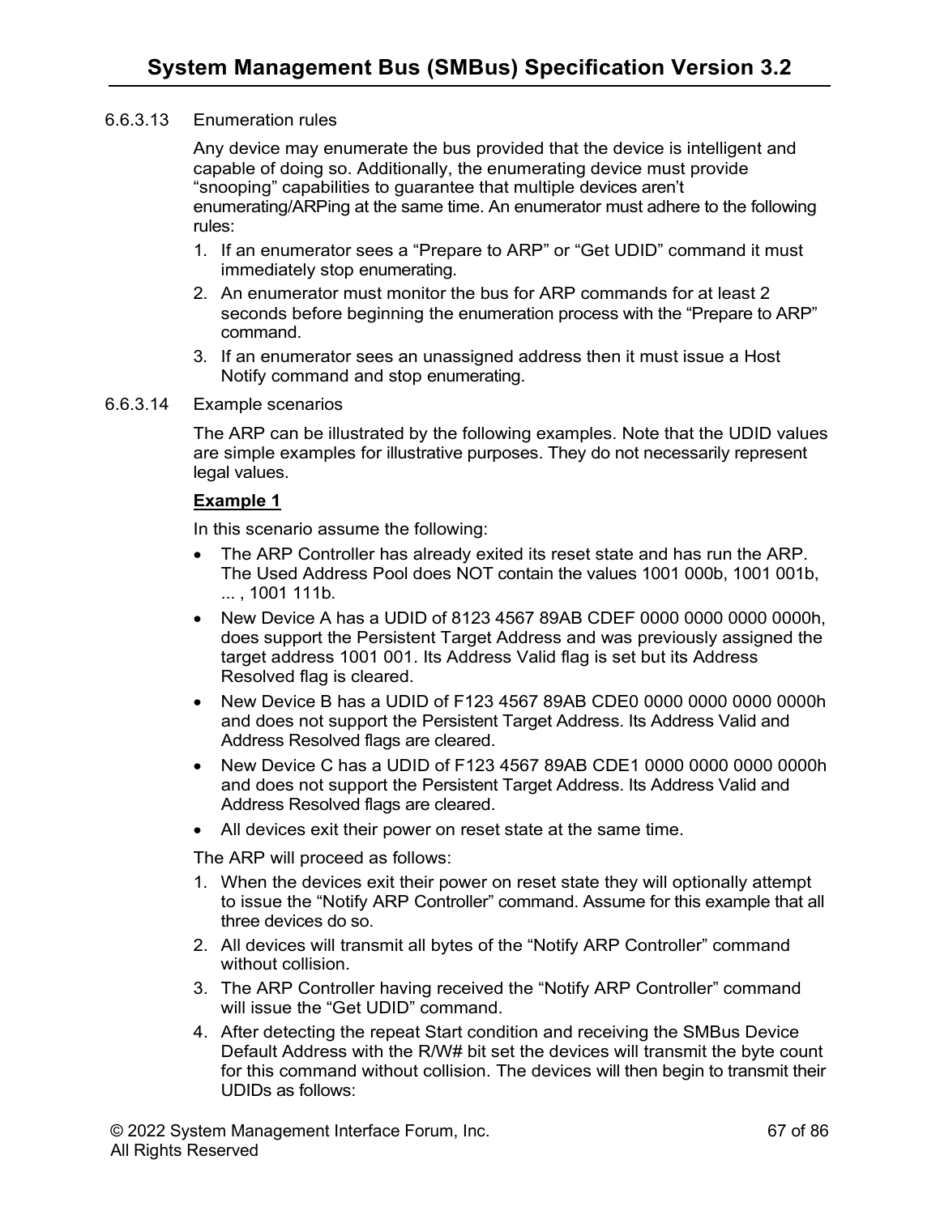#### 6.6.3.13 Enumeration rules

Any device may enumerate the bus provided that the device is intelligent and capable of doing so. Additionally, the enumerating device must provide "snooping" capabilities to guarantee that multiple devices aren't enumerating/ARPing at the same time. An enumerator must adhere to the following rules:

1. If an enumerator sees a "Prepare to ARP" or "Get UDID" command it must immediately stop enumerating.
2. An enumerator must monitor the bus for ARP commands for at least 2 seconds before beginning the enumeration process with the "Prepare to ARP" command.
3. If an enumerator sees an unassigned address then it must issue a Host Notify command and stop enumerating.

#### 6.6.3.14 Example scenarios

The ARP can be illustrated by the following examples. Note that the UDID values are simple examples for illustrative purposes. They do not necessarily represent legal values.

**Example 1**

In this scenario assume the following:

- The ARP Controller has already exited its reset state and has run the ARP. The Used Address Pool does NOT contain the values 1001 000b, 1001 001b, ... , 1001 111b.
- New Device A has a UDID of 8123 4567 89AB CDEF 0000 0000 0000 0000h, does support the Persistent Target Address and was previously assigned the target address 1001 001. Its Address Valid flag is set but its Address Resolved flag is cleared.
- New Device B has a UDID of F123 4567 89AB CDE0 0000 0000 0000 0000h and does not support the Persistent Target Address. Its Address Valid and Address Resolved flags are cleared.
- New Device C has a UDID of F123 4567 89AB CDE1 0000 0000 0000 0000h and does not support the Persistent Target Address. Its Address Valid and Address Resolved flags are cleared.
- All devices exit their power on reset state at the same time.

The ARP will proceed as follows:

1. When the devices exit their power on reset state they will optionally attempt to issue the "Notify ARP Controller" command. Assume for this example that all three devices do so.
2. All devices will transmit all bytes of the "Notify ARP Controller" command without collision.
3. The ARP Controller having received the "Notify ARP Controller" command will issue the "Get UDID" command.
4. After detecting the repeat Start condition and receiving the SMBus Device Default Address with the R/W# bit set the devices will transmit the byte count for this command without collision. The devices will then begin to transmit their UDIDs as follows: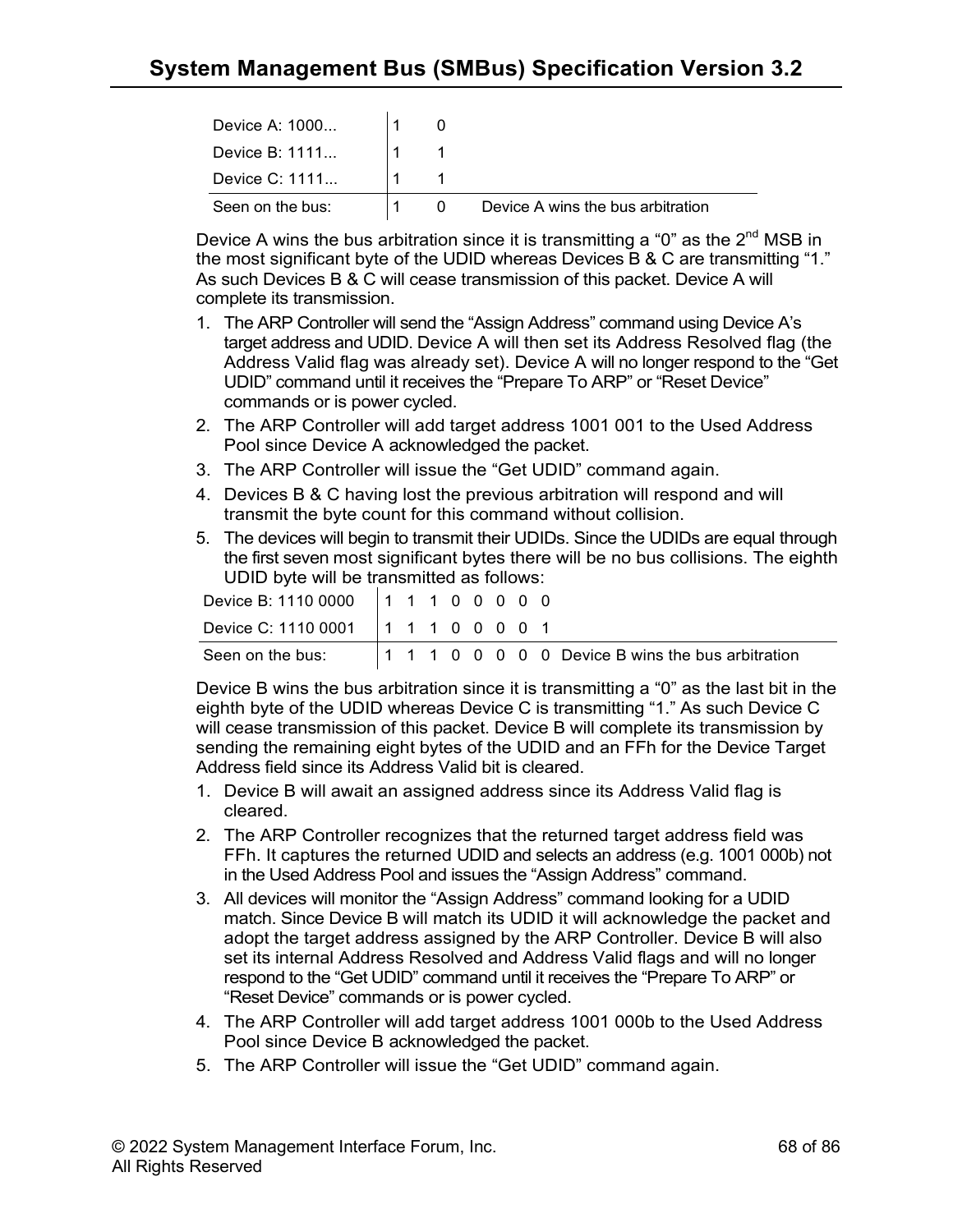| | | | |
|---|---|---|---|
| Device A: 1000... | 1 | 0 | |
| Device B: 1111... | 1 | 1 | |
| Device C: 1111... | 1 | 1 | |
| Seen on the bus: | 1 | 0 | Device A wins the bus arbitration |

Device A wins the bus arbitration since it is transmitting a “0” as the 2nd MSB in the most significant byte of the UDID whereas Devices B & C are transmitting “1.” As such Devices B & C will cease transmission of this packet. Device A will complete its transmission.

1. The ARP Controller will send the “Assign Address” command using Device A’s target address and UDID. Device A will then set its Address Resolved flag (the Address Valid flag was already set). Device A will no longer respond to the “Get UDID” command until it receives the “Prepare To ARP” or “Reset Device” commands or is power cycled.
2. The ARP Controller will add target address 1001 001 to the Used Address Pool since Device A acknowledged the packet.
3. The ARP Controller will issue the “Get UDID” command again.
4. Devices B & C having lost the previous arbitration will respond and will transmit the byte count for this command without collision.
5. The devices will begin to transmit their UDIDs. Since the UDIDs are equal through the first seven most significant bytes there will be no bus collisions. The eighth UDID byte will be transmitted as follows:

| | | | | | | | | | |
|---|---|---|---|---|---|---|---|---|---|
| Device B: 1110 0000 | 1 | 1 | 1 | 0 | 0 | 0 | 0 | 0 | |
| Device C: 1110 0001 | 1 | 1 | 1 | 0 | 0 | 0 | 0 | 1 | |
| Seen on the bus: | 1 | 1 | 1 | 0 | 0 | 0 | 0 | 0 | Device B wins the bus arbitration |

Device B wins the bus arbitration since it is transmitting a “0” as the last bit in the eighth byte of the UDID whereas Device C is transmitting “1.” As such Device C will cease transmission of this packet. Device B will complete its transmission by sending the remaining eight bytes of the UDID and an FFh for the Device Target Address field since its Address Valid bit is cleared.

1. Device B will await an assigned address since its Address Valid flag is cleared.
2. The ARP Controller recognizes that the returned target address field was FFh. It captures the returned UDID and selects an address (e.g. 1001 000b) not in the Used Address Pool and issues the “Assign Address” command.
3. All devices will monitor the “Assign Address” command looking for a UDID match. Since Device B will match its UDID it will acknowledge the packet and adopt the target address assigned by the ARP Controller. Device B will also set its internal Address Resolved and Address Valid flags and will no longer respond to the “Get UDID” command until it receives the “Prepare To ARP” or “Reset Device” commands or is power cycled.
4. The ARP Controller will add target address 1001 000b to the Used Address Pool since Device B acknowledged the packet.
5. The ARP Controller will issue the “Get UDID” command again.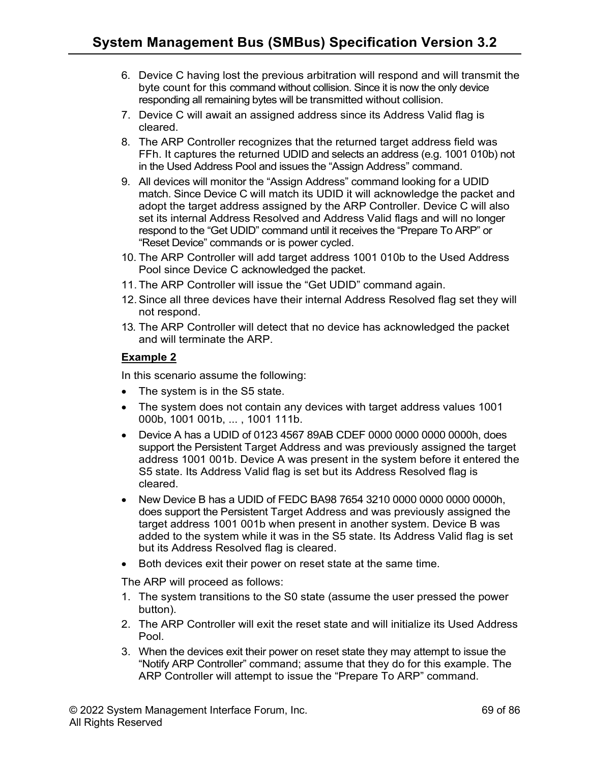6. Device C having lost the previous arbitration will respond and will transmit the byte count for this command without collision. Since it is now the only device responding all remaining bytes will be transmitted without collision.
7. Device C will await an assigned address since its Address Valid flag is cleared.
8. The ARP Controller recognizes that the returned target address field was FFh. It captures the returned UDID and selects an address (e.g. 1001 010b) not in the Used Address Pool and issues the “Assign Address” command.
9. All devices will monitor the “Assign Address” command looking for a UDID match. Since Device C will match its UDID it will acknowledge the packet and adopt the target address assigned by the ARP Controller. Device C will also set its internal Address Resolved and Address Valid flags and will no longer respond to the “Get UDID” command until it receives the “Prepare To ARP” or “Reset Device” commands or is power cycled.
10. The ARP Controller will add target address 1001 010b to the Used Address Pool since Device C acknowledged the packet.
11. The ARP Controller will issue the “Get UDID” command again.
12. Since all three devices have their internal Address Resolved flag set they will not respond.
13. The ARP Controller will detect that no device has acknowledged the packet and will terminate the ARP.

**Example 2**

In this scenario assume the following:

- The system is in the S5 state.
- The system does not contain any devices with target address values 1001 000b, 1001 001b, ... , 1001 111b.
- Device A has a UDID of 0123 4567 89AB CDEF 0000 0000 0000 0000h, does support the Persistent Target Address and was previously assigned the target address 1001 001b. Device A was present in the system before it entered the S5 state. Its Address Valid flag is set but its Address Resolved flag is cleared.
- New Device B has a UDID of FEDC BA98 7654 3210 0000 0000 0000 0000h, does support the Persistent Target Address and was previously assigned the target address 1001 001b when present in another system. Device B was added to the system while it was in the S5 state. Its Address Valid flag is set but its Address Resolved flag is cleared.
- Both devices exit their power on reset state at the same time.

The ARP will proceed as follows:

1. The system transitions to the S0 state (assume the user pressed the power button).
2. The ARP Controller will exit the reset state and will initialize its Used Address Pool.
3. When the devices exit their power on reset state they may attempt to issue the “Notify ARP Controller” command; assume that they do for this example. The ARP Controller will attempt to issue the “Prepare To ARP” command.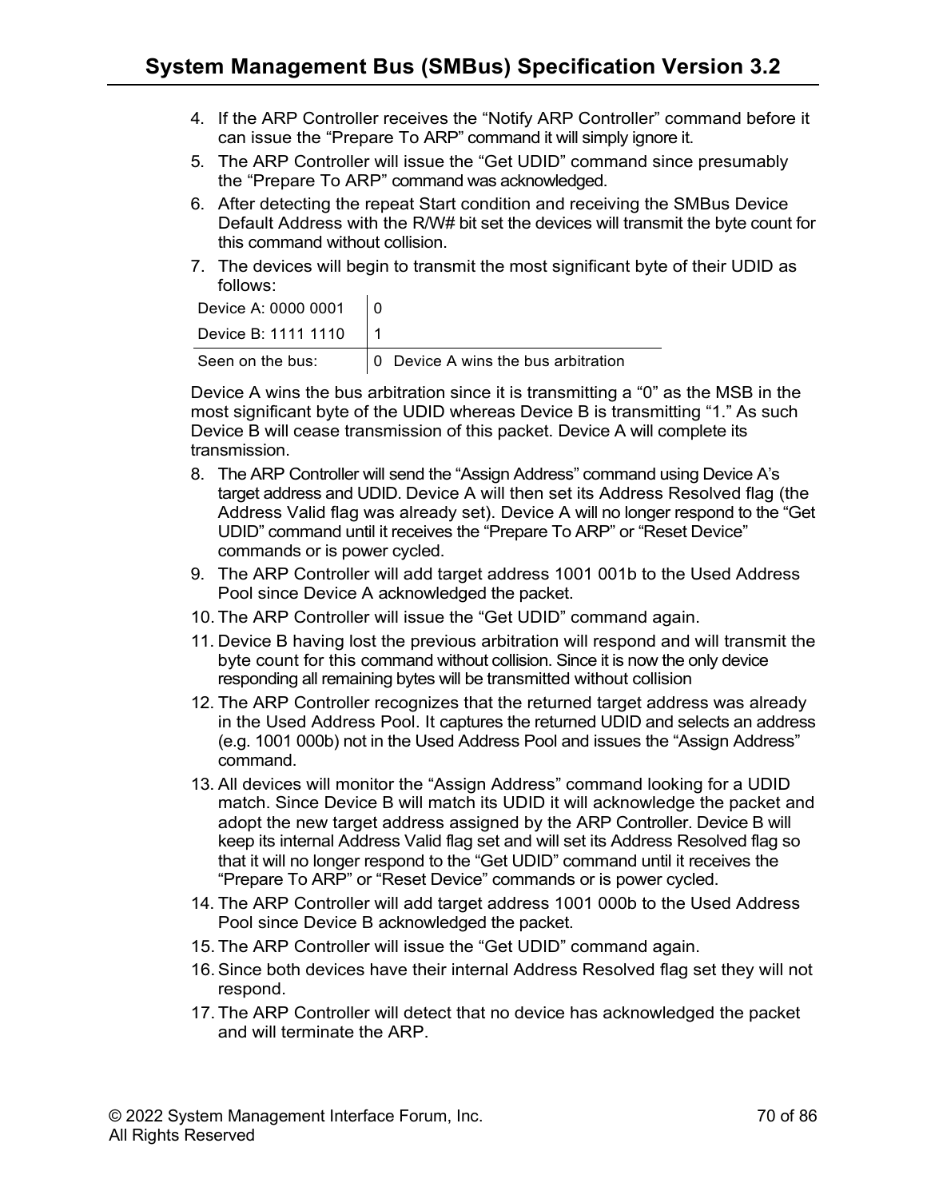4. If the ARP Controller receives the "Notify ARP Controller" command before it can issue the "Prepare To ARP" command it will simply ignore it.
5. The ARP Controller will issue the "Get UDID" command since presumably the "Prepare To ARP" command was acknowledged.
6. After detecting the repeat Start condition and receiving the SMBus Device Default Address with the R/W# bit set the devices will transmit the byte count for this command without collision.
7. The devices will begin to transmit the most significant byte of their UDID as follows:

| | | |
|---|---|---|
| Device A: 0000 0001 | 0 | |
| Device B: 1111 1110 | 1 | |
| Seen on the bus: | 0 | Device A wins the bus arbitration |

Device A wins the bus arbitration since it is transmitting a "0" as the MSB in the most significant byte of the UDID whereas Device B is transmitting "1." As such Device B will cease transmission of this packet. Device A will complete its transmission.

8. The ARP Controller will send the "Assign Address" command using Device A's target address and UDID. Device A will then set its Address Resolved flag (the Address Valid flag was already set). Device A will no longer respond to the "Get UDID" command until it receives the "Prepare To ARP" or "Reset Device" commands or is power cycled.
9. The ARP Controller will add target address 1001 001b to the Used Address Pool since Device A acknowledged the packet.
10. The ARP Controller will issue the "Get UDID" command again.
11. Device B having lost the previous arbitration will respond and will transmit the byte count for this command without collision. Since it is now the only device responding all remaining bytes will be transmitted without collision
12. The ARP Controller recognizes that the returned target address was already in the Used Address Pool. It captures the returned UDID and selects an address (e.g. 1001 000b) not in the Used Address Pool and issues the "Assign Address" command.
13. All devices will monitor the "Assign Address" command looking for a UDID match. Since Device B will match its UDID it will acknowledge the packet and adopt the new target address assigned by the ARP Controller. Device B will keep its internal Address Valid flag set and will set its Address Resolved flag so that it will no longer respond to the "Get UDID" command until it receives the "Prepare To ARP" or "Reset Device" commands or is power cycled.
14. The ARP Controller will add target address 1001 000b to the Used Address Pool since Device B acknowledged the packet.
15. The ARP Controller will issue the "Get UDID" command again.
16. Since both devices have their internal Address Resolved flag set they will not respond.
17. The ARP Controller will detect that no device has acknowledged the packet and will terminate the ARP.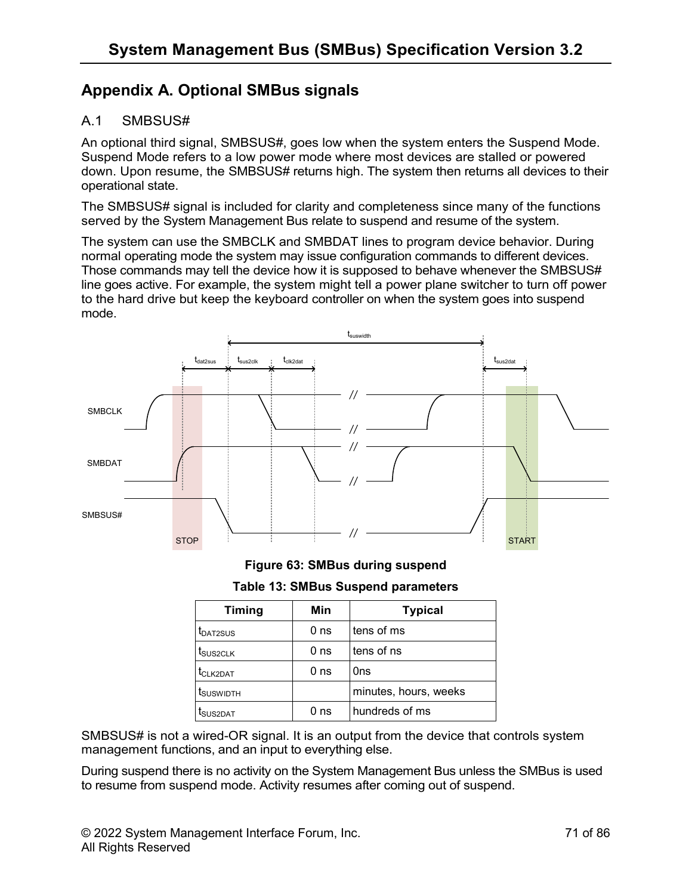# Appendix A. Optional SMBus signals

## A.1 SMBSUS#

An optional third signal, SMBSUS#, goes low when the system enters the Suspend Mode. Suspend Mode refers to a low power mode where most devices are stalled or powered down. Upon resume, the SMBSUS# returns high. The system then returns all devices to their operational state.

The SMBSUS# signal is included for clarity and completeness since many of the functions served by the System Management Bus relate to suspend and resume of the system.

The system can use the SMBCLK and SMBDAT lines to program device behavior. During normal operating mode the system may issue configuration commands to different devices. Those commands may tell the device how it is supposed to behave whenever the SMBSUS# line goes active. For example, the system might tell a power plane switcher to turn off power to the hard drive but keep the keyboard controller on when the system goes into suspend mode.

**Figure 63: SMBus during suspend**

**Table 13: SMBus Suspend parameters**

| Timing | Min | Typical |
|---|---|---|
| $t_{DAT2SUS}$ | 0 ns | tens of ms |
| $t_{SUS2CLK}$ | 0 ns | tens of ns |
| $t_{CLK2DAT}$ | 0 ns | 0ns |
| $t_{SUSWIDTH}$ | | minutes, hours, weeks |
| $t_{SUS2DAT}$ | 0 ns | hundreds of ms |

SMBSUS# is not a wired-OR signal. It is an output from the device that controls system management functions, and an input to everything else.

During suspend there is no activity on the System Management Bus unless the SMBus is used to resume from suspend mode. Activity resumes after coming out of suspend.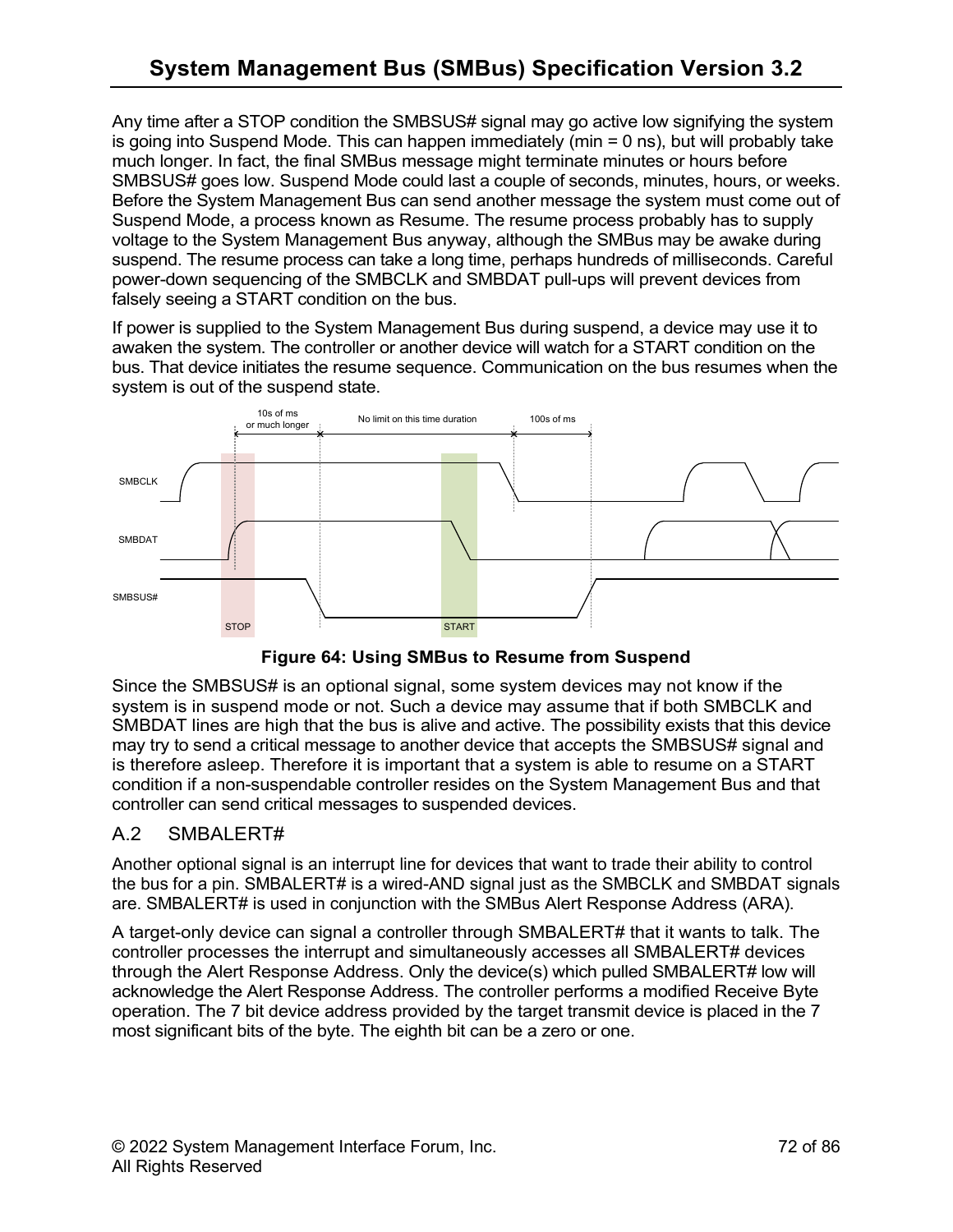Any time after a STOP condition the SMBSUS# signal may go active low signifying the system is going into Suspend Mode. This can happen immediately (min = 0 ns), but will probably take much longer. In fact, the final SMBus message might terminate minutes or hours before SMBSUS# goes low. Suspend Mode could last a couple of seconds, minutes, hours, or weeks. Before the System Management Bus can send another message the system must come out of Suspend Mode, a process known as Resume. The resume process probably has to supply voltage to the System Management Bus anyway, although the SMBus may be awake during suspend. The resume process can take a long time, perhaps hundreds of milliseconds. Careful power-down sequencing of the SMBCLK and SMBDAT pull-ups will prevent devices from falsely seeing a START condition on the bus.

If power is supplied to the System Management Bus during suspend, a device may use it to awaken the system. The controller or another device will watch for a START condition on the bus. That device initiates the resume sequence. Communication on the bus resumes when the system is out of the suspend state.

**Figure 64: Using SMBus to Resume from Suspend**

Since the SMBSUS# is an optional signal, some system devices may not know if the system is in suspend mode or not. Such a device may assume that if both SMBCLK and SMBDAT lines are high that the bus is alive and active. The possibility exists that this device may try to send a critical message to another device that accepts the SMBSUS# signal and is therefore asleep. Therefore it is important that a system is able to resume on a START condition if a non-suspendable controller resides on the System Management Bus and that controller can send critical messages to suspended devices.

## A.2 SMBALERT#

Another optional signal is an interrupt line for devices that want to trade their ability to control the bus for a pin. SMBALERT# is a wired-AND signal just as the SMBCLK and SMBDAT signals are. SMBALERT# is used in conjunction with the SMBus Alert Response Address (ARA).

A target-only device can signal a controller through SMBALERT# that it wants to talk. The controller processes the interrupt and simultaneously accesses all SMBALERT# devices through the Alert Response Address. Only the device(s) which pulled SMBALERT# low will acknowledge the Alert Response Address. The controller performs a modified Receive Byte operation. The 7 bit device address provided by the target transmit device is placed in the 7 most significant bits of the byte. The eighth bit can be a zero or one.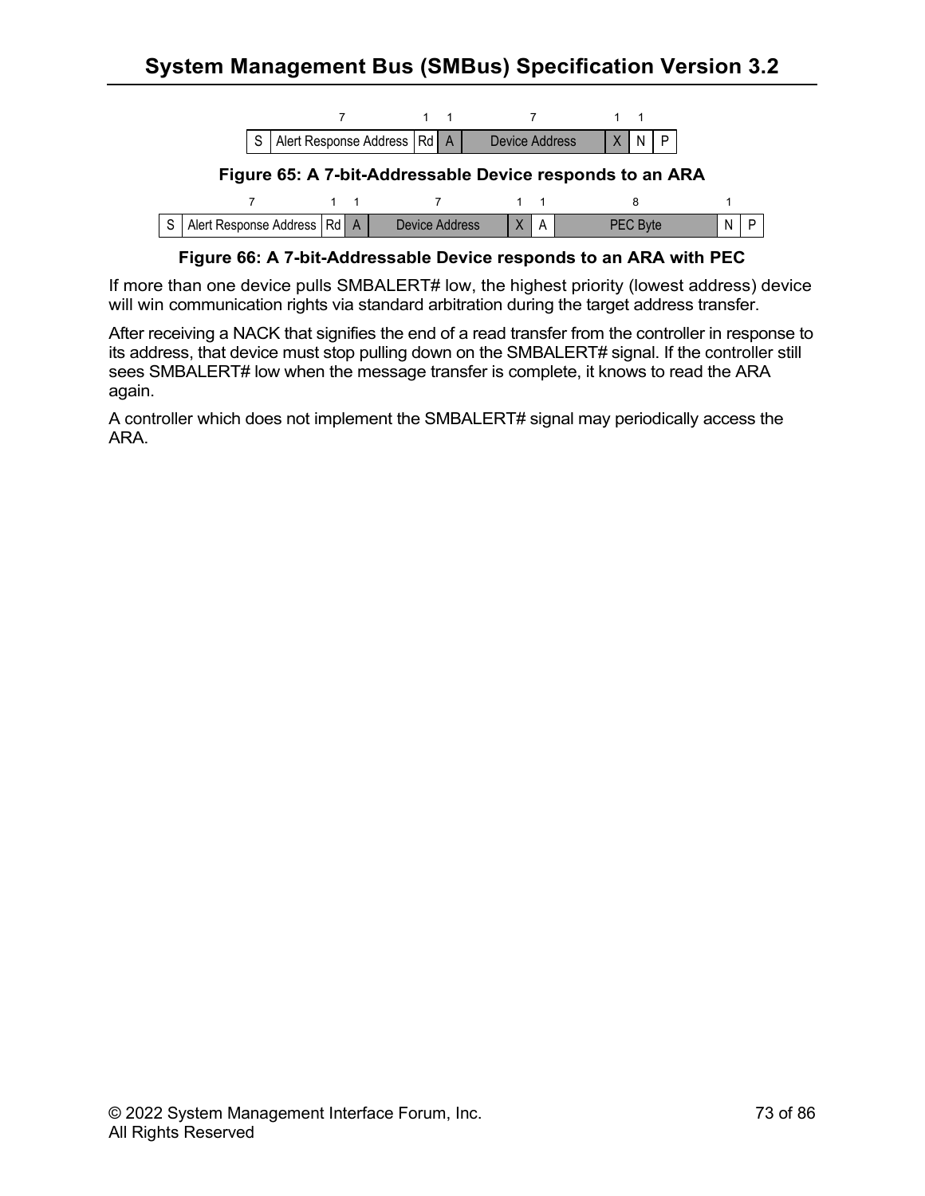| 7 | 1 | 1 | 7 | 1 | 1 | |
|---|---|---|---|---|---|---|
| S | Alert Response Address | Rd | A | Device Address | X | N | P |

**Figure 65: A 7-bit-Addressable Device responds to an ARA**

| | 7 | 1 | 1 | 7 | 1 | 1 | 8 | 1 | |
|---|---|---|---|---|---|---|---|---|---|
| S | Alert Response Address | Rd | A | Device Address | X | A | PEC Byte | N | P |

**Figure 66: A 7-bit-Addressable Device responds to an ARA with PEC**

If more than one device pulls SMBALERT# low, the highest priority (lowest address) device will win communication rights via standard arbitration during the target address transfer.

After receiving a NACK that signifies the end of a read transfer from the controller in response to its address, that device must stop pulling down on the SMBALERT# signal. If the controller still sees SMBALERT# low when the message transfer is complete, it knows to read the ARA again.

A controller which does not implement the SMBALERT# signal may periodically access the ARA.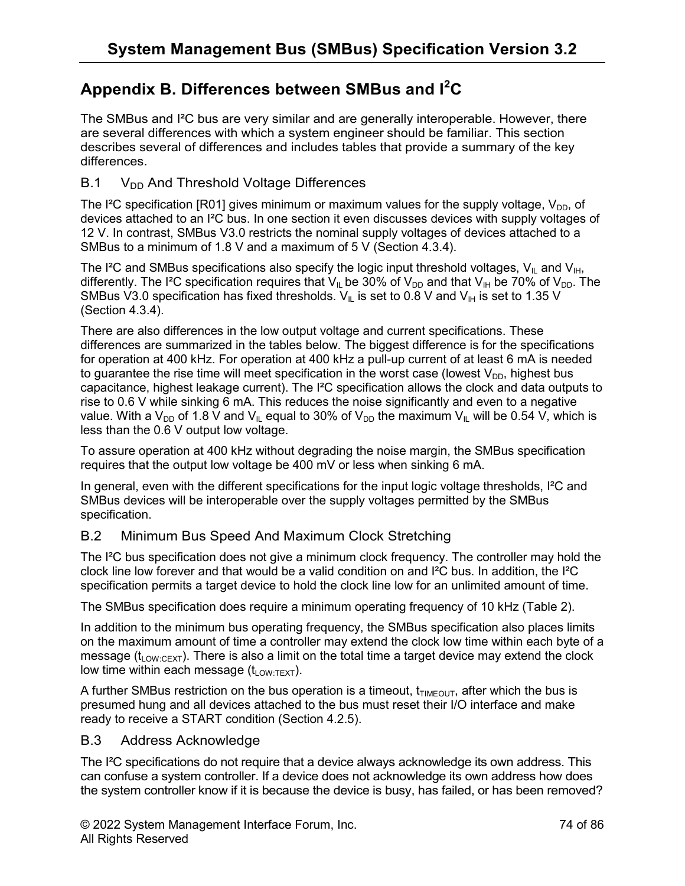## Appendix B. Differences between SMBus and I²C

The SMBus and I²C bus are very similar and are generally interoperable. However, there are several differences with which a system engineer should be familiar. This section describes several of differences and includes tables that provide a summary of the key differences.

### B.1 $V_{DD}$ And Threshold Voltage Differences

The I²C specification [R01] gives minimum or maximum values for the supply voltage, $V_{DD}$, of devices attached to an I²C bus. In one section it even discusses devices with supply voltages of 12 V. In contrast, SMBus V3.0 restricts the nominal supply voltages of devices attached to a SMBus to a minimum of 1.8 V and a maximum of 5 V (Section 4.3.4).

The I²C and SMBus specifications also specify the logic input threshold voltages, $V_{IL}$ and $V_{IH}$, differently. The I²C specification requires that $V_{IL}$ be 30% of $V_{DD}$ and that $V_{IH}$ be 70% of $V_{DD}$. The SMBus V3.0 specification has fixed thresholds. $V_{IL}$ is set to 0.8 V and $V_{IH}$ is set to 1.35 V (Section 4.3.4).

There are also differences in the low output voltage and current specifications. These differences are summarized in the tables below. The biggest difference is for the specifications for operation at 400 kHz. For operation at 400 kHz a pull-up current of at least 6 mA is needed to guarantee the rise time will meet specification in the worst case (lowest $V_{DD}$, highest bus capacitance, highest leakage current). The I²C specification allows the clock and data outputs to rise to 0.6 V while sinking 6 mA. This reduces the noise significantly and even to a negative value. With a $V_{DD}$ of 1.8 V and $V_{IL}$ equal to 30% of $V_{DD}$ the maximum $V_{IL}$ will be 0.54 V, which is less than the 0.6 V output low voltage.

To assure operation at 400 kHz without degrading the noise margin, the SMBus specification requires that the output low voltage be 400 mV or less when sinking 6 mA.

In general, even with the different specifications for the input logic voltage thresholds, I²C and SMBus devices will be interoperable over the supply voltages permitted by the SMBus specification.

### B.2 Minimum Bus Speed And Maximum Clock Stretching

The I²C bus specification does not give a minimum clock frequency. The controller may hold the clock line low forever and that would be a valid condition on and I²C bus. In addition, the I²C specification permits a target device to hold the clock line low for an unlimited amount of time.

The SMBus specification does require a minimum operating frequency of 10 kHz (Table 2).

In addition to the minimum bus operating frequency, the SMBus specification also places limits on the maximum amount of time a controller may extend the clock low time within each byte of a message ($t_{LOW:CEXT}$). There is also a limit on the total time a target device may extend the clock low time within each message ($t_{LOW:TEXT}$).

A further SMBus restriction on the bus operation is a timeout, $t_{TIMEOUT}$, after which the bus is presumed hung and all devices attached to the bus must reset their I/O interface and make ready to receive a START condition (Section 4.2.5).

### B.3 Address Acknowledge

The I²C specifications do not require that a device always acknowledge its own address. This can confuse a system controller. If a device does not acknowledge its own address how does the system controller know if it is because the device is busy, has failed, or has been removed?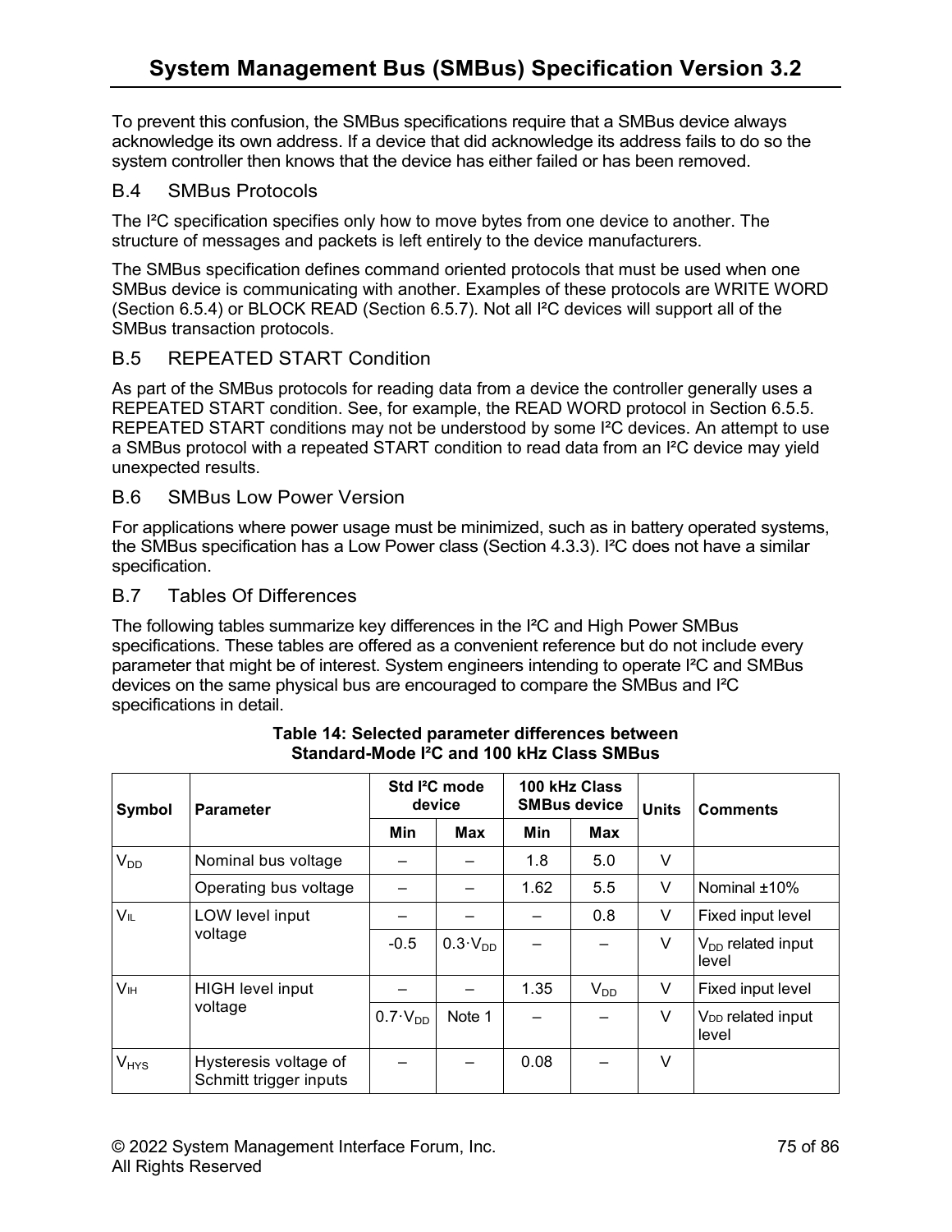To prevent this confusion, the SMBus specifications require that a SMBus device always acknowledge its own address. If a device that did acknowledge its address fails to do so the system controller then knows that the device has either failed or has been removed.

## B.4 SMBus Protocols

The I²C specification specifies only how to move bytes from one device to another. The structure of messages and packets is left entirely to the device manufacturers.

The SMBus specification defines command oriented protocols that must be used when one SMBus device is communicating with another. Examples of these protocols are WRITE WORD (Section 6.5.4) or BLOCK READ (Section 6.5.7). Not all I²C devices will support all of the SMBus transaction protocols.

## B.5 REPEATED START Condition

As part of the SMBus protocols for reading data from a device the controller generally uses a REPEATED START condition. See, for example, the READ WORD protocol in Section 6.5.5. REPEATED START conditions may not be understood by some I²C devices. An attempt to use a SMBus protocol with a repeated START condition to read data from an I²C device may yield unexpected results.

## B.6 SMBus Low Power Version

For applications where power usage must be minimized, such as in battery operated systems, the SMBus specification has a Low Power class (Section 4.3.3). I²C does not have a similar specification.

## B.7 Tables Of Differences

The following tables summarize key differences in the I²C and High Power SMBus specifications. These tables are offered as a convenient reference but do not include every parameter that might be of interest. System engineers intending to operate I²C and SMBus devices on the same physical bus are encouraged to compare the SMBus and I²C specifications in detail.

**Table 14: Selected parameter differences between Standard-Mode I²C and 100 kHz Class SMBus**

| Symbol | Parameter | Std I²C mode device | | 100 kHz Class SMBus device | | Units | Comments |
|---|---|---|---|---|---|---|---|
| | | Min | Max | Min | Max | | |
| $V_{DD}$ | Nominal bus voltage | – | – | 1.8 | 5.0 | V | |
| | Operating bus voltage | – | – | 1.62 | 5.5 | V | Nominal ±10% |
| $V_{IL}$ | LOW level input voltage | – | – | – | 0.8 | V | Fixed input level |
| | | -0.5 | $0.3 \cdot V_{DD}$ | – | – | V | $V_{DD}$ related input level |
| $V_{IH}$ | HIGH level input voltage | – | – | 1.35 | $V_{DD}$ | V | Fixed input level |
| | | $0.7 \cdot V_{DD}$ | Note 1 | – | – | V | $V_{DD}$ related input level |
| $V_{HYS}$ | Hysteresis voltage of Schmitt trigger inputs | – | – | 0.08 | – | V | |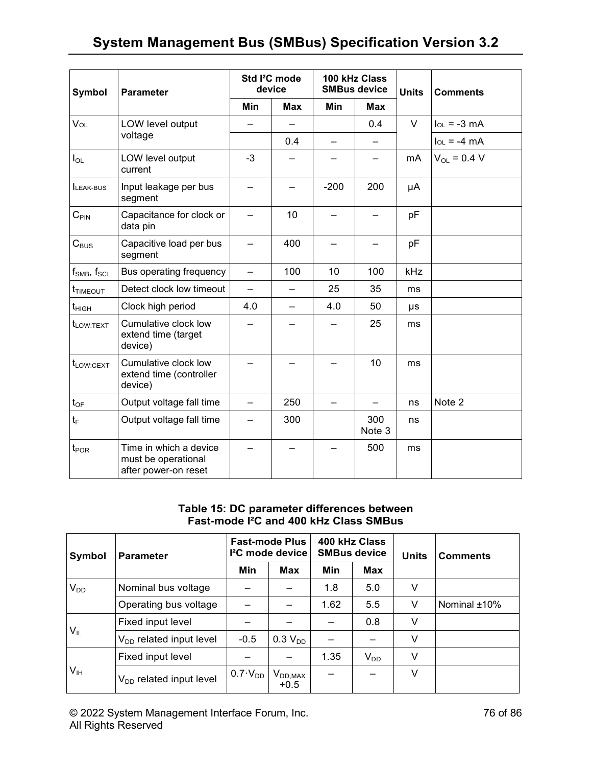| Symbol | Parameter | Std I²C mode device | | 100 kHz Class SMBus device | | Units | Comments |
|---|---|---|---|---|---|---|---|
| | | Min | Max | Min | Max | | |
| $V_{OL}$ | LOW level output voltage | – | – | | 0.4 | V | $I_{OL}$ = -3 mA |
| | | | 0.4 | – | – | | $I_{OL}$ = -4 mA |
| $I_{OL}$ | LOW level output current | -3 | – | – | – | mA | $V_{OL}$ = 0.4 V |
| $I_{LEAK\text{-}BUS}$ | Input leakage per bus segment | – | – | -200 | 200 | µA | |
| $C_{PIN}$ | Capacitance for clock or data pin | – | 10 | – | – | pF | |
| $C_{BUS}$ | Capacitive load per bus segment | – | 400 | – | – | pF | |
| $f_{SMB}$, $f_{SCL}$ | Bus operating frequency | – | 100 | 10 | 100 | kHz | |
| $t_{TIMEOUT}$ | Detect clock low timeout | – | – | 25 | 35 | ms | |
| $t_{HIGH}$ | Clock high period | 4.0 | – | 4.0 | 50 | µs | |
| $t_{LOW:TEXT}$ | Cumulative clock low extend time (target device) | – | – | – | 25 | ms | |
| $t_{LOW:CEXT}$ | Cumulative clock low extend time (controller device) | – | – | – | 10 | ms | |
| $t_{OF}$ | Output voltage fall time | – | 250 | – | – | ns | Note 2 |
| $t_F$ | Output voltage fall time | – | 300 | | 300 Note 3 | ns | |
| $t_{POR}$ | Time in which a device must be operational after power-on reset | – | – | – | 500 | ms | |

**Table 15: DC parameter differences between Fast-mode I²C and 400 kHz Class SMBus**

| Symbol | Parameter | Fast-mode Plus I²C mode device | | 400 kHz Class SMBus device | | Units | Comments |
|---|---|---|---|---|---|---|---|
| | | Min | Max | Min | Max | | |
| $V_{DD}$ | Nominal bus voltage | – | – | 1.8 | 5.0 | V | |
| | Operating bus voltage | – | – | 1.62 | 5.5 | V | Nominal ±10% |
| $V_{IL}$ | Fixed input level | – | – | – | 0.8 | V | |
| | $V_{DD}$ related input level | -0.5 | 0.3 $V_{DD}$ | – | – | V | |
| $V_{IH}$ | Fixed input level | – | – | 1.35 | $V_{DD}$ | V | |
| | $V_{DD}$ related input level | $0.7 \cdot V_{DD}$ | $V_{DD,MAX}$ +0.5 | – | – | V | |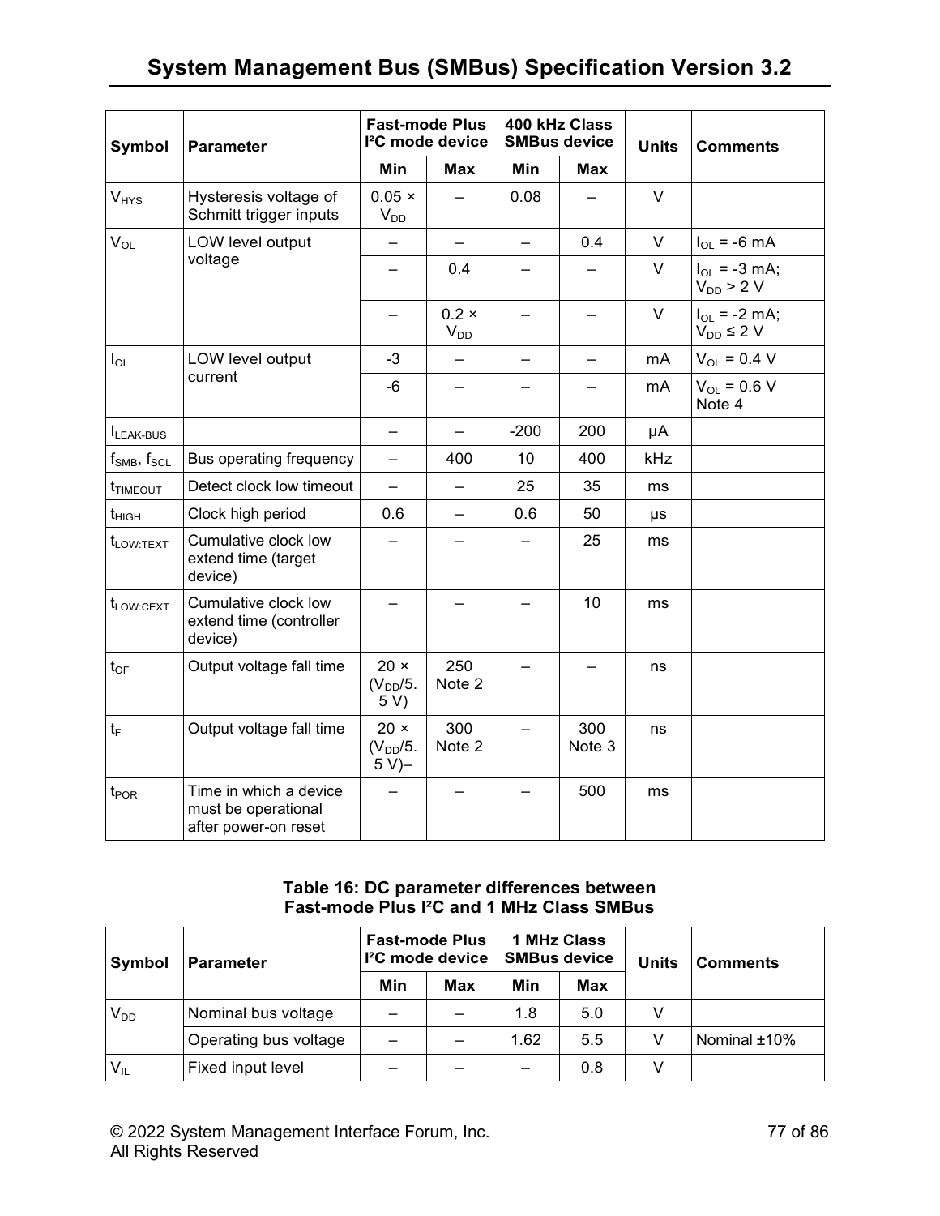| Symbol | Parameter | Fast-mode Plus I²C mode device | | 400 kHz Class SMBus device | | Units | Comments |
|---|---|---|---|---|---|---|---|
| | | Min | Max | Min | Max | | |
| $V_{HYS}$ | Hysteresis voltage of Schmitt trigger inputs | 0.05 × $V_{DD}$ | – | 0.08 | – | V | |
| $V_{OL}$ | LOW level output voltage | – | – | – | 0.4 | V | $I_{OL}$ = -6 mA |
| | | – | 0.4 | – | – | V | $I_{OL}$ = -3 mA; $V_{DD}$ > 2 V |
| | | – | 0.2 × $V_{DD}$ | – | – | V | $I_{OL}$ = -2 mA; $V_{DD}$ ≤ 2 V |
| $I_{OL}$ | LOW level output current | -3 | – | – | – | mA | $V_{OL}$ = 0.4 V |
| | | -6 | – | – | – | mA | $V_{OL}$ = 0.6 V Note 4 |
| $I_{LEAK-BUS}$ | | – | – | -200 | 200 | μA | |
| $f_{SMB}$, $f_{SCL}$ | Bus operating frequency | – | 400 | 10 | 400 | kHz | |
| $t_{TIMEOUT}$ | Detect clock low timeout | – | – | 25 | 35 | ms | |
| $t_{HIGH}$ | Clock high period | 0.6 | – | 0.6 | 50 | μs | |
| $t_{LOW:TEXT}$ | Cumulative clock low extend time (target device) | – | – | – | 25 | ms | |
| $t_{LOW:CEXT}$ | Cumulative clock low extend time (controller device) | – | – | – | 10 | ms | |
| $t_{OF}$ | Output voltage fall time | 20 × ($V_{DD}$/5.5 V) | 250 Note 2 | – | – | ns | |
| $t_F$ | Output voltage fall time | 20 × ($V_{DD}$/5.5 V)– | 300 Note 2 | – | 300 Note 3 | ns | |
| $t_{POR}$ | Time in which a device must be operational after power-on reset | – | – | – | 500 | ms | |

**Table 16: DC parameter differences between Fast-mode Plus I²C and 1 MHz Class SMBus**

| Symbol | Parameter | Fast-mode Plus I²C mode device | | 1 MHz Class SMBus device | | Units | Comments |
|---|---|---|---|---|---|---|---|
| | | Min | Max | Min | Max | | |
| $V_{DD}$ | Nominal bus voltage | – | – | 1.8 | 5.0 | V | |
| | Operating bus voltage | – | – | 1.62 | 5.5 | V | Nominal ±10% |
| $V_{IL}$ | Fixed input level | – | – | – | 0.8 | V | |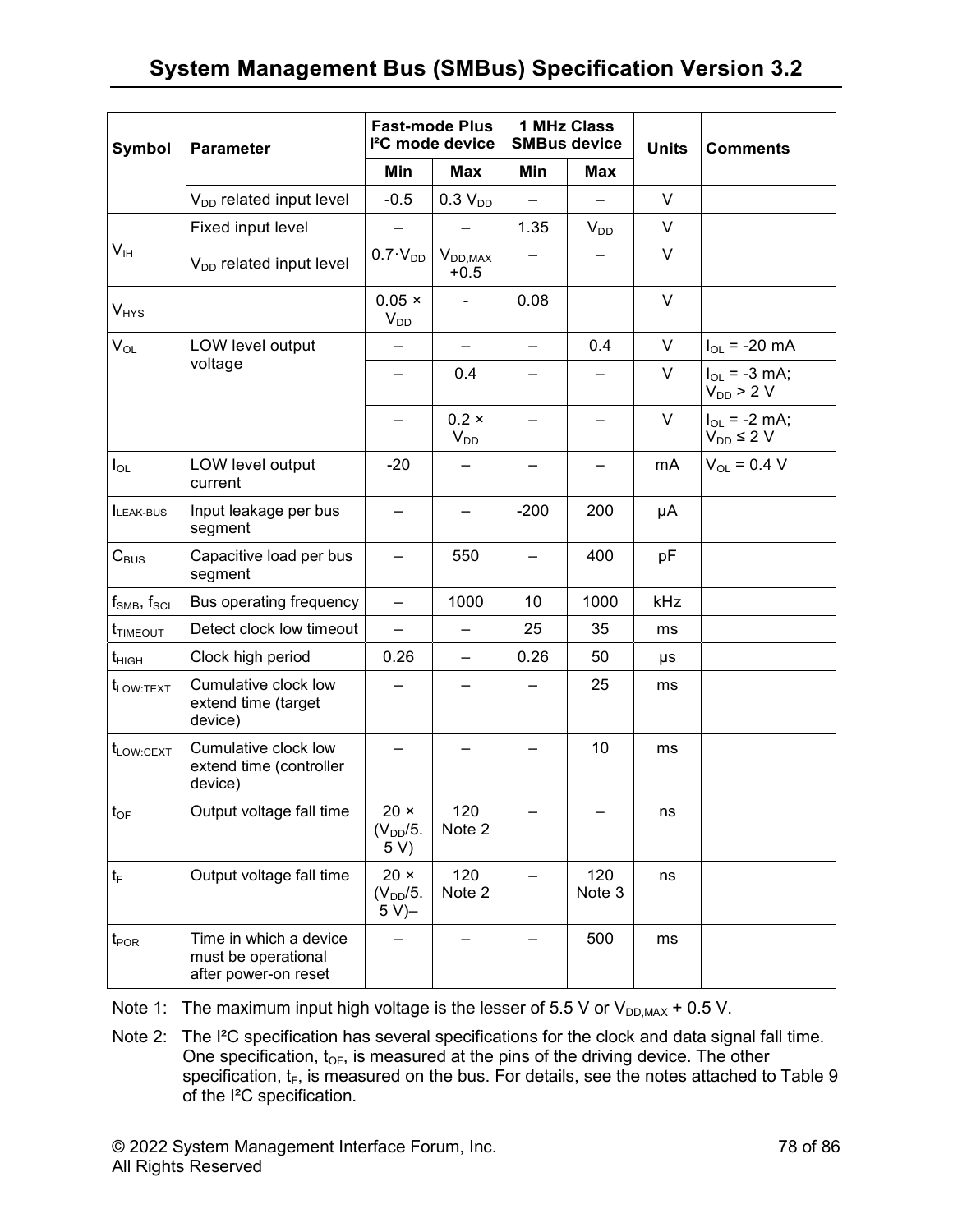| Symbol | Parameter | Fast-mode Plus I²C mode device | | 1 MHz Class SMBus device | | Units | Comments |
|---|---|---|---|---|---|---|---|
| | | Min | Max | Min | Max | | |
| | $V_{DD}$ related input level | -0.5 | 0.3 $V_{DD}$ | – | – | V | |
| $V_{IH}$ | Fixed input level | – | – | 1.35 | $V_{DD}$ | V | |
| | $V_{DD}$ related input level | $0.7 \cdot V_{DD}$ | $V_{DD,MAX}$ +0.5 | – | – | V | |
| $V_{HYS}$ | | 0.05 × $V_{DD}$ | - | 0.08 | | V | |
| $V_{OL}$ | LOW level output voltage | – | – | – | 0.4 | V | $I_{OL}$ = -20 mA |
| | | – | 0.4 | – | – | V | $I_{OL}$ = -3 mA; $V_{DD}$ > 2 V |
| | | – | 0.2 × $V_{DD}$ | – | – | V | $I_{OL}$ = -2 mA; $V_{DD}$ ≤ 2 V |
| $I_{OL}$ | LOW level output current | -20 | – | – | – | mA | $V_{OL}$ = 0.4 V |
| $I_{LEAK\text{-}BUS}$ | Input leakage per bus segment | – | – | -200 | 200 | µA | |
| $C_{BUS}$ | Capacitive load per bus segment | – | 550 | – | 400 | pF | |
| $f_{SMB}$, $f_{SCL}$ | Bus operating frequency | – | 1000 | 10 | 1000 | kHz | |
| $t_{TIMEOUT}$ | Detect clock low timeout | – | – | 25 | 35 | ms | |
| $t_{HIGH}$ | Clock high period | 0.26 | – | 0.26 | 50 | µs | |
| $t_{LOW:TEXT}$ | Cumulative clock low extend time (target device) | – | – | – | 25 | ms | |
| $t_{LOW:CEXT}$ | Cumulative clock low extend time (controller device) | – | – | – | 10 | ms | |
| $t_{OF}$ | Output voltage fall time | 20 × ($V_{DD}$/5.5 V) | 120 Note 2 | – | – | ns | |
| $t_F$ | Output voltage fall time | 20 × ($V_{DD}$/5.5 V)– | 120 Note 2 | – | 120 Note 3 | ns | |
| $t_{POR}$ | Time in which a device must be operational after power-on reset | – | – | – | 500 | ms | |

Note 1: The maximum input high voltage is the lesser of 5.5 V or $V_{DD,MAX}$ + 0.5 V.

Note 2: The I²C specification has several specifications for the clock and data signal fall time. One specification, $t_{OF}$, is measured at the pins of the driving device. The other specification, $t_F$, is measured on the bus. For details, see the notes attached to Table 9 of the I²C specification.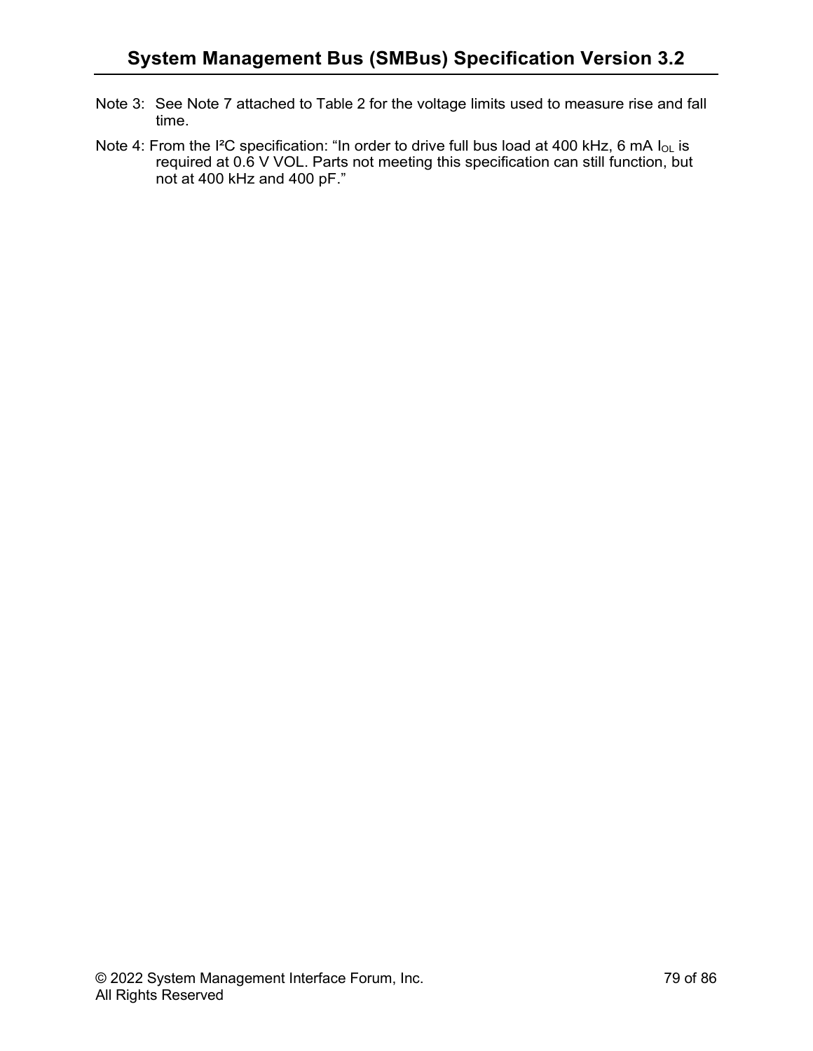Note 3: See Note 7 attached to Table 2 for the voltage limits used to measure rise and fall time.

Note 4: From the I²C specification: "In order to drive full bus load at 400 kHz, 6 mA $I_{OL}$ is required at 0.6 V VOL. Parts not meeting this specification can still function, but not at 400 kHz and 400 pF."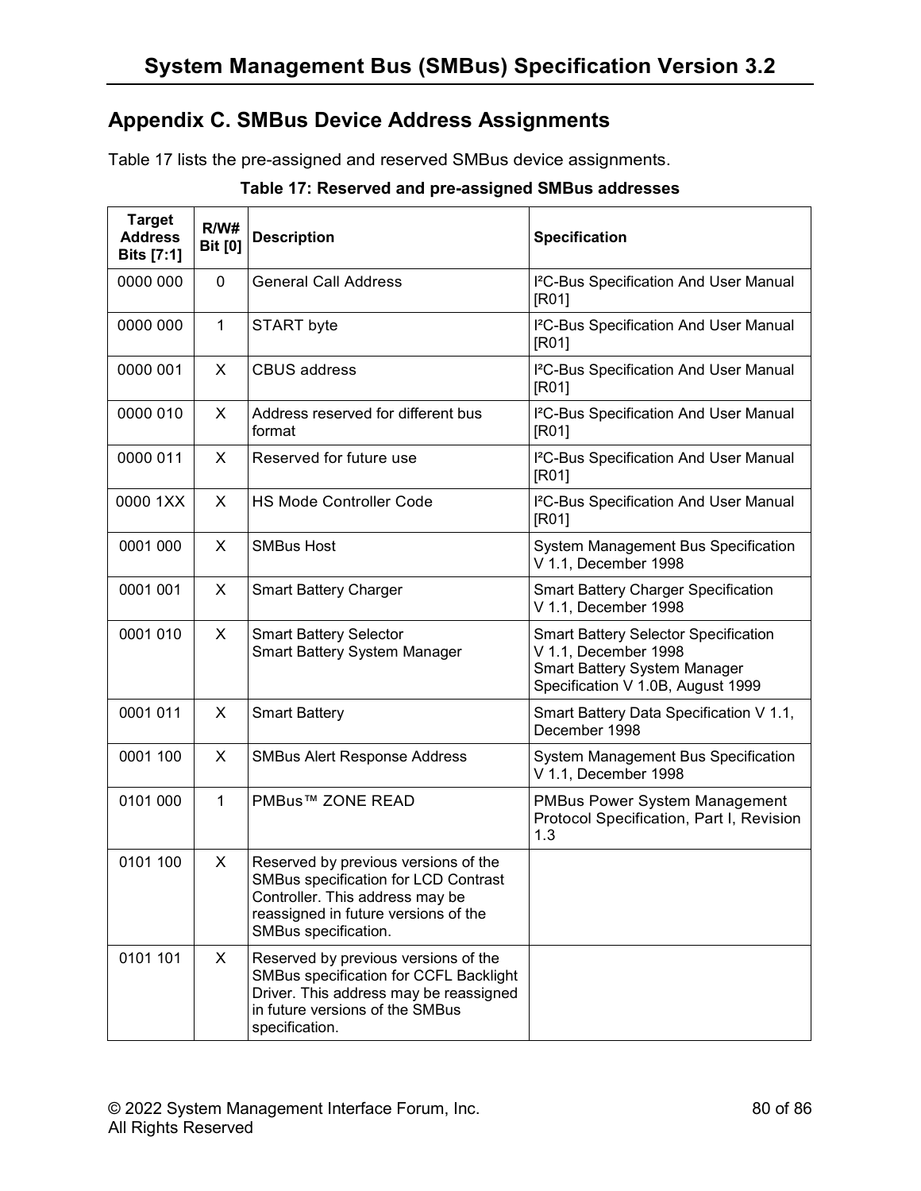# Appendix C. SMBus Device Address Assignments

Table 17 lists the pre-assigned and reserved SMBus device assignments.

**Table 17: Reserved and pre-assigned SMBus addresses**

| Target Address Bits [7:1] | R/W# Bit [0] | Description | Specification |
|---|---|---|---|
| 0000 000 | 0 | General Call Address | I²C-Bus Specification And User Manual [R01] |
| 0000 000 | 1 | START byte | I²C-Bus Specification And User Manual [R01] |
| 0000 001 | X | CBUS address | I²C-Bus Specification And User Manual [R01] |
| 0000 010 | X | Address reserved for different bus format | I²C-Bus Specification And User Manual [R01] |
| 0000 011 | X | Reserved for future use | I²C-Bus Specification And User Manual [R01] |
| 0000 1XX | X | HS Mode Controller Code | I²C-Bus Specification And User Manual [R01] |
| 0001 000 | X | SMBus Host | System Management Bus Specification V 1.1, December 1998 |
| 0001 001 | X | Smart Battery Charger | Smart Battery Charger Specification V 1.1, December 1998 |
| 0001 010 | X | Smart Battery Selector<br>Smart Battery System Manager | Smart Battery Selector Specification V 1.1, December 1998<br>Smart Battery System Manager Specification V 1.0B, August 1999 |
| 0001 011 | X | Smart Battery | Smart Battery Data Specification V 1.1, December 1998 |
| 0001 100 | X | SMBus Alert Response Address | System Management Bus Specification V 1.1, December 1998 |
| 0101 000 | 1 | PMBus™ ZONE READ | PMBus Power System Management Protocol Specification, Part I, Revision 1.3 |
| 0101 100 | X | Reserved by previous versions of the SMBus specification for LCD Contrast Controller. This address may be reassigned in future versions of the SMBus specification. | |
| 0101 101 | X | Reserved by previous versions of the SMBus specification for CCFL Backlight Driver. This address may be reassigned in future versions of the SMBus specification. | |

© 2022 System Management Interface Forum, Inc.
All Rights Reserved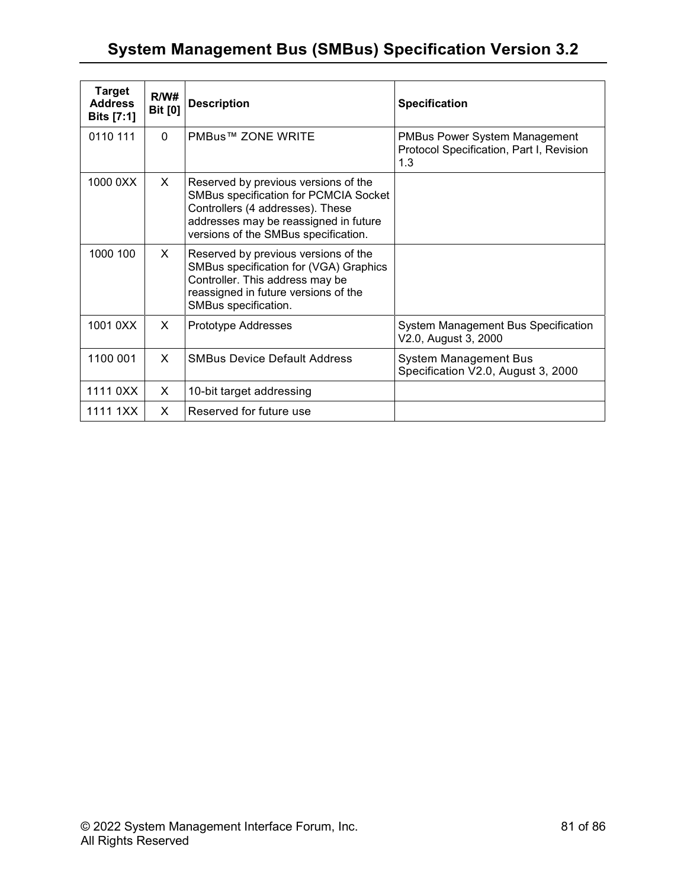| Target Address Bits [7:1] | R/W# Bit [0] | Description | Specification |
|---|---|---|---|
| 0110 111 | 0 | PMBus™ ZONE WRITE | PMBus Power System Management Protocol Specification, Part I, Revision 1.3 |
| 1000 0XX | X | Reserved by previous versions of the SMBus specification for PCMCIA Socket Controllers (4 addresses). These addresses may be reassigned in future versions of the SMBus specification. | |
| 1000 100 | X | Reserved by previous versions of the SMBus specification for (VGA) Graphics Controller. This address may be reassigned in future versions of the SMBus specification. | |
| 1001 0XX | X | Prototype Addresses | System Management Bus Specification V2.0, August 3, 2000 |
| 1100 001 | X | SMBus Device Default Address | System Management Bus Specification V2.0, August 3, 2000 |
| 1111 0XX | X | 10-bit target addressing | |
| 1111 1XX | X | Reserved for future use | |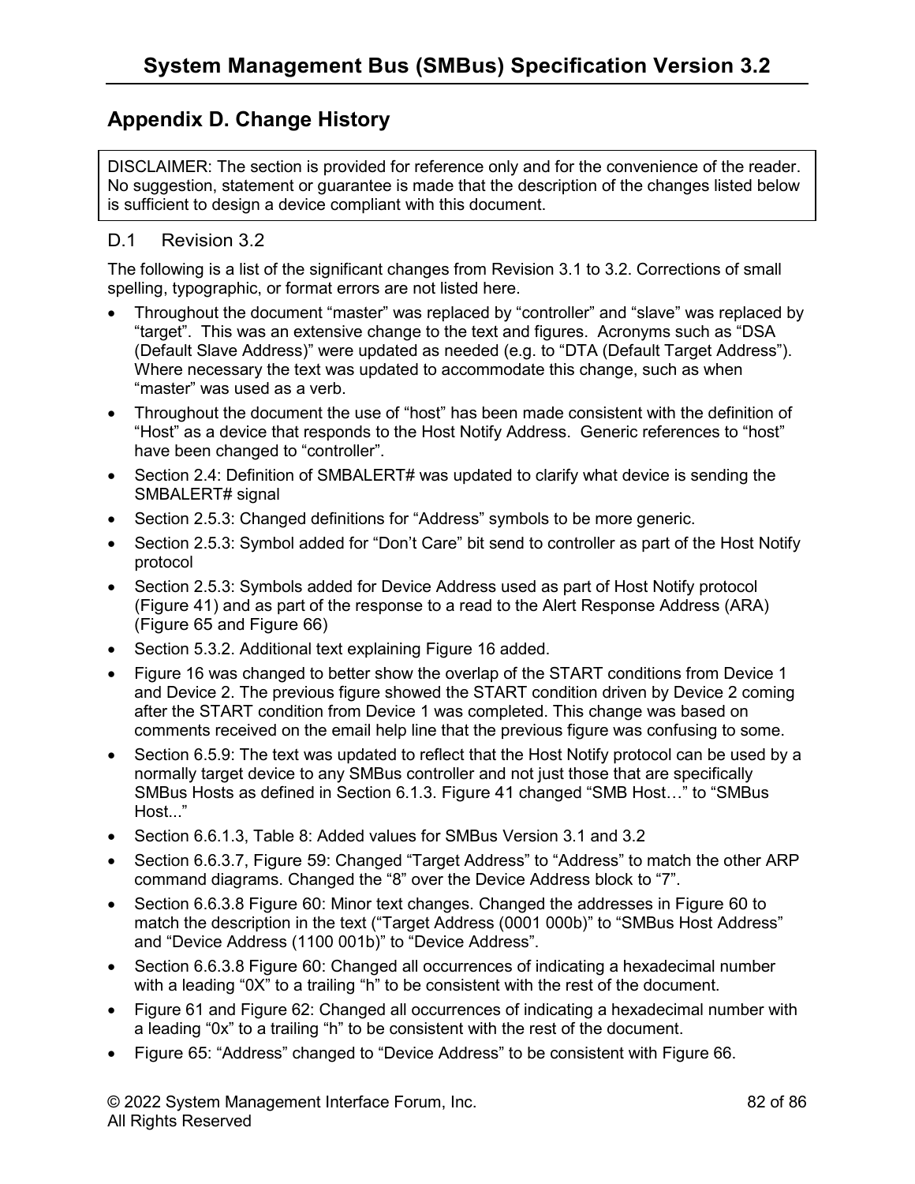# Appendix D. Change History

DISCLAIMER: The section is provided for reference only and for the convenience of the reader. No suggestion, statement or guarantee is made that the description of the changes listed below is sufficient to design a device compliant with this document.

## D.1 Revision 3.2

The following is a list of the significant changes from Revision 3.1 to 3.2. Corrections of small spelling, typographic, or format errors are not listed here.

- Throughout the document "master" was replaced by "controller" and "slave" was replaced by "target". This was an extensive change to the text and figures. Acronyms such as "DSA (Default Slave Address)" were updated as needed (e.g. to "DTA (Default Target Address"). Where necessary the text was updated to accommodate this change, such as when "master" was used as a verb.
- Throughout the document the use of "host" has been made consistent with the definition of "Host" as a device that responds to the Host Notify Address. Generic references to "host" have been changed to "controller".
- Section 2.4: Definition of SMBALERT# was updated to clarify what device is sending the SMBALERT# signal
- Section 2.5.3: Changed definitions for "Address" symbols to be more generic.
- Section 2.5.3: Symbol added for "Don't Care" bit send to controller as part of the Host Notify protocol
- Section 2.5.3: Symbols added for Device Address used as part of Host Notify protocol (Figure 41) and as part of the response to a read to the Alert Response Address (ARA) (Figure 65 and Figure 66)
- Section 5.3.2. Additional text explaining Figure 16 added.
- Figure 16 was changed to better show the overlap of the START conditions from Device 1 and Device 2. The previous figure showed the START condition driven by Device 2 coming after the START condition from Device 1 was completed. This change was based on comments received on the email help line that the previous figure was confusing to some.
- Section 6.5.9: The text was updated to reflect that the Host Notify protocol can be used by a normally target device to any SMBus controller and not just those that are specifically SMBus Hosts as defined in Section 6.1.3. Figure 41 changed "SMB Host…" to "SMBus Host..."
- Section 6.6.1.3, Table 8: Added values for SMBus Version 3.1 and 3.2
- Section 6.6.3.7, Figure 59: Changed "Target Address" to "Address" to match the other ARP command diagrams. Changed the "8" over the Device Address block to "7".
- Section 6.6.3.8 Figure 60: Minor text changes. Changed the addresses in Figure 60 to match the description in the text ("Target Address (0001 000b)" to "SMBus Host Address" and "Device Address (1100 001b)" to "Device Address".
- Section 6.6.3.8 Figure 60: Changed all occurrences of indicating a hexadecimal number with a leading "0X" to a trailing "h" to be consistent with the rest of the document.
- Figure 61 and Figure 62: Changed all occurrences of indicating a hexadecimal number with a leading "0x" to a trailing "h" to be consistent with the rest of the document.
- Figure 65: "Address" changed to "Device Address" to be consistent with Figure 66.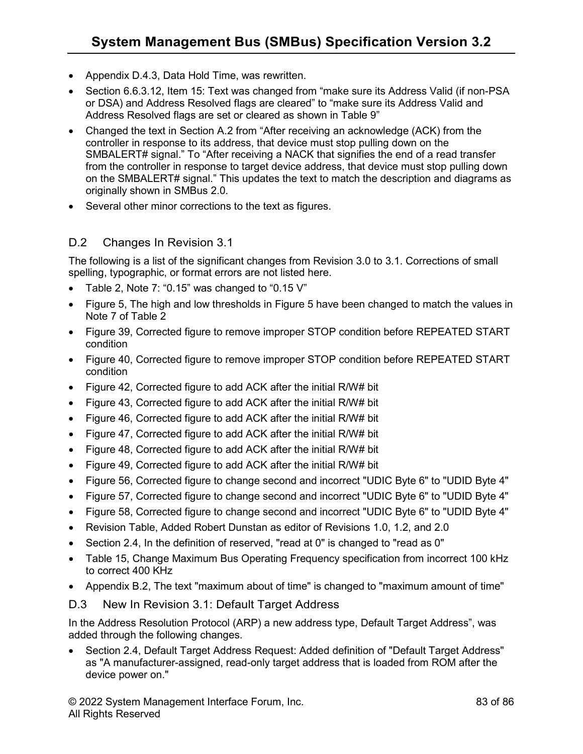- Appendix D.4.3, Data Hold Time, was rewritten.
- Section 6.6.3.12, Item 15: Text was changed from "make sure its Address Valid (if non-PSA or DSA) and Address Resolved flags are cleared" to "make sure its Address Valid and Address Resolved flags are set or cleared as shown in Table 9"
- Changed the text in Section A.2 from "After receiving an acknowledge (ACK) from the controller in response to its address, that device must stop pulling down on the SMBALERT# signal." To "After receiving a NACK that signifies the end of a read transfer from the controller in response to target device address, that device must stop pulling down on the SMBALERT# signal." This updates the text to match the description and diagrams as originally shown in SMBus 2.0.
- Several other minor corrections to the text as figures.

## D.2 Changes In Revision 3.1

The following is a list of the significant changes from Revision 3.0 to 3.1. Corrections of small spelling, typographic, or format errors are not listed here.

- Table 2, Note 7: "0.15" was changed to "0.15 V"
- Figure 5, The high and low thresholds in Figure 5 have been changed to match the values in Note 7 of Table 2
- Figure 39, Corrected figure to remove improper STOP condition before REPEATED START condition
- Figure 40, Corrected figure to remove improper STOP condition before REPEATED START condition
- Figure 42, Corrected figure to add ACK after the initial R/W# bit
- Figure 43, Corrected figure to add ACK after the initial R/W# bit
- Figure 46, Corrected figure to add ACK after the initial R/W# bit
- Figure 47, Corrected figure to add ACK after the initial R/W# bit
- Figure 48, Corrected figure to add ACK after the initial R/W# bit
- Figure 49, Corrected figure to add ACK after the initial R/W# bit
- Figure 56, Corrected figure to change second and incorrect "UDIC Byte 6" to "UDID Byte 4"
- Figure 57, Corrected figure to change second and incorrect "UDIC Byte 6" to "UDID Byte 4"
- Figure 58, Corrected figure to change second and incorrect "UDIC Byte 6" to "UDID Byte 4"
- Revision Table, Added Robert Dunstan as editor of Revisions 1.0, 1.2, and 2.0
- Section 2.4, In the definition of reserved, "read at 0" is changed to "read as 0"
- Table 15, Change Maximum Bus Operating Frequency specification from incorrect 100 kHz to correct 400 KHz
- Appendix B.2, The text "maximum about of time" is changed to "maximum amount of time"

## D.3 New In Revision 3.1: Default Target Address

In the Address Resolution Protocol (ARP) a new address type, Default Target Address", was added through the following changes.

- Section 2.4, Default Target Address Request: Added definition of "Default Target Address" as "A manufacturer-assigned, read-only target address that is loaded from ROM after the device power on."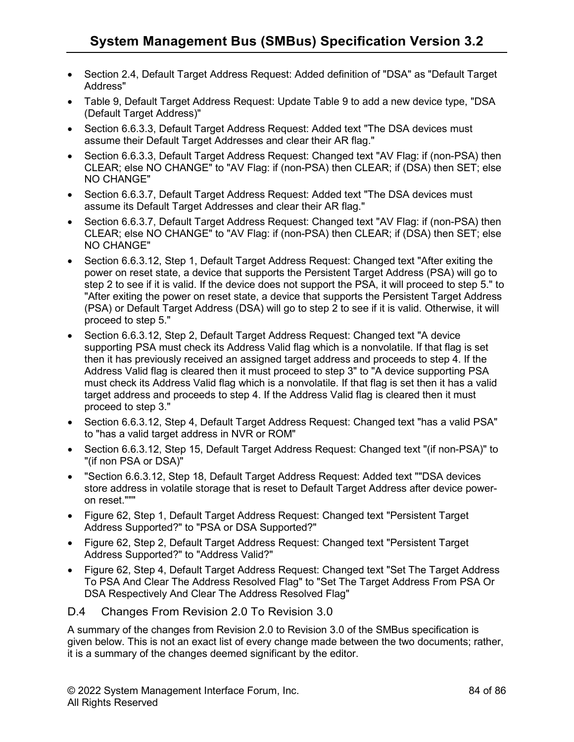- Section 2.4, Default Target Address Request: Added definition of "DSA" as "Default Target Address"
- Table 9, Default Target Address Request: Update Table 9 to add a new device type, "DSA (Default Target Address)"
- Section 6.6.3.3, Default Target Address Request: Added text "The DSA devices must assume their Default Target Addresses and clear their AR flag."
- Section 6.6.3.3, Default Target Address Request: Changed text "AV Flag: if (non-PSA) then CLEAR; else NO CHANGE" to "AV Flag: if (non-PSA) then CLEAR; if (DSA) then SET; else NO CHANGE"
- Section 6.6.3.7, Default Target Address Request: Added text "The DSA devices must assume its Default Target Addresses and clear their AR flag."
- Section 6.6.3.7, Default Target Address Request: Changed text "AV Flag: if (non-PSA) then CLEAR; else NO CHANGE" to "AV Flag: if (non-PSA) then CLEAR; if (DSA) then SET; else NO CHANGE"
- Section 6.6.3.12, Step 1, Default Target Address Request: Changed text "After exiting the power on reset state, a device that supports the Persistent Target Address (PSA) will go to step 2 to see if it is valid. If the device does not support the PSA, it will proceed to step 5." to "After exiting the power on reset state, a device that supports the Persistent Target Address (PSA) or Default Target Address (DSA) will go to step 2 to see if it is valid. Otherwise, it will proceed to step 5."
- Section 6.6.3.12, Step 2, Default Target Address Request: Changed text "A device supporting PSA must check its Address Valid flag which is a nonvolatile. If that flag is set then it has previously received an assigned target address and proceeds to step 4. If the Address Valid flag is cleared then it must proceed to step 3" to "A device supporting PSA must check its Address Valid flag which is a nonvolatile. If that flag is set then it has a valid target address and proceeds to step 4. If the Address Valid flag is cleared then it must proceed to step 3."
- Section 6.6.3.12, Step 4, Default Target Address Request: Changed text "has a valid PSA" to "has a valid target address in NVR or ROM"
- Section 6.6.3.12, Step 15, Default Target Address Request: Changed text "(if non-PSA)" to "(if non PSA or DSA)"
- "Section 6.6.3.12, Step 18, Default Target Address Request: Added text ""DSA devices store address in volatile storage that is reset to Default Target Address after device power-on reset."""
- Figure 62, Step 1, Default Target Address Request: Changed text "Persistent Target Address Supported?" to "PSA or DSA Supported?"
- Figure 62, Step 2, Default Target Address Request: Changed text "Persistent Target Address Supported?" to "Address Valid?"
- Figure 62, Step 4, Default Target Address Request: Changed text "Set The Target Address To PSA And Clear The Address Resolved Flag" to "Set The Target Address From PSA Or DSA Respectively And Clear The Address Resolved Flag"

## D.4 Changes From Revision 2.0 To Revision 3.0

A summary of the changes from Revision 2.0 to Revision 3.0 of the SMBus specification is given below. This is not an exact list of every change made between the two documents; rather, it is a summary of the changes deemed significant by the editor.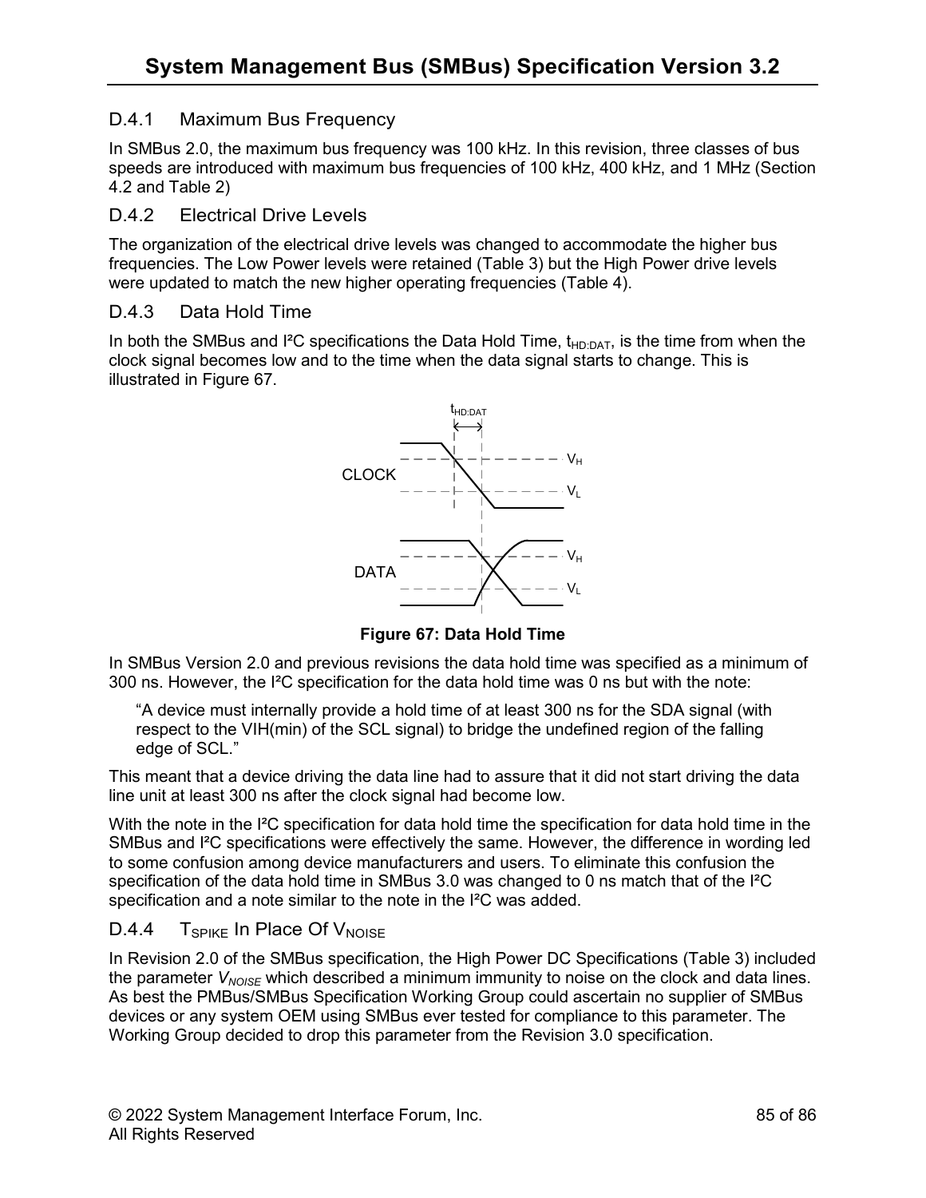### D.4.1 Maximum Bus Frequency

In SMBus 2.0, the maximum bus frequency was 100 kHz. In this revision, three classes of bus speeds are introduced with maximum bus frequencies of 100 kHz, 400 kHz, and 1 MHz (Section 4.2 and Table 2)

### D.4.2 Electrical Drive Levels

The organization of the electrical drive levels was changed to accommodate the higher bus frequencies. The Low Power levels were retained (Table 3) but the High Power drive levels were updated to match the new higher operating frequencies (Table 4).

### D.4.3 Data Hold Time

In both the SMBus and I²C specifications the Data Hold Time, $t_{HD:DAT}$, is the time from when the clock signal becomes low and to the time when the data signal starts to change. This is illustrated in Figure 67.

**Figure 67: Data Hold Time**

In SMBus Version 2.0 and previous revisions the data hold time was specified as a minimum of 300 ns. However, the I²C specification for the data hold time was 0 ns but with the note:

> "A device must internally provide a hold time of at least 300 ns for the SDA signal (with respect to the VIH(min) of the SCL signal) to bridge the undefined region of the falling edge of SCL."

This meant that a device driving the data line had to assure that it did not start driving the data line unit at least 300 ns after the clock signal had become low.

With the note in the I²C specification for data hold time the specification for data hold time in the SMBus and I²C specifications were effectively the same. However, the difference in wording led to some confusion among device manufacturers and users. To eliminate this confusion the specification of the data hold time in SMBus 3.0 was changed to 0 ns match that of the I²C specification and a note similar to the note in the I²C was added.

### D.4.4 $T_{SPIKE}$ In Place Of $V_{NOISE}$

In Revision 2.0 of the SMBus specification, the High Power DC Specifications (Table 3) included the parameter $V_{NOISE}$ which described a minimum immunity to noise on the clock and data lines. As best the PMBus/SMBus Specification Working Group could ascertain no supplier of SMBus devices or any system OEM using SMBus ever tested for compliance to this parameter. The Working Group decided to drop this parameter from the Revision 3.0 specification.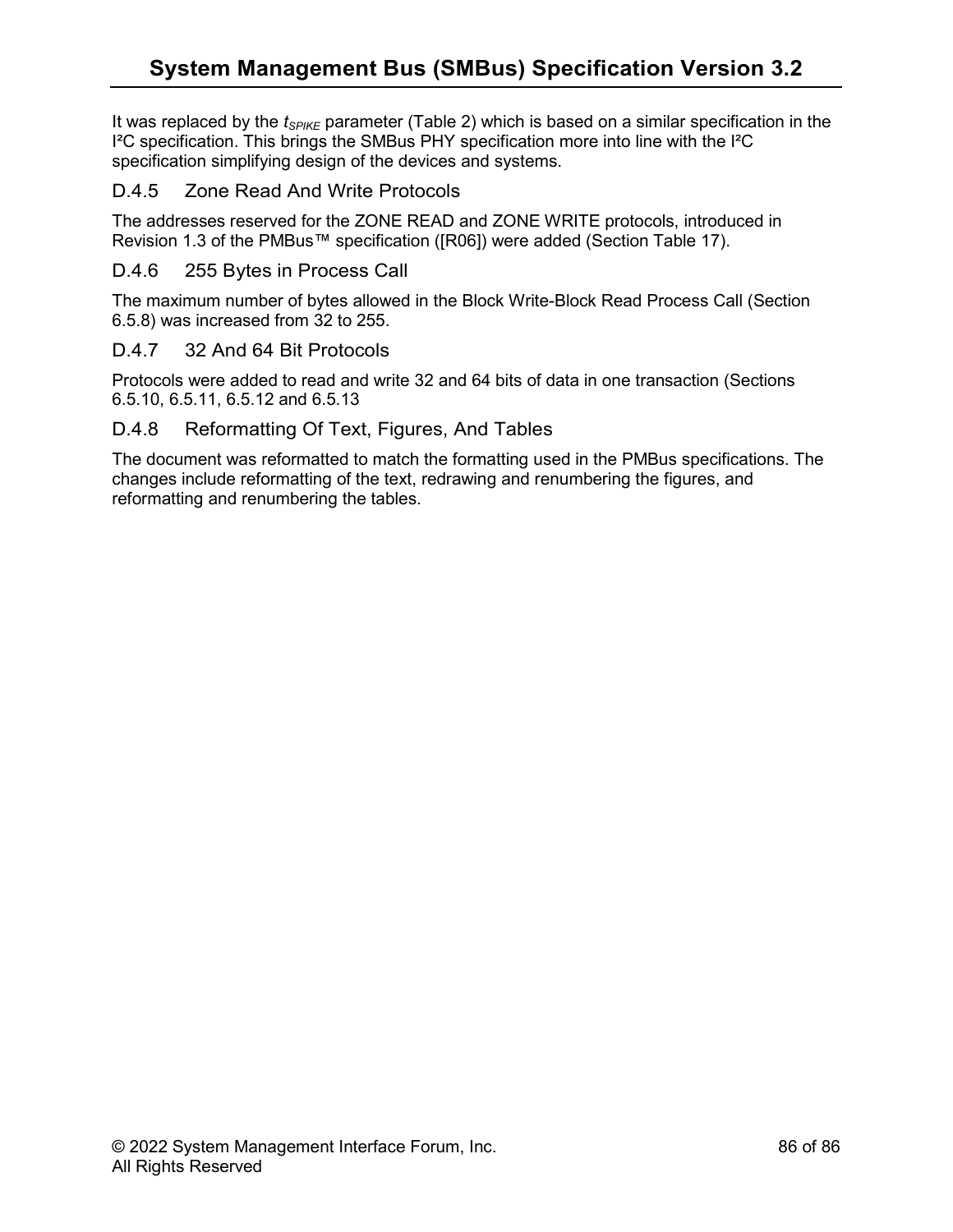It was replaced by the $t_{SPIKE}$ parameter (Table 2) which is based on a similar specification in the I²C specification. This brings the SMBus PHY specification more into line with the I²C specification simplifying design of the devices and systems.

### D.4.5 Zone Read And Write Protocols

The addresses reserved for the ZONE READ and ZONE WRITE protocols, introduced in Revision 1.3 of the PMBus™ specification ([R06]) were added (Section Table 17).

### D.4.6 255 Bytes in Process Call

The maximum number of bytes allowed in the Block Write-Block Read Process Call (Section 6.5.8) was increased from 32 to 255.

### D.4.7 32 And 64 Bit Protocols

Protocols were added to read and write 32 and 64 bits of data in one transaction (Sections 6.5.10, 6.5.11, 6.5.12 and 6.5.13

### D.4.8 Reformatting Of Text, Figures, And Tables

The document was reformatted to match the formatting used in the PMBus specifications. The changes include reformatting of the text, redrawing and renumbering the figures, and reformatting and renumbering the tables.